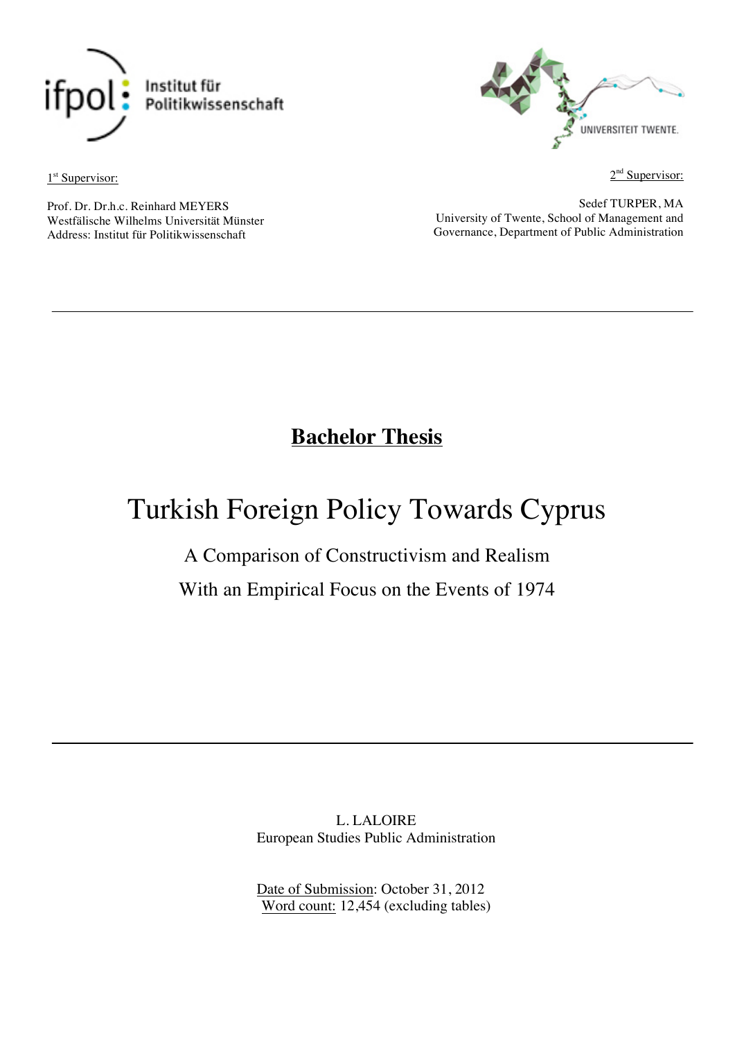ifpol Institut für Politikwissenschaft

UNIVERSITEIT TWENTE.

1st Supervisor:

Prof. Dr. Dr.h.c. Reinhard MEYERS
Westfälische Wilhelms Universität Münster
Address: Institut für Politikwissenschaft

2nd Supervisor:

Sedef TURPER, MA
University of Twente, School of Management and Governance, Department of Public Administration

---

**Bachelor Thesis**

# Turkish Foreign Policy Towards Cyprus

## A Comparison of Constructivism and Realism

## With an Empirical Focus on the Events of 1974

---

L. LALOIRE
European Studies Public Administration

Date of Submission: October 31, 2012
Word count: 12,454 (excluding tables)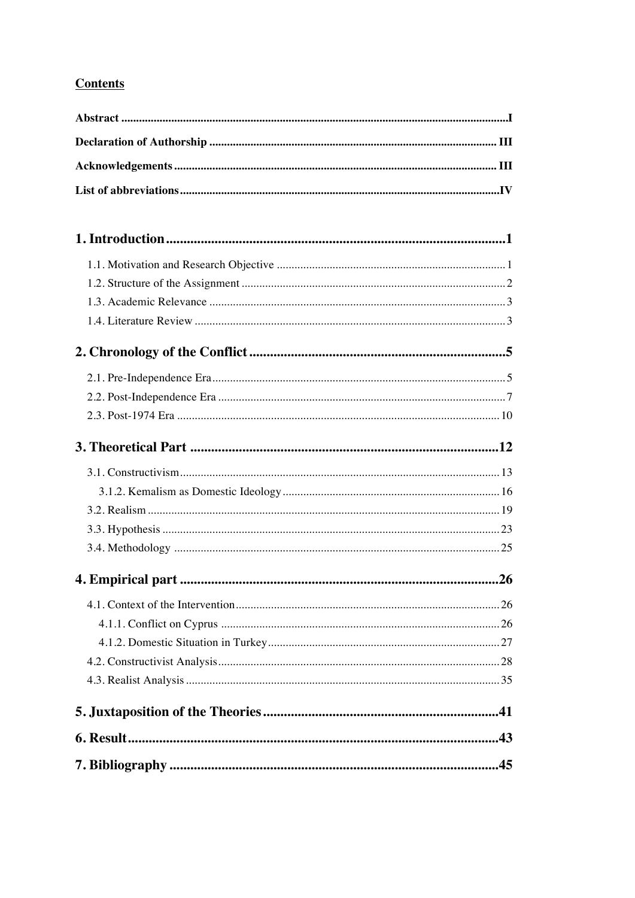## Contents

**Abstract** .......... I

**Declaration of Authorship** .......... III

**Acknowledgements** .......... III

**List of abbreviations** .......... IV

**1. Introduction** .......... 1

- 1.1. Motivation and Research Objective .......... 1
- 1.2. Structure of the Assignment .......... 2
- 1.3. Academic Relevance .......... 3
- 1.4. Literature Review .......... 3

**2. Chronology of the Conflict** .......... 5

- 2.1. Pre-Independence Era .......... 5
- 2.2. Post-Independence Era .......... 7
- 2.3. Post-1974 Era .......... 10

**3. Theoretical Part** .......... 12

- 3.1. Constructivism .......... 13
  - 3.1.2. Kemalism as Domestic Ideology .......... 16
- 3.2. Realism .......... 19
- 3.3. Hypothesis .......... 23
- 3.4. Methodology .......... 25

**4. Empirical part** .......... 26

- 4.1. Context of the Intervention .......... 26
  - 4.1.1. Conflict on Cyprus .......... 26
  - 4.1.2. Domestic Situation in Turkey .......... 27
- 4.2. Constructivist Analysis .......... 28
- 4.3. Realist Analysis .......... 35

**5. Juxtaposition of the Theories** .......... 41

**6. Result** .......... 43

**7. Bibliography** .......... 45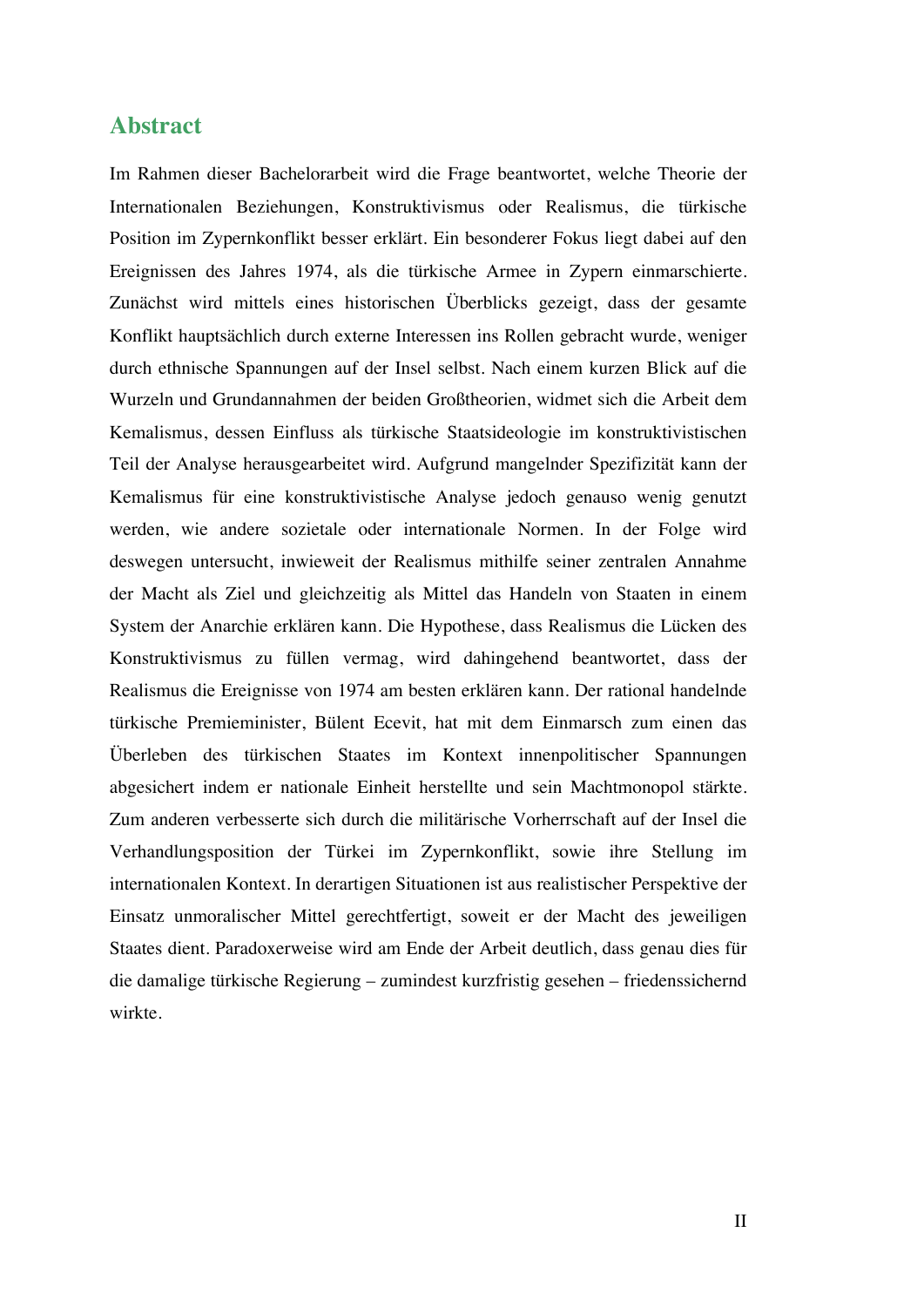## Abstract

Im Rahmen dieser Bachelorarbeit wird die Frage beantwortet, welche Theorie der Internationalen Beziehungen, Konstruktivismus oder Realismus, die türkische Position im Zypernkonflikt besser erklärt. Ein besonderer Fokus liegt dabei auf den Ereignissen des Jahres 1974, als die türkische Armee in Zypern einmarschierte. Zunächst wird mittels eines historischen Überblicks gezeigt, dass der gesamte Konflikt hauptsächlich durch externe Interessen ins Rollen gebracht wurde, weniger durch ethnische Spannungen auf der Insel selbst. Nach einem kurzen Blick auf die Wurzeln und Grundannahmen der beiden Großtheorien, widmet sich die Arbeit dem Kemalismus, dessen Einfluss als türkische Staatsideologie im konstruktivistischen Teil der Analyse herausgearbeitet wird. Aufgrund mangelnder Spezifizität kann der Kemalismus für eine konstruktivistische Analyse jedoch genauso wenig genutzt werden, wie andere sozietale oder internationale Normen. In der Folge wird deswegen untersucht, inwieweit der Realismus mithilfe seiner zentralen Annahme der Macht als Ziel und gleichzeitig als Mittel das Handeln von Staaten in einem System der Anarchie erklären kann. Die Hypothese, dass Realismus die Lücken des Konstruktivismus zu füllen vermag, wird dahingehend beantwortet, dass der Realismus die Ereignisse von 1974 am besten erklären kann. Der rational handelnde türkische Premieminister, Bülent Ecevit, hat mit dem Einmarsch zum einen das Überleben des türkischen Staates im Kontext innenpolitischer Spannungen abgesichert indem er nationale Einheit herstellte und sein Machtmonopol stärkte. Zum anderen verbesserte sich durch die militärische Vorherrschaft auf der Insel die Verhandlungsposition der Türkei im Zypernkonflikt, sowie ihre Stellung im internationalen Kontext. In derartigen Situationen ist aus realistischer Perspektive der Einsatz unmoralischer Mittel gerechtfertigt, soweit er der Macht des jeweiligen Staates dient. Paradoxerweise wird am Ende der Arbeit deutlich, dass genau dies für die damalige türkische Regierung – zumindest kurzfristig gesehen – friedenssichernd wirkte.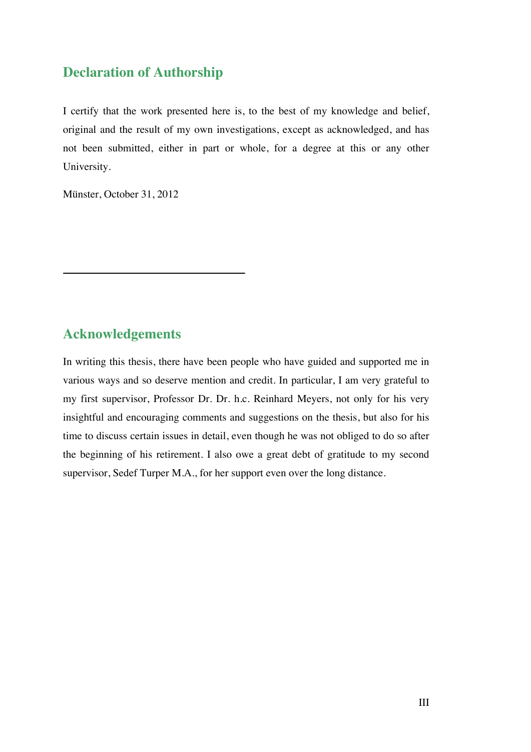## Declaration of Authorship

I certify that the work presented here is, to the best of my knowledge and belief, original and the result of my own investigations, except as acknowledged, and has not been submitted, either in part or whole, for a degree at this or any other University.

Münster, October 31, 2012

---

## Acknowledgements

In writing this thesis, there have been people who have guided and supported me in various ways and so deserve mention and credit. In particular, I am very grateful to my first supervisor, Professor Dr. Dr. h.c. Reinhard Meyers, not only for his very insightful and encouraging comments and suggestions on the thesis, but also for his time to discuss certain issues in detail, even though he was not obliged to do so after the beginning of his retirement. I also owe a great debt of gratitude to my second supervisor, Sedef Turper M.A., for her support even over the long distance.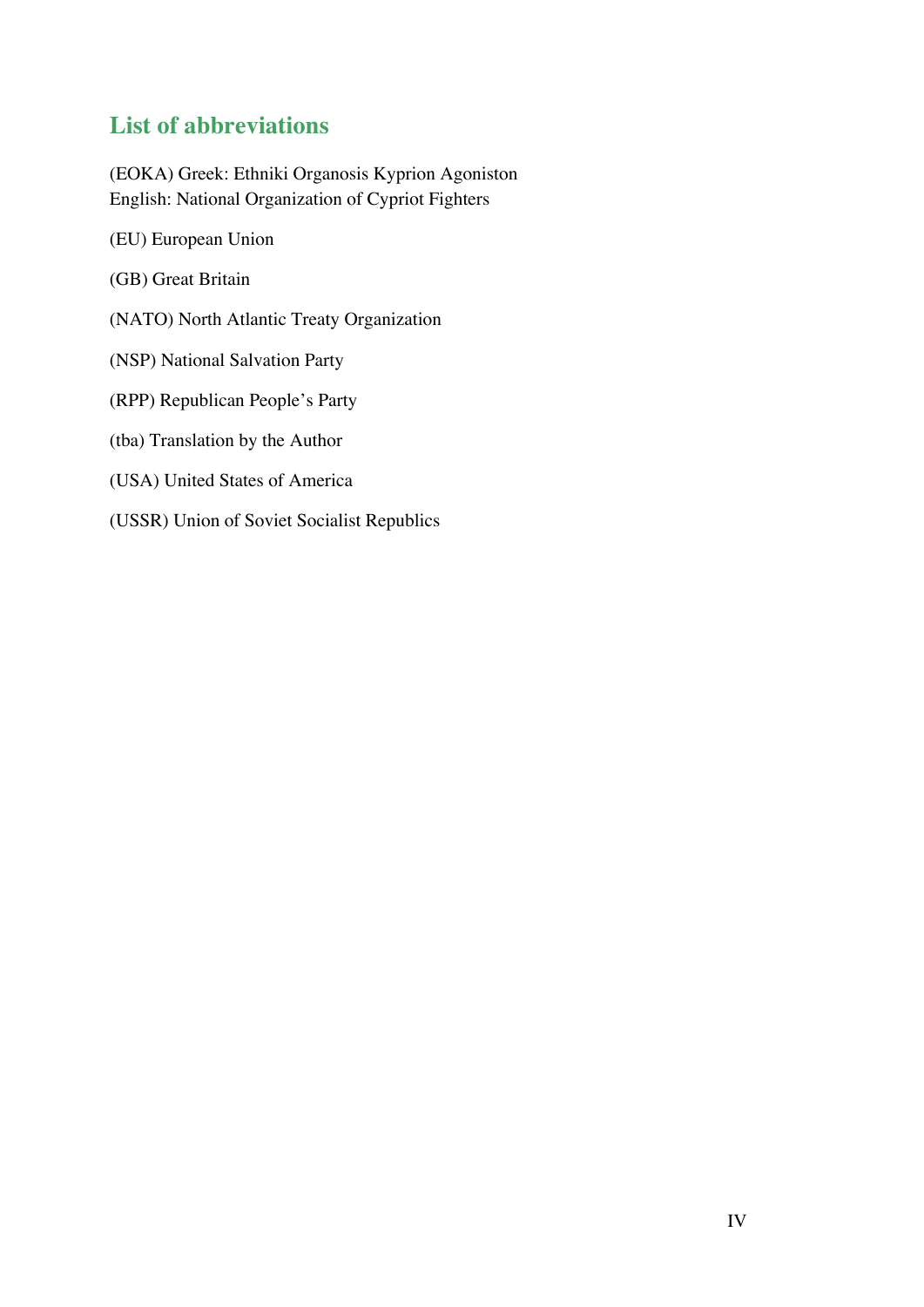## List of abbreviations

(EOKA) Greek: Ethniki Organosis Kyprion Agoniston
English: National Organization of Cypriot Fighters

(EU) European Union

(GB) Great Britain

(NATO) North Atlantic Treaty Organization

(NSP) National Salvation Party

(RPP) Republican People's Party

(tba) Translation by the Author

(USA) United States of America

(USSR) Union of Soviet Socialist Republics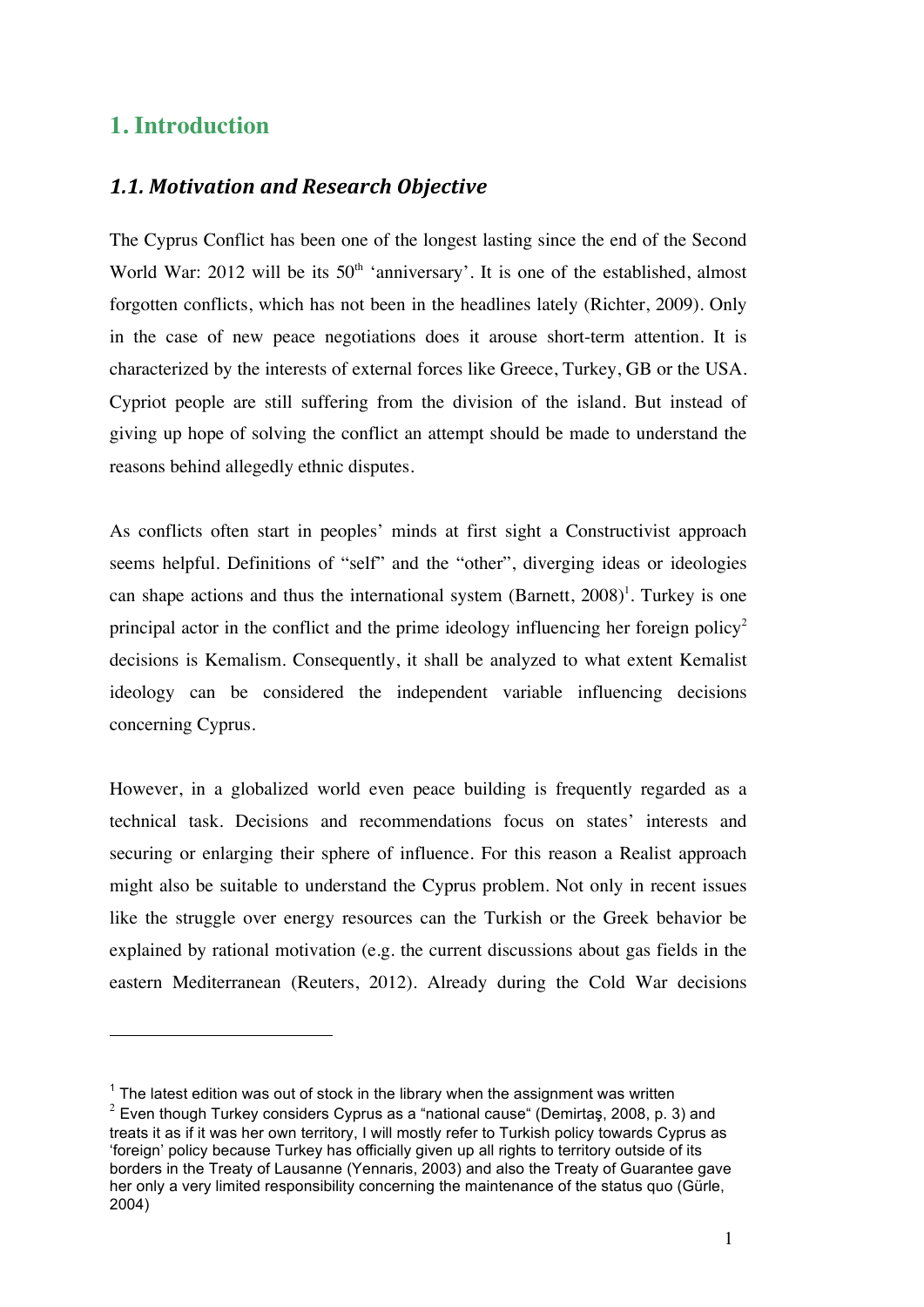# 1. Introduction

## *1.1. Motivation and Research Objective*

The Cyprus Conflict has been one of the longest lasting since the end of the Second World War: 2012 will be its 50$^{th}$ 'anniversary'. It is one of the established, almost forgotten conflicts, which has not been in the headlines lately (Richter, 2009). Only in the case of new peace negotiations does it arouse short-term attention. It is characterized by the interests of external forces like Greece, Turkey, GB or the USA. Cypriot people are still suffering from the division of the island. But instead of giving up hope of solving the conflict an attempt should be made to understand the reasons behind allegedly ethnic disputes.

As conflicts often start in peoples' minds at first sight a Constructivist approach seems helpful. Definitions of "self" and the "other", diverging ideas or ideologies can shape actions and thus the international system (Barnett, 2008)[1]. Turkey is one principal actor in the conflict and the prime ideology influencing her foreign policy[2] decisions is Kemalism. Consequently, it shall be analyzed to what extent Kemalist ideology can be considered the independent variable influencing decisions concerning Cyprus.

However, in a globalized world even peace building is frequently regarded as a technical task. Decisions and recommendations focus on states' interests and securing or enlarging their sphere of influence. For this reason a Realist approach might also be suitable to understand the Cyprus problem. Not only in recent issues like the struggle over energy resources can the Turkish or the Greek behavior be explained by rational motivation (e.g. the current discussions about gas fields in the eastern Mediterranean (Reuters, 2012). Already during the Cold War decisions

---

[1] The latest edition was out of stock in the library when the assignment was written

[2] Even though Turkey considers Cyprus as a "national cause" (Demirtaş, 2008, p. 3) and treats it as if it was her own territory, I will mostly refer to Turkish policy towards Cyprus as 'foreign' policy because Turkey has officially given up all rights to territory outside of its borders in the Treaty of Lausanne (Yennaris, 2003) and also the Treaty of Guarantee gave her only a very limited responsibility concerning the maintenance of the status quo (Gürle, 2004)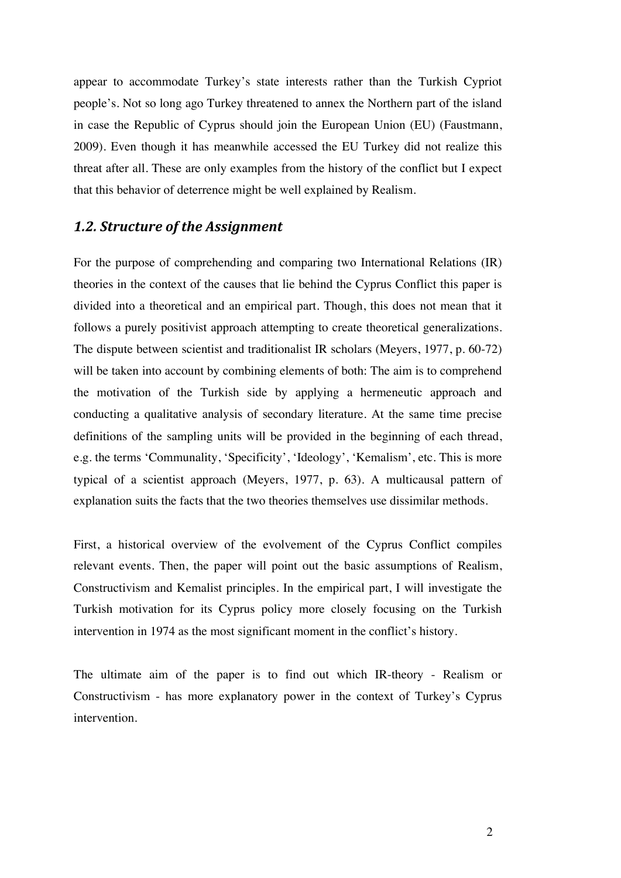appear to accommodate Turkey's state interests rather than the Turkish Cypriot people's. Not so long ago Turkey threatened to annex the Northern part of the island in case the Republic of Cyprus should join the European Union (EU) (Faustmann, 2009). Even though it has meanwhile accessed the EU Turkey did not realize this threat after all. These are only examples from the history of the conflict but I expect that this behavior of deterrence might be well explained by Realism.

## *1.2. Structure of the Assignment*

For the purpose of comprehending and comparing two International Relations (IR) theories in the context of the causes that lie behind the Cyprus Conflict this paper is divided into a theoretical and an empirical part. Though, this does not mean that it follows a purely positivist approach attempting to create theoretical generalizations. The dispute between scientist and traditionalist IR scholars (Meyers, 1977, p. 60-72) will be taken into account by combining elements of both: The aim is to comprehend the motivation of the Turkish side by applying a hermeneutic approach and conducting a qualitative analysis of secondary literature. At the same time precise definitions of the sampling units will be provided in the beginning of each thread, e.g. the terms 'Communality, 'Specificity', 'Ideology', 'Kemalism', etc. This is more typical of a scientist approach (Meyers, 1977, p. 63). A multicausal pattern of explanation suits the facts that the two theories themselves use dissimilar methods.

First, a historical overview of the evolvement of the Cyprus Conflict compiles relevant events. Then, the paper will point out the basic assumptions of Realism, Constructivism and Kemalist principles. In the empirical part, I will investigate the Turkish motivation for its Cyprus policy more closely focusing on the Turkish intervention in 1974 as the most significant moment in the conflict's history.

The ultimate aim of the paper is to find out which IR-theory - Realism or Constructivism - has more explanatory power in the context of Turkey's Cyprus intervention.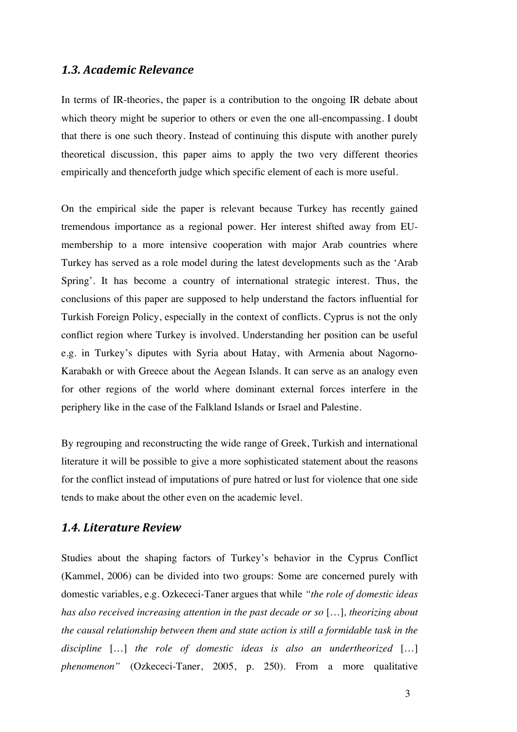### *1.3. Academic Relevance*

In terms of IR-theories, the paper is a contribution to the ongoing IR debate about which theory might be superior to others or even the one all-encompassing. I doubt that there is one such theory. Instead of continuing this dispute with another purely theoretical discussion, this paper aims to apply the two very different theories empirically and thenceforth judge which specific element of each is more useful.

On the empirical side the paper is relevant because Turkey has recently gained tremendous importance as a regional power. Her interest shifted away from EU-membership to a more intensive cooperation with major Arab countries where Turkey has served as a role model during the latest developments such as the 'Arab Spring'. It has become a country of international strategic interest. Thus, the conclusions of this paper are supposed to help understand the factors influential for Turkish Foreign Policy, especially in the context of conflicts. Cyprus is not the only conflict region where Turkey is involved. Understanding her position can be useful e.g. in Turkey's diputes with Syria about Hatay, with Armenia about Nagorno-Karabakh or with Greece about the Aegean Islands. It can serve as an analogy even for other regions of the world where dominant external forces interfere in the periphery like in the case of the Falkland Islands or Israel and Palestine.

By regrouping and reconstructing the wide range of Greek, Turkish and international literature it will be possible to give a more sophisticated statement about the reasons for the conflict instead of imputations of pure hatred or lust for violence that one side tends to make about the other even on the academic level.

### *1.4. Literature Review*

Studies about the shaping factors of Turkey's behavior in the Cyprus Conflict (Kammel, 2006) can be divided into two groups: Some are concerned purely with domestic variables, e.g. Ozkececi-Taner argues that while *"the role of domestic ideas has also received increasing attention in the past decade or so* […]*, theorizing about the causal relationship between them and state action is still a formidable task in the discipline* […] *the role of domestic ideas is also an undertheorized* […] *phenomenon"* (Ozkececi-Taner, 2005, p. 250). From a more qualitative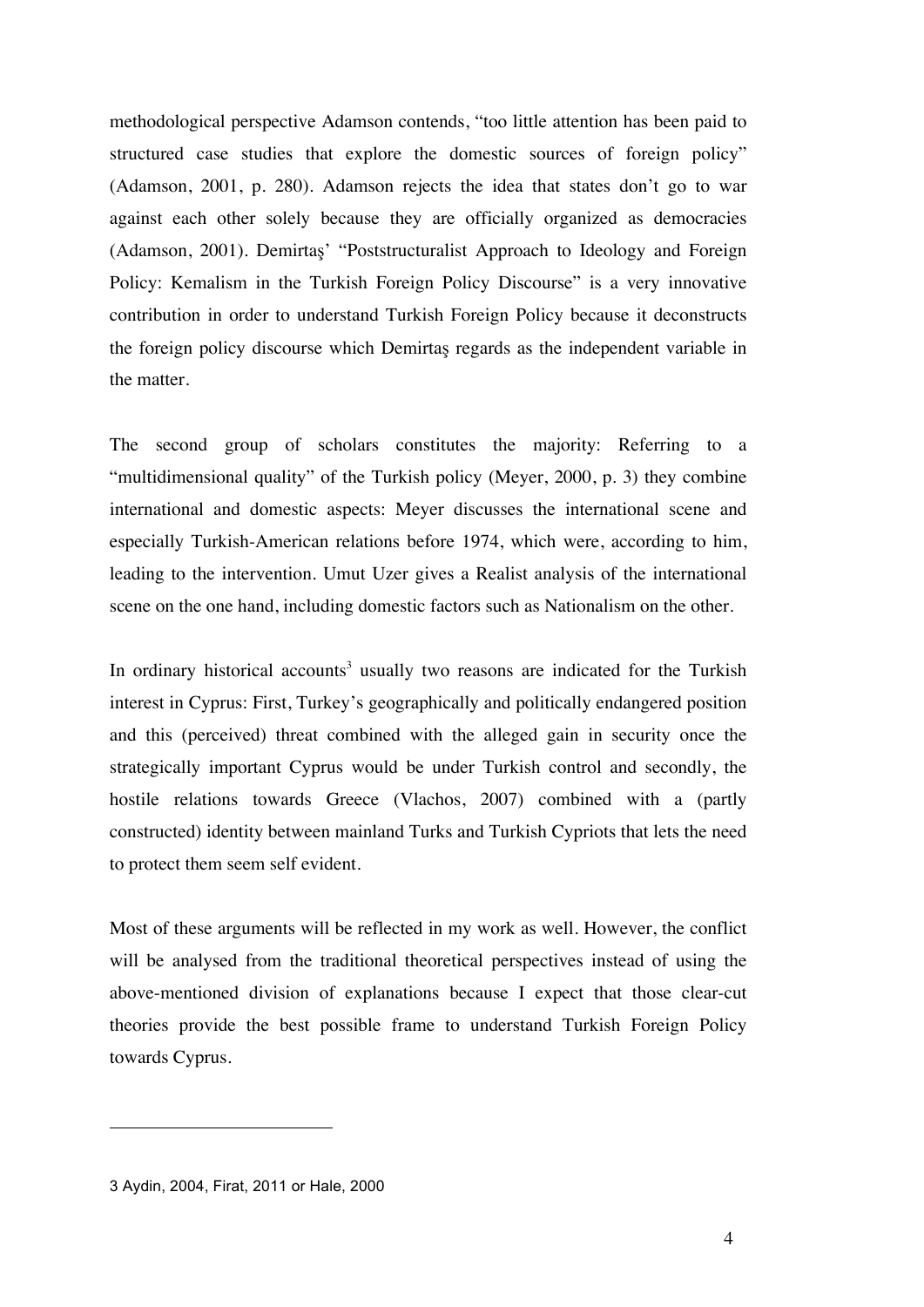methodological perspective Adamson contends, “too little attention has been paid to structured case studies that explore the domestic sources of foreign policy” (Adamson, 2001, p. 280). Adamson rejects the idea that states don’t go to war against each other solely because they are officially organized as democracies (Adamson, 2001). Demirtaş’ “Poststructuralist Approach to Ideology and Foreign Policy: Kemalism in the Turkish Foreign Policy Discourse” is a very innovative contribution in order to understand Turkish Foreign Policy because it deconstructs the foreign policy discourse which Demirtaş regards as the independent variable in the matter.

The second group of scholars constitutes the majority: Referring to a “multidimensional quality” of the Turkish policy (Meyer, 2000, p. 3) they combine international and domestic aspects: Meyer discusses the international scene and especially Turkish-American relations before 1974, which were, according to him, leading to the intervention. Umut Uzer gives a Realist analysis of the international scene on the one hand, including domestic factors such as Nationalism on the other.

In ordinary historical accounts[3] usually two reasons are indicated for the Turkish interest in Cyprus: First, Turkey’s geographically and politically endangered position and this (perceived) threat combined with the alleged gain in security once the strategically important Cyprus would be under Turkish control and secondly, the hostile relations towards Greece (Vlachos, 2007) combined with a (partly constructed) identity between mainland Turks and Turkish Cypriots that lets the need to protect them seem self evident.

Most of these arguments will be reflected in my work as well. However, the conflict will be analysed from the traditional theoretical perspectives instead of using the above-mentioned division of explanations because I expect that those clear-cut theories provide the best possible frame to understand Turkish Foreign Policy towards Cyprus.

---

3 Aydin, 2004, Firat, 2011 or Hale, 2000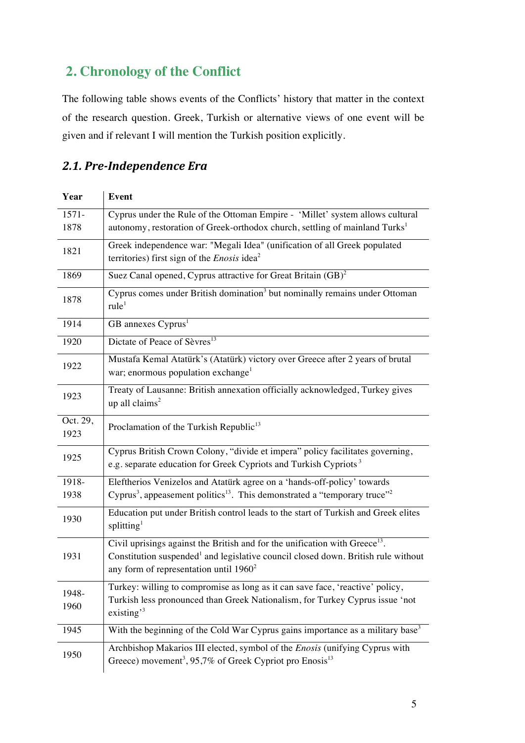## 2. Chronology of the Conflict

The following table shows events of the Conflicts' history that matter in the context of the research question. Greek, Turkish or alternative views of one event will be given and if relevant I will mention the Turkish position explicitly.

### *2.1. Pre-Independence Era*

| Year | Event |
|---|---|
| 1571-1878 | Cyprus under the Rule of the Ottoman Empire - 'Millet' system allows cultural autonomy, restoration of Greek-orthodox church, settling of mainland Turks[1] |
| 1821 | Greek independence war: "Megali Idea" (unification of all Greek populated territories) first sign of the *Enosis* idea[2] |
| 1869 | Suez Canal opened, Cyprus attractive for Great Britain (GB)[2] |
| 1878 | Cyprus comes under British domination[3] but nominally remains under Ottoman rule[1] |
| 1914 | GB annexes Cyprus[1] |
| 1920 | Dictate of Peace of Sèvres[13] |
| 1922 | Mustafa Kemal Atatürk's (Atatürk) victory over Greece after 2 years of brutal war; enormous population exchange[1] |
| 1923 | Treaty of Lausanne: British annexation officially acknowledged, Turkey gives up all claims[2] |
| Oct. 29, 1923 | Proclamation of the Turkish Republic[13] |
| 1925 | Cyprus British Crown Colony, "divide et impera" policy facilitates governing, e.g. separate education for Greek Cypriots and Turkish Cypriots [3] |
| 1918-1938 | Eleftherios Venizelos and Atatürk agree on a 'hands-off-policy' towards Cyprus[3], appeasement politics[13]. This demonstrated a "temporary truce"[2] |
| 1930 | Education put under British control leads to the start of Turkish and Greek elites splitting[1] |
| 1931 | Civil uprisings against the British and for the unification with Greece[13]. Constitution suspended[1] and legislative council closed down. British rule without any form of representation until 1960[2] |
| 1948-1960 | Turkey: willing to compromise as long as it can save face, 'reactive' policy, Turkish less pronounced than Greek Nationalism, for Turkey Cyprus issue 'not existing'[3] |
| 1945 | With the beginning of the Cold War Cyprus gains importance as a military base[3] |
| 1950 | Archbishop Makarios III elected, symbol of the *Enosis* (unifying Cyprus with Greece) movement[3], 95,7% of Greek Cypriot pro Enosis[13] |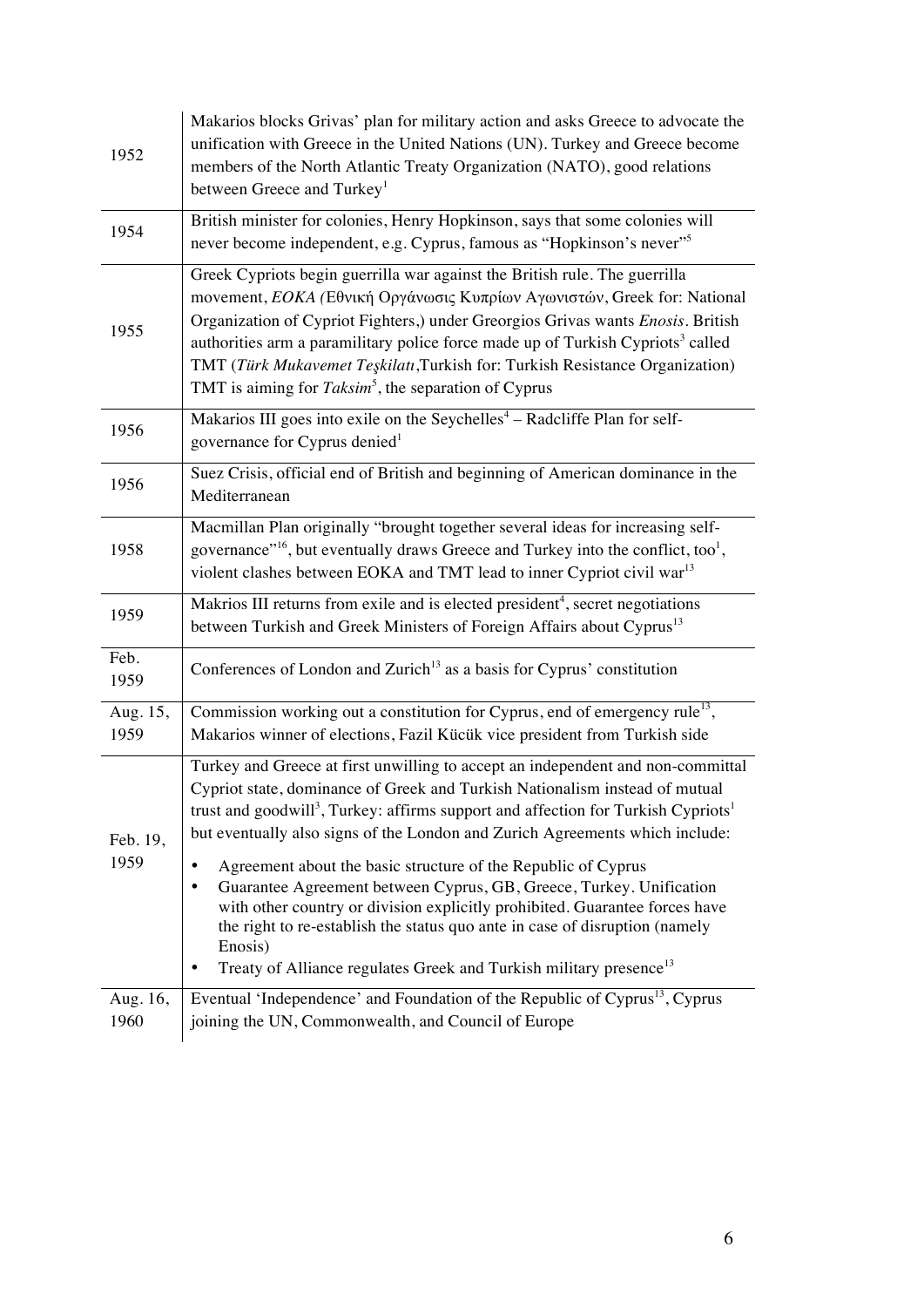| | |
|---|---|
| 1952 | Makarios blocks Grivas' plan for military action and asks Greece to advocate the unification with Greece in the United Nations (UN). Turkey and Greece become members of the North Atlantic Treaty Organization (NATO), good relations between Greece and Turkey[1] |
| 1954 | British minister for colonies, Henry Hopkinson, says that some colonies will never become independent, e.g. Cyprus, famous as "Hopkinson's never"[5] |
| 1955 | Greek Cypriots begin guerrilla war against the British rule. The guerrilla movement, *EOKA (*Εθνική Οργάνωσις Κυπρίων Αγωνιστών, Greek for: National Organization of Cypriot Fighters,) under Greorgios Grivas wants *Enosis*. British authorities arm a paramilitary police force made up of Turkish Cypriots[3] called TMT (*Türk Mukavemet Teşkilatı*,Turkish for: Turkish Resistance Organization) TMT is aiming for *Taksim*[5], the separation of Cyprus |
| 1956 | Makarios III goes into exile on the Seychelles[4] – Radcliffe Plan for self-governance for Cyprus denied[1] |
| 1956 | Suez Crisis, official end of British and beginning of American dominance in the Mediterranean |
| 1958 | Macmillan Plan originally "brought together several ideas for increasing self-governance"[16], but eventually draws Greece and Turkey into the conflict, too[1], violent clashes between EOKA and TMT lead to inner Cypriot civil war[13] |
| 1959 | Makrios III returns from exile and is elected president[4], secret negotiations between Turkish and Greek Ministers of Foreign Affairs about Cyprus[13] |
| Feb. 1959 | Conferences of London and Zurich[13] as a basis for Cyprus' constitution |
| Aug. 15, 1959 | Commission working out a constitution for Cyprus, end of emergency rule[13], Makarios winner of elections, Fazil Kücük vice president from Turkish side |
| Feb. 19, 1959 | Turkey and Greece at first unwilling to accept an independent and non-committal Cypriot state, dominance of Greek and Turkish Nationalism instead of mutual trust and goodwill[3], Turkey: affirms support and affection for Turkish Cypriots[1] but eventually also signs of the London and Zurich Agreements which include: <br>• Agreement about the basic structure of the Republic of Cyprus <br>• Guarantee Agreement between Cyprus, GB, Greece, Turkey. Unification with other country or division explicitly prohibited. Guarantee forces have the right to re-establish the status quo ante in case of disruption (namely Enosis) <br>• Treaty of Alliance regulates Greek and Turkish military presence[13] |
| Aug. 16, 1960 | Eventual 'Independence' and Foundation of the Republic of Cyprus[13], Cyprus joining the UN, Commonwealth, and Council of Europe |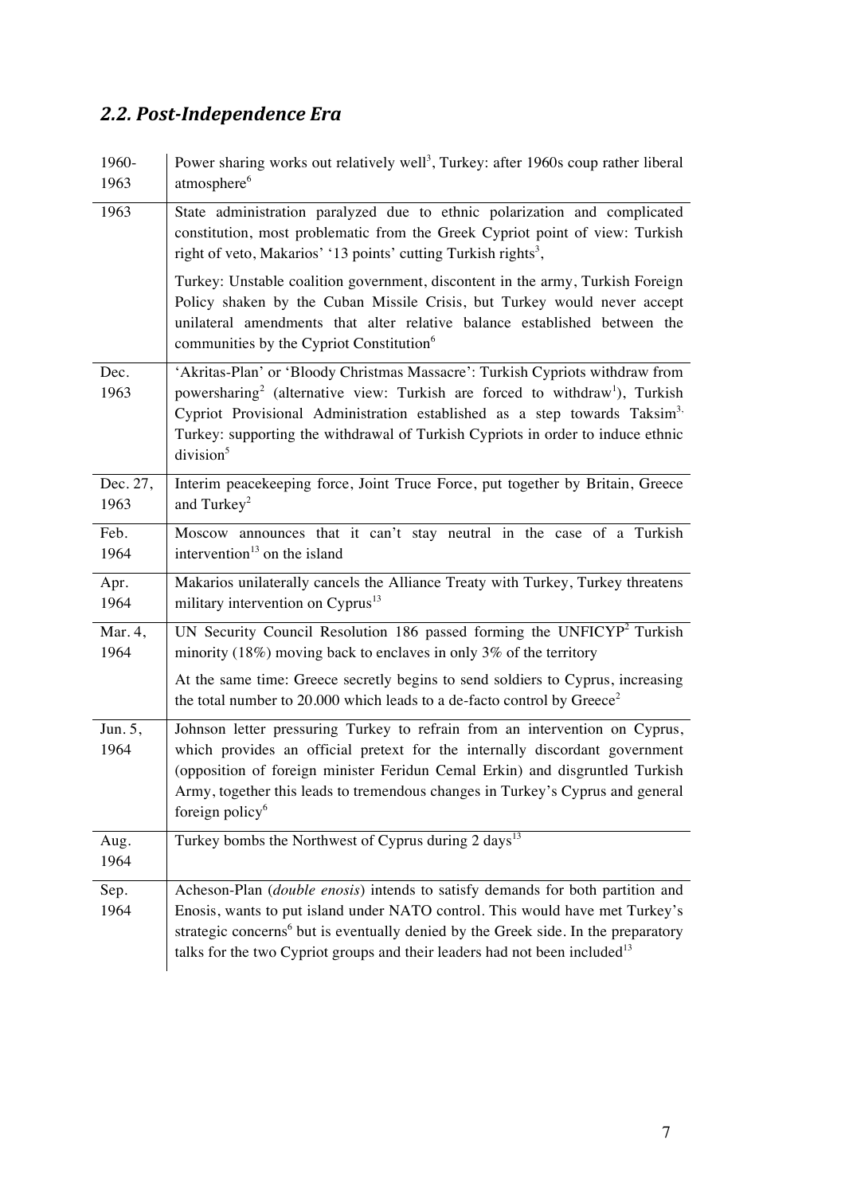## *2.2. Post-Independence Era*

| Date | Event |
| --- | --- |
| 1960-1963 | Power sharing works out relatively well[3], Turkey: after 1960s coup rather liberal atmosphere[6] |
| 1963 | State administration paralyzed due to ethnic polarization and complicated constitution, most problematic from the Greek Cypriot point of view: Turkish right of veto, Makarios' '13 points' cutting Turkish rights[3], <br><br> Turkey: Unstable coalition government, discontent in the army, Turkish Foreign Policy shaken by the Cuban Missile Crisis, but Turkey would never accept unilateral amendments that alter relative balance established between the communities by the Cypriot Constitution[6] |
| Dec. 1963 | 'Akritas-Plan' or 'Bloody Christmas Massacre': Turkish Cypriots withdraw from powersharing[2] (alternative view: Turkish are forced to withdraw[1]), Turkish Cypriot Provisional Administration established as a step towards Taksim[3,] Turkey: supporting the withdrawal of Turkish Cypriots in order to induce ethnic division[5] |
| Dec. 27, 1963 | Interim peacekeeping force, Joint Truce Force, put together by Britain, Greece and Turkey[2] |
| Feb. 1964 | Moscow announces that it can't stay neutral in the case of a Turkish intervention[13] on the island |
| Apr. 1964 | Makarios unilaterally cancels the Alliance Treaty with Turkey, Turkey threatens military intervention on Cyprus[13] |
| Mar. 4, 1964 | UN Security Council Resolution 186 passed forming the UNFICYP[2] Turkish minority (18%) moving back to enclaves in only 3% of the territory <br><br> At the same time: Greece secretly begins to send soldiers to Cyprus, increasing the total number to 20.000 which leads to a de-facto control by Greece[2] |
| Jun. 5, 1964 | Johnson letter pressuring Turkey to refrain from an intervention on Cyprus, which provides an official pretext for the internally discordant government (opposition of foreign minister Feridun Cemal Erkin) and disgruntled Turkish Army, together this leads to tremendous changes in Turkey's Cyprus and general foreign policy[6] |
| Aug. 1964 | Turkey bombs the Northwest of Cyprus during 2 days[13] |
| Sep. 1964 | Acheson-Plan (*double enosis*) intends to satisfy demands for both partition and Enosis, wants to put island under NATO control. This would have met Turkey's strategic concerns[6] but is eventually denied by the Greek side. In the preparatory talks for the two Cypriot groups and their leaders had not been included[13] |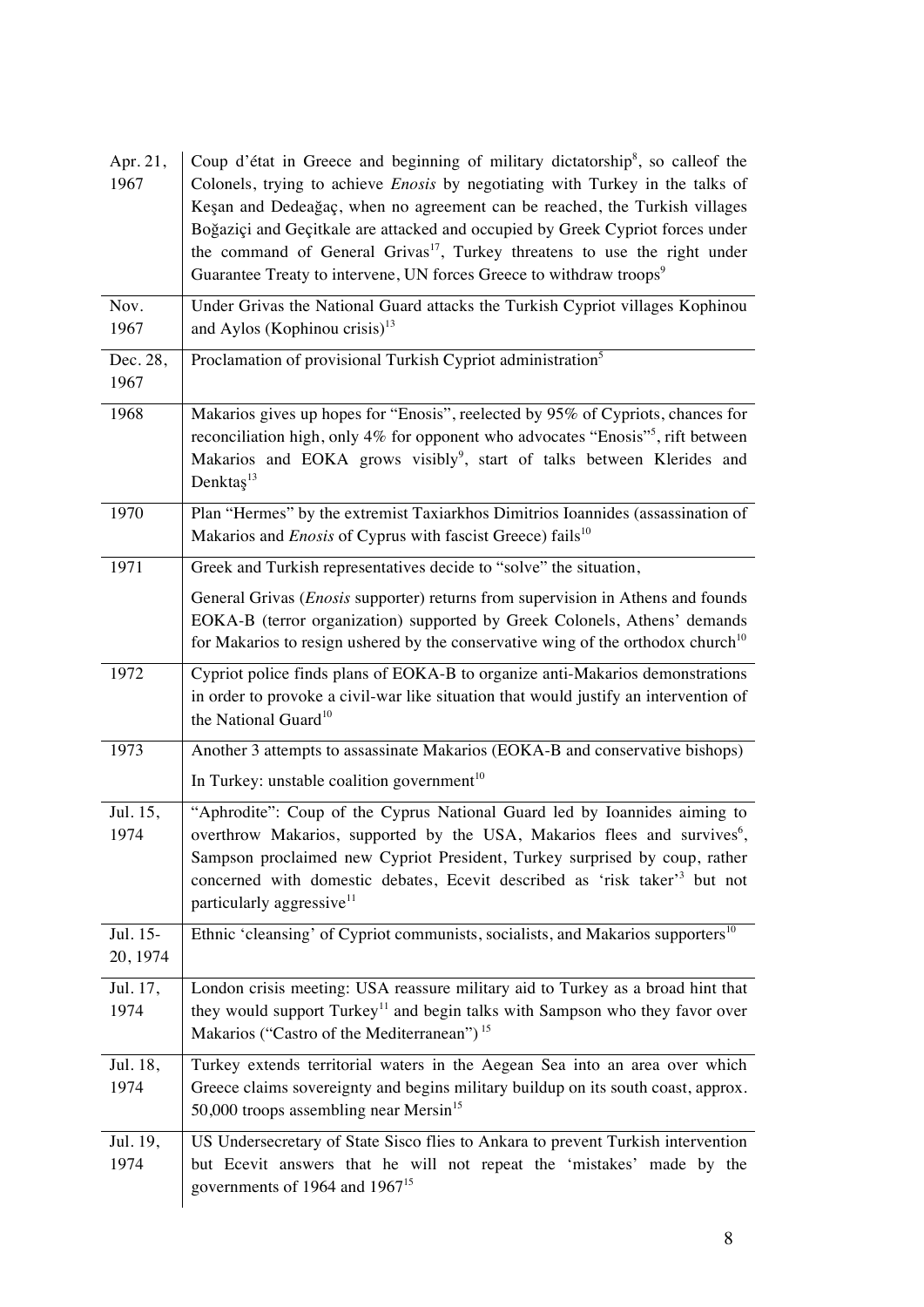| | |
|---|---|
| Apr. 21, 1967 | Coup d'état in Greece and beginning of military dictatorship[8], so calleof the Colonels, trying to achieve *Enosis* by negotiating with Turkey in the talks of Keşan and Dedeağaç, when no agreement can be reached, the Turkish villages Boğaziçi and Geçitkale are attacked and occupied by Greek Cypriot forces under the command of General Grivas[17], Turkey threatens to use the right under Guarantee Treaty to intervene, UN forces Greece to withdraw troops[9] |
| Nov. 1967 | Under Grivas the National Guard attacks the Turkish Cypriot villages Kophinou and Aylos (Kophinou crisis)[13] |
| Dec. 28, 1967 | Proclamation of provisional Turkish Cypriot administration[5] |
| 1968 | Makarios gives up hopes for "Enosis", reelected by 95% of Cypriots, chances for reconciliation high, only 4% for opponent who advocates "Enosis"[5], rift between Makarios and EOKA grows visibly[9], start of talks between Klerides and Denktaş[13] |
| 1970 | Plan "Hermes" by the extremist Taxiarkhos Dimitrios Ioannides (assassination of Makarios and *Enosis* of Cyprus with fascist Greece) fails[10] |
| 1971 | Greek and Turkish representatives decide to "solve" the situation,<br><br>General Grivas (*Enosis* supporter) returns from supervision in Athens and founds EOKA-B (terror organization) supported by Greek Colonels, Athens' demands for Makarios to resign ushered by the conservative wing of the orthodox church[10] |
| 1972 | Cypriot police finds plans of EOKA-B to organize anti-Makarios demonstrations in order to provoke a civil-war like situation that would justify an intervention of the National Guard[10] |
| 1973 | Another 3 attempts to assassinate Makarios (EOKA-B and conservative bishops)<br><br>In Turkey: unstable coalition government[10] |
| Jul. 15, 1974 | "Aphrodite": Coup of the Cyprus National Guard led by Ioannides aiming to overthrow Makarios, supported by the USA, Makarios flees and survives[6], Sampson proclaimed new Cypriot President, Turkey surprised by coup, rather concerned with domestic debates, Ecevit described as 'risk taker'[3] but not particularly aggressive[11] |
| Jul. 15-20, 1974 | Ethnic 'cleansing' of Cypriot communists, socialists, and Makarios supporters[10] |
| Jul. 17, 1974 | London crisis meeting: USA reassure military aid to Turkey as a broad hint that they would support Turkey[11] and begin talks with Sampson who they favor over Makarios ("Castro of the Mediterranean")[15] |
| Jul. 18, 1974 | Turkey extends territorial waters in the Aegean Sea into an area over which Greece claims sovereignty and begins military buildup on its south coast, approx. 50,000 troops assembling near Mersin[15] |
| Jul. 19, 1974 | US Undersecretary of State Sisco flies to Ankara to prevent Turkish intervention but Ecevit answers that he will not repeat the 'mistakes' made by the governments of 1964 and 1967[15] |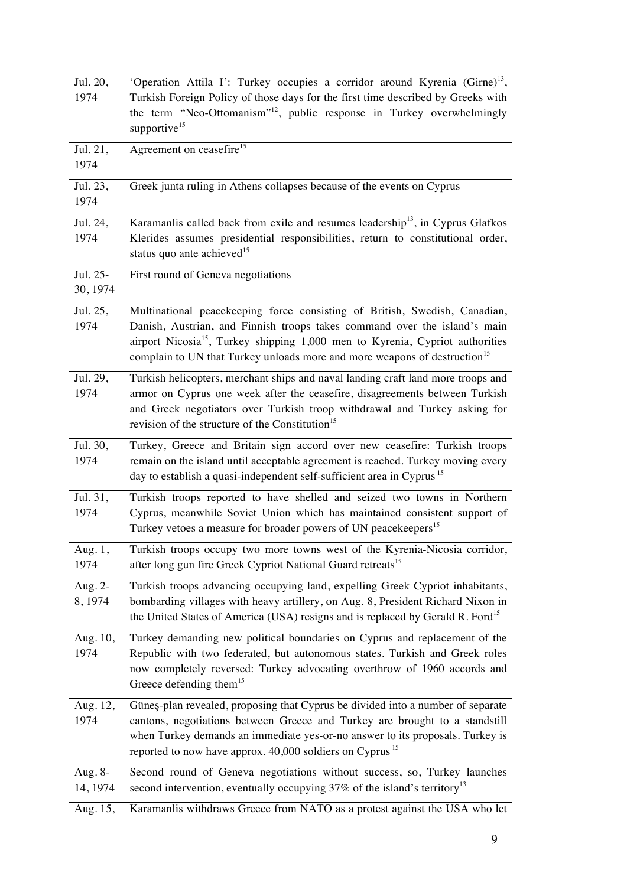| | |
|---|---|
| Jul. 20, 1974 | 'Operation Attila I': Turkey occupies a corridor around Kyrenia (Girne)[13], Turkish Foreign Policy of those days for the first time described by Greeks with the term "Neo-Ottomanism"[12], public response in Turkey overwhelmingly supportive[15] |
| Jul. 21, 1974 | Agreement on ceasefire[15] |
| Jul. 23, 1974 | Greek junta ruling in Athens collapses because of the events on Cyprus |
| Jul. 24, 1974 | Karamanlis called back from exile and resumes leadership[13], in Cyprus Glafkos Klerides assumes presidential responsibilities, return to constitutional order, status quo ante achieved[15] |
| Jul. 25-30, 1974 | First round of Geneva negotiations |
| Jul. 25, 1974 | Multinational peacekeeping force consisting of British, Swedish, Canadian, Danish, Austrian, and Finnish troops takes command over the island's main airport Nicosia[15], Turkey shipping 1,000 men to Kyrenia, Cypriot authorities complain to UN that Turkey unloads more and more weapons of destruction[15] |
| Jul. 29, 1974 | Turkish helicopters, merchant ships and naval landing craft land more troops and armor on Cyprus one week after the ceasefire, disagreements between Turkish and Greek negotiators over Turkish troop withdrawal and Turkey asking for revision of the structure of the Constitution[15] |
| Jul. 30, 1974 | Turkey, Greece and Britain sign accord over new ceasefire: Turkish troops remain on the island until acceptable agreement is reached. Turkey moving every day to establish a quasi-independent self-sufficient area in Cyprus [15] |
| Jul. 31, 1974 | Turkish troops reported to have shelled and seized two towns in Northern Cyprus, meanwhile Soviet Union which has maintained consistent support of Turkey vetoes a measure for broader powers of UN peacekeepers[15] |
| Aug. 1, 1974 | Turkish troops occupy two more towns west of the Kyrenia-Nicosia corridor, after long gun fire Greek Cypriot National Guard retreats[15] |
| Aug. 2-8, 1974 | Turkish troops advancing occupying land, expelling Greek Cypriot inhabitants, bombarding villages with heavy artillery, on Aug. 8, President Richard Nixon in the United States of America (USA) resigns and is replaced by Gerald R. Ford[15] |
| Aug. 10, 1974 | Turkey demanding new political boundaries on Cyprus and replacement of the Republic with two federated, but autonomous states. Turkish and Greek roles now completely reversed: Turkey advocating overthrow of 1960 accords and Greece defending them[15] |
| Aug. 12, 1974 | Güneş-plan revealed, proposing that Cyprus be divided into a number of separate cantons, negotiations between Greece and Turkey are brought to a standstill when Turkey demands an immediate yes-or-no answer to its proposals. Turkey is reported to now have approx. 40,000 soldiers on Cyprus [15] |
| Aug. 8-14, 1974 | Second round of Geneva negotiations without success, so, Turkey launches second intervention, eventually occupying 37% of the island's territory[13] |
| Aug. 15, | Karamanlis withdraws Greece from NATO as a protest against the USA who let |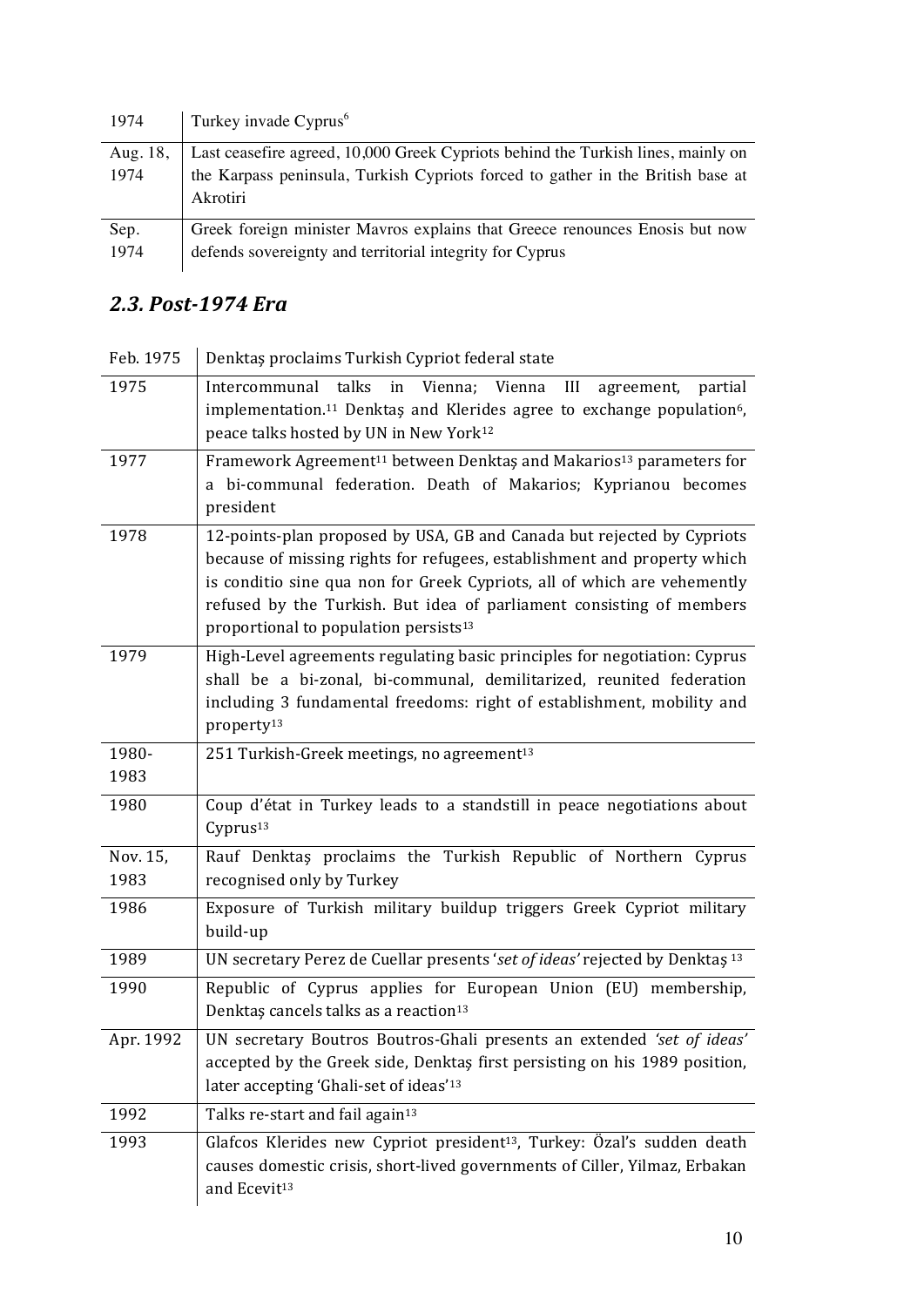| | |
|---|---|
| 1974 | Turkey invade Cyprus[6] |
| Aug. 18, 1974 | Last ceasefire agreed, 10,000 Greek Cypriots behind the Turkish lines, mainly on the Karpass peninsula, Turkish Cypriots forced to gather in the British base at Akrotiri |
| Sep. 1974 | Greek foreign minister Mavros explains that Greece renounces Enosis but now defends sovereignty and territorial integrity for Cyprus |

## *2.3. Post-1974 Era*

| | |
|---|---|
| Feb. 1975 | Denktaş proclaims Turkish Cypriot federal state |
| 1975 | Intercommunal talks in Vienna; Vienna III agreement, partial implementation.[11] Denktaş and Klerides agree to exchange population[6], peace talks hosted by UN in New York[12] |
| 1977 | Framework Agreement[11] between Denktaş and Makarios[13] parameters for a bi-communal federation. Death of Makarios; Kyprianou becomes president |
| 1978 | 12-points-plan proposed by USA, GB and Canada but rejected by Cypriots because of missing rights for refugees, establishment and property which is conditio sine qua non for Greek Cypriots, all of which are vehemently refused by the Turkish. But idea of parliament consisting of members proportional to population persists[13] |
| 1979 | High-Level agreements regulating basic principles for negotiation: Cyprus shall be a bi-zonal, bi-communal, demilitarized, reunited federation including 3 fundamental freedoms: right of establishment, mobility and property[13] |
| 1980-1983 | 251 Turkish-Greek meetings, no agreement[13] |
| 1980 | Coup d'état in Turkey leads to a standstill in peace negotiations about Cyprus[13] |
| Nov. 15, 1983 | Rauf Denktaş proclaims the Turkish Republic of Northern Cyprus recognised only by Turkey |
| 1986 | Exposure of Turkish military buildup triggers Greek Cypriot military build-up |
| 1989 | UN secretary Perez de Cuellar presents '*set of ideas'* rejected by Denktaş [13] |
| 1990 | Republic of Cyprus applies for European Union (EU) membership, Denktaş cancels talks as a reaction[13] |
| Apr. 1992 | UN secretary Boutros Boutros-Ghali presents an extended *'set of ideas'* accepted by the Greek side, Denktaş first persisting on his 1989 position, later accepting 'Ghali-set of ideas'[13] |
| 1992 | Talks re-start and fail again[13] |
| 1993 | Glafcos Klerides new Cypriot president[13], Turkey: Özal's sudden death causes domestic crisis, short-lived governments of Ciller, Yilmaz, Erbakan and Ecevit[13] |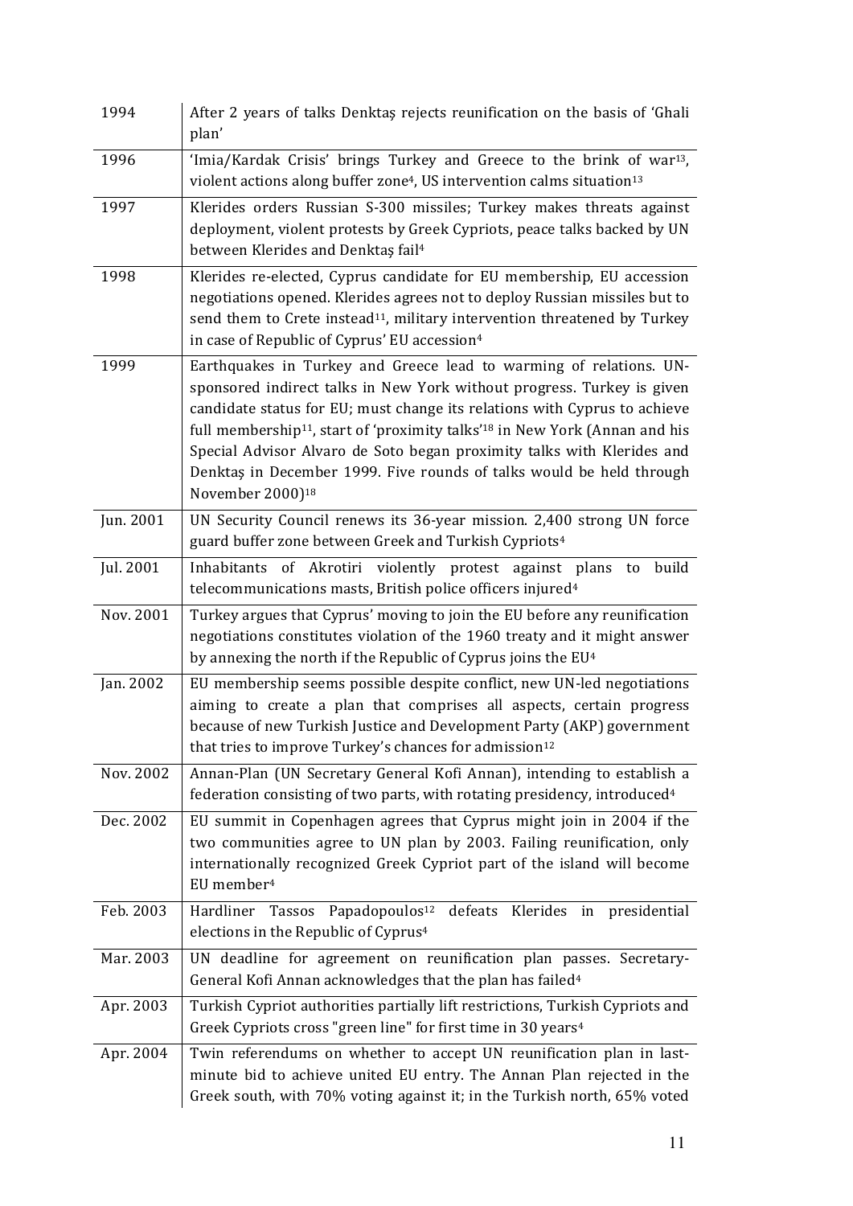| | |
|---|---|
| 1994 | After 2 years of talks Denktaş rejects reunification on the basis of 'Ghali plan' |
| 1996 | 'Imia/Kardak Crisis' brings Turkey and Greece to the brink of war[13], violent actions along buffer zone[4], US intervention calms situation[13] |
| 1997 | Klerides orders Russian S-300 missiles; Turkey makes threats against deployment, violent protests by Greek Cypriots, peace talks backed by UN between Klerides and Denktaş fail[4] |
| 1998 | Klerides re-elected, Cyprus candidate for EU membership, EU accession negotiations opened. Klerides agrees not to deploy Russian missiles but to send them to Crete instead[11], military intervention threatened by Turkey in case of Republic of Cyprus' EU accession[4] |
| 1999 | Earthquakes in Turkey and Greece lead to warming of relations. UN-sponsored indirect talks in New York without progress. Turkey is given candidate status for EU; must change its relations with Cyprus to achieve full membership[11], start of 'proximity talks'[18] in New York (Annan and his Special Advisor Alvaro de Soto began proximity talks with Klerides and Denktaş in December 1999. Five rounds of talks would be held through November 2000)[18] |
| Jun. 2001 | UN Security Council renews its 36-year mission. 2,400 strong UN force guard buffer zone between Greek and Turkish Cypriots[4] |
| Jul. 2001 | Inhabitants of Akrotiri violently protest against plans to build telecommunications masts, British police officers injured[4] |
| Nov. 2001 | Turkey argues that Cyprus' moving to join the EU before any reunification negotiations constitutes violation of the 1960 treaty and it might answer by annexing the north if the Republic of Cyprus joins the EU[4] |
| Jan. 2002 | EU membership seems possible despite conflict, new UN-led negotiations aiming to create a plan that comprises all aspects, certain progress because of new Turkish Justice and Development Party (AKP) government that tries to improve Turkey's chances for admission[12] |
| Nov. 2002 | Annan-Plan (UN Secretary General Kofi Annan), intending to establish a federation consisting of two parts, with rotating presidency, introduced[4] |
| Dec. 2002 | EU summit in Copenhagen agrees that Cyprus might join in 2004 if the two communities agree to UN plan by 2003. Failing reunification, only internationally recognized Greek Cypriot part of the island will become EU member[4] |
| Feb. 2003 | Hardliner Tassos Papadopoulos[12] defeats Klerides in presidential elections in the Republic of Cyprus[4] |
| Mar. 2003 | UN deadline for agreement on reunification plan passes. Secretary-General Kofi Annan acknowledges that the plan has failed[4] |
| Apr. 2003 | Turkish Cypriot authorities partially lift restrictions, Turkish Cypriots and Greek Cypriots cross "green line" for first time in 30 years[4] |
| Apr. 2004 | Twin referendums on whether to accept UN reunification plan in last-minute bid to achieve united EU entry. The Annan Plan rejected in the Greek south, with 70% voting against it; in the Turkish north, 65% voted |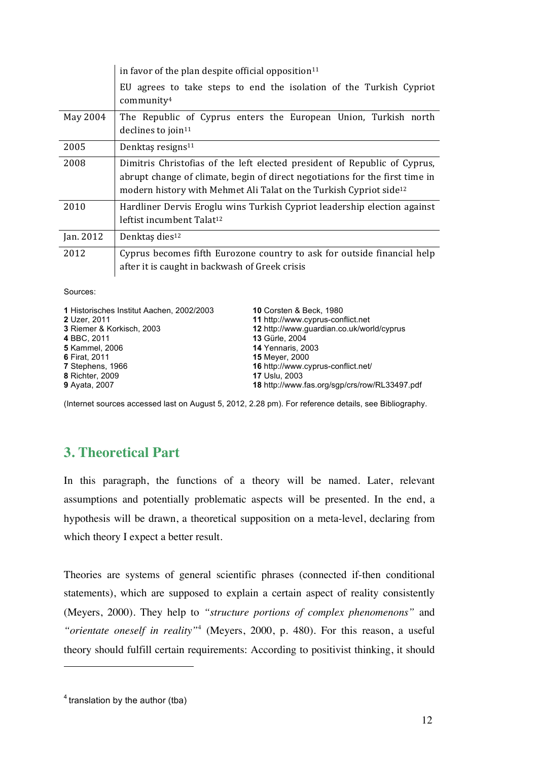| | |
|---|---|
| | in favor of the plan despite official opposition[11] EU agrees to take steps to end the isolation of the Turkish Cypriot community[4] |
| May 2004 | The Republic of Cyprus enters the European Union, Turkish north declines to join[11] |
| 2005 | Denktaş resigns[11] |
| 2008 | Dimitris Christofias of the left elected president of Republic of Cyprus, abrupt change of climate, begin of direct negotiations for the first time in modern history with Mehmet Ali Talat on the Turkish Cypriot side[12] |
| 2010 | Hardliner Dervis Eroglu wins Turkish Cypriot leadership election against leftist incumbent Talat[12] |
| Jan. 2012 | Denktaş dies[12] |
| 2012 | Cyprus becomes fifth Eurozone country to ask for outside financial help after it is caught in backwash of Greek crisis |

Sources:

**1** Historisches Institut Aachen, 2002/2003
**2** Uzer, 2011
**3** Riemer & Korkisch, 2003
**4** BBC, 2011
**5** Kammel, 2006
**6** Firat, 2011
**7** Stephens, 1966
**8** Richter, 2009
**9** Ayata, 2007
**10** Corsten & Beck, 1980
**11** http://www.cyprus-conflict.net
**12** http://www.guardian.co.uk/world/cyprus
**13** Gürle, 2004
**14** Yennaris, 2003
**15** Meyer, 2000
**16** http://www.cyprus-conflict.net/
**17** Uslu, 2003
**18** http://www.fas.org/sgp/crs/row/RL33497.pdf

(Internet sources accessed last on August 5, 2012, 2.28 pm). For reference details, see Bibliography.

## 3. Theoretical Part

In this paragraph, the functions of a theory will be named. Later, relevant assumptions and potentially problematic aspects will be presented. In the end, a hypothesis will be drawn, a theoretical supposition on a meta-level, declaring from which theory I expect a better result.

Theories are systems of general scientific phrases (connected if-then conditional statements), which are supposed to explain a certain aspect of reality consistently (Meyers, 2000). They help to *"structure portions of complex phenomenons"* and *"orientate oneself in reality"*[4] (Meyers, 2000, p. 480). For this reason, a useful theory should fulfill certain requirements: According to positivist thinking, it should

[4] translation by the author (tba)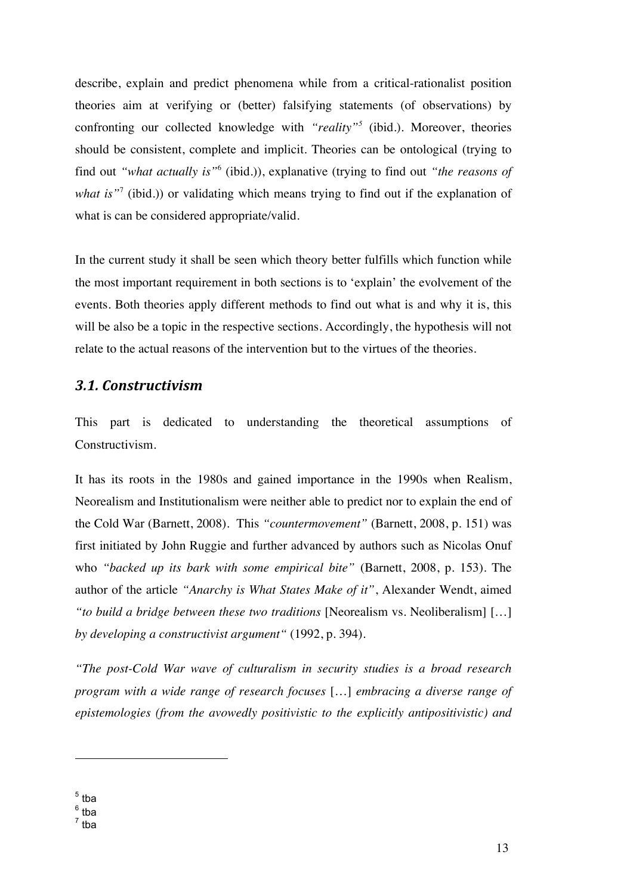describe, explain and predict phenomena while from a critical-rationalist position theories aim at verifying or (better) falsifying statements (of observations) by confronting our collected knowledge with *"reality"*[5] (ibid.). Moreover, theories should be consistent, complete and implicit. Theories can be ontological (trying to find out *"what actually is"*[6] (ibid.)), explanative (trying to find out *"the reasons of what is"*[7] (ibid.)) or validating which means trying to find out if the explanation of what is can be considered appropriate/valid.

In the current study it shall be seen which theory better fulfills which function while the most important requirement in both sections is to 'explain' the evolvement of the events. Both theories apply different methods to find out what is and why it is, this will be also be a topic in the respective sections. Accordingly, the hypothesis will not relate to the actual reasons of the intervention but to the virtues of the theories.

### *3.1. Constructivism*

This part is dedicated to understanding the theoretical assumptions of Constructivism.

It has its roots in the 1980s and gained importance in the 1990s when Realism, Neorealism and Institutionalism were neither able to predict nor to explain the end of the Cold War (Barnett, 2008). This *"countermovement"* (Barnett, 2008, p. 151) was first initiated by John Ruggie and further advanced by authors such as Nicolas Onuf who *"backed up its bark with some empirical bite"* (Barnett, 2008, p. 153). The author of the article *"Anarchy is What States Make of it"*, Alexander Wendt, aimed *"to build a bridge between these two traditions* [Neorealism vs. Neoliberalism] […] *by developing a constructivist argument"* (1992, p. 394).

*"The post-Cold War wave of culturalism in security studies is a broad research program with a wide range of research focuses* […] *embracing a diverse range of epistemologies (from the avowedly positivistic to the explicitly antipositivistic) and*

---

[5] tba
[6] tba
[7] tba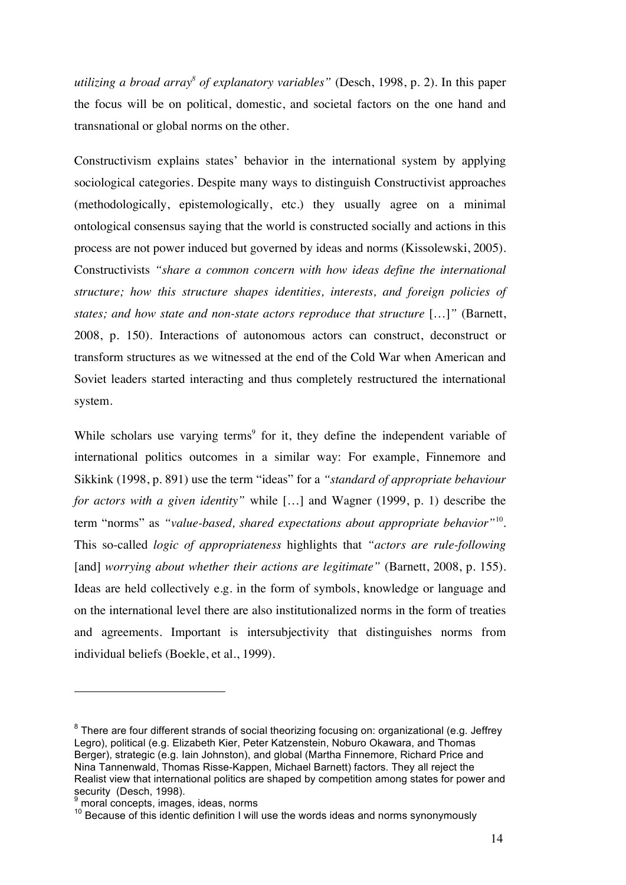*utilizing a broad array*[8] *of explanatory variables"* (Desch, 1998, p. 2). In this paper the focus will be on political, domestic, and societal factors on the one hand and transnational or global norms on the other.

Constructivism explains states' behavior in the international system by applying sociological categories. Despite many ways to distinguish Constructivist approaches (methodologically, epistemologically, etc.) they usually agree on a minimal ontological consensus saying that the world is constructed socially and actions in this process are not power induced but governed by ideas and norms (Kissolewski, 2005). Constructivists *"share a common concern with how ideas define the international structure; how this structure shapes identities, interests, and foreign policies of states; and how state and non-state actors reproduce that structure* […]*"* (Barnett, 2008, p. 150). Interactions of autonomous actors can construct, deconstruct or transform structures as we witnessed at the end of the Cold War when American and Soviet leaders started interacting and thus completely restructured the international system.

While scholars use varying terms[9] for it, they define the independent variable of international politics outcomes in a similar way: For example, Finnemore and Sikkink (1998, p. 891) use the term "ideas" for a *"standard of appropriate behaviour for actors with a given identity"* while […] and Wagner (1999, p. 1) describe the term "norms" as *"value-based, shared expectations about appropriate behavior"*[10]. This so-called *logic of appropriateness* highlights that *"actors are rule-following* [and] *worrying about whether their actions are legitimate"* (Barnett, 2008, p. 155). Ideas are held collectively e.g. in the form of symbols, knowledge or language and on the international level there are also institutionalized norms in the form of treaties and agreements. Important is intersubjectivity that distinguishes norms from individual beliefs (Boekle, et al., 1999).

---

[8] There are four different strands of social theorizing focusing on: organizational (e.g. Jeffrey Legro), political (e.g. Elizabeth Kier, Peter Katzenstein, Noburo Okawara, and Thomas Berger), strategic (e.g. Iain Johnston), and global (Martha Finnemore, Richard Price and Nina Tannenwald, Thomas Risse-Kappen, Michael Barnett) factors. They all reject the Realist view that international politics are shaped by competition among states for power and security (Desch, 1998).

[9] moral concepts, images, ideas, norms

[10] Because of this identic definition I will use the words ideas and norms synonymously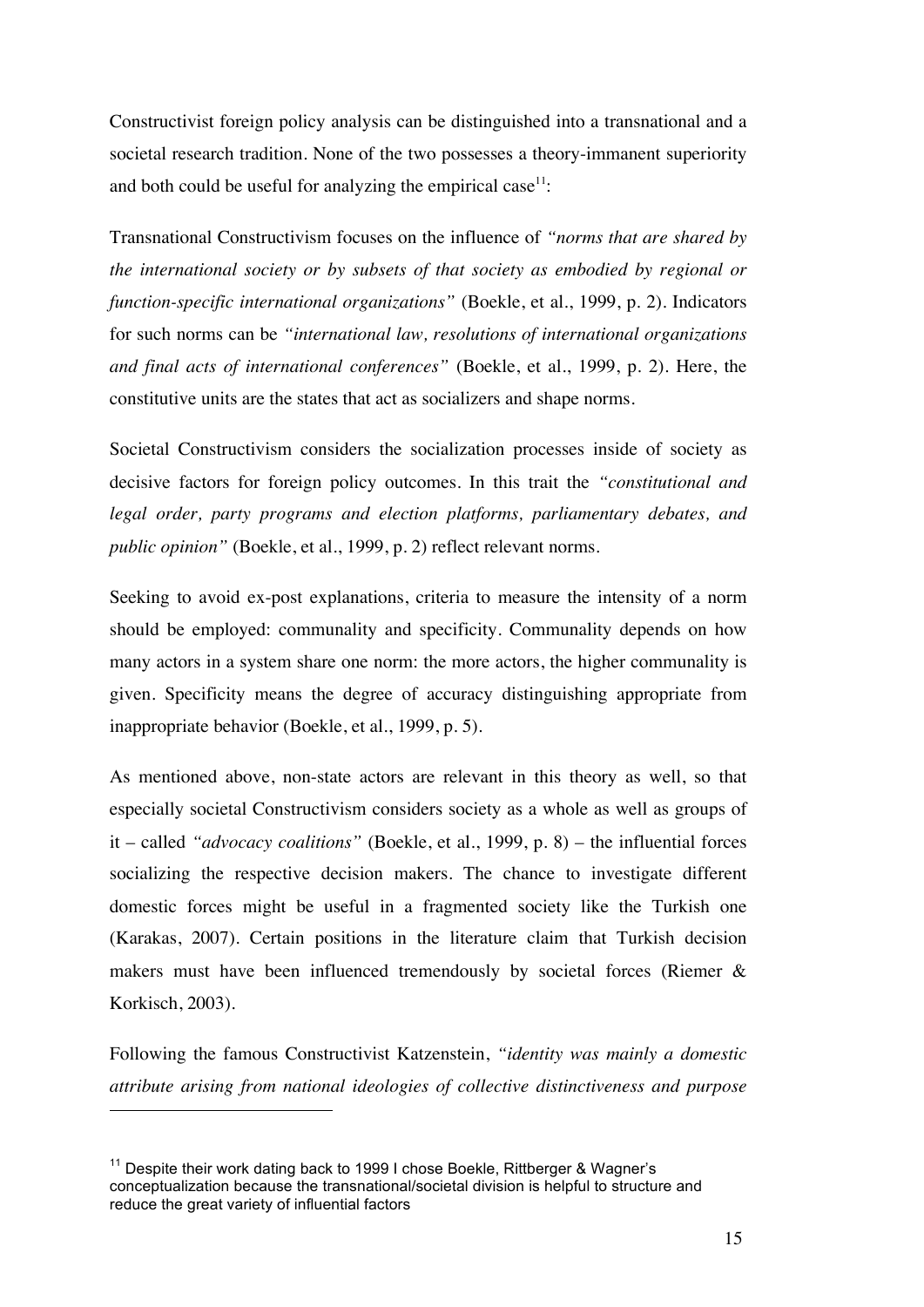Constructivist foreign policy analysis can be distinguished into a transnational and a societal research tradition. None of the two possesses a theory-immanent superiority and both could be useful for analyzing the empirical case[11]:

Transnational Constructivism focuses on the influence of *"norms that are shared by the international society or by subsets of that society as embodied by regional or function-specific international organizations"* (Boekle, et al., 1999, p. 2). Indicators for such norms can be *"international law, resolutions of international organizations and final acts of international conferences"* (Boekle, et al., 1999, p. 2). Here, the constitutive units are the states that act as socializers and shape norms.

Societal Constructivism considers the socialization processes inside of society as decisive factors for foreign policy outcomes. In this trait the *"constitutional and legal order, party programs and election platforms, parliamentary debates, and public opinion"* (Boekle, et al., 1999, p. 2) reflect relevant norms.

Seeking to avoid ex-post explanations, criteria to measure the intensity of a norm should be employed: communality and specificity. Communality depends on how many actors in a system share one norm: the more actors, the higher communality is given. Specificity means the degree of accuracy distinguishing appropriate from inappropriate behavior (Boekle, et al., 1999, p. 5).

As mentioned above, non-state actors are relevant in this theory as well, so that especially societal Constructivism considers society as a whole as well as groups of it – called *"advocacy coalitions"* (Boekle, et al., 1999, p. 8) – the influential forces socializing the respective decision makers. The chance to investigate different domestic forces might be useful in a fragmented society like the Turkish one (Karakas, 2007). Certain positions in the literature claim that Turkish decision makers must have been influenced tremendously by societal forces (Riemer & Korkisch, 2003).

Following the famous Constructivist Katzenstein, *"identity was mainly a domestic attribute arising from national ideologies of collective distinctiveness and purpose*

---

[11] Despite their work dating back to 1999 I chose Boekle, Rittberger & Wagner's conceptualization because the transnational/societal division is helpful to structure and reduce the great variety of influential factors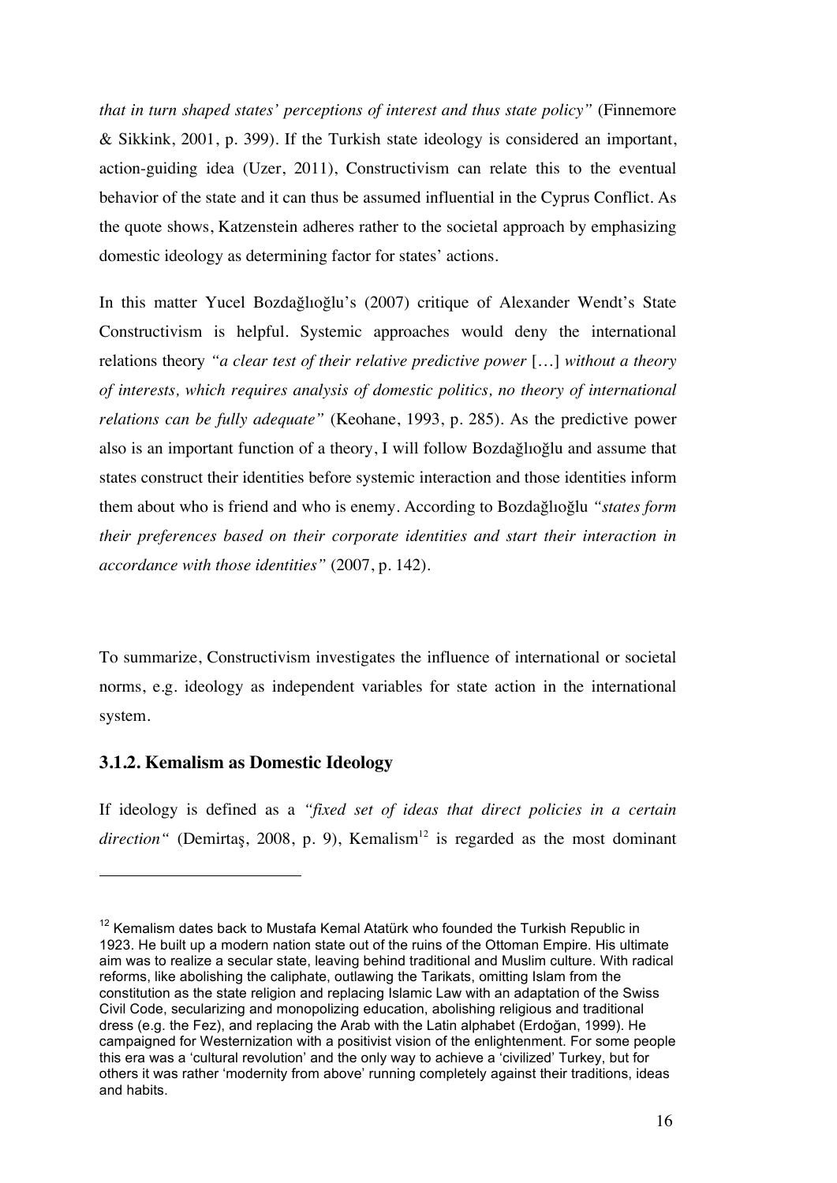*that in turn shaped states' perceptions of interest and thus state policy"* (Finnemore & Sikkink, 2001, p. 399). If the Turkish state ideology is considered an important, action-guiding idea (Uzer, 2011), Constructivism can relate this to the eventual behavior of the state and it can thus be assumed influential in the Cyprus Conflict. As the quote shows, Katzenstein adheres rather to the societal approach by emphasizing domestic ideology as determining factor for states' actions.

In this matter Yucel Bozdağlıoğlu's (2007) critique of Alexander Wendt's State Constructivism is helpful. Systemic approaches would deny the international relations theory *"a clear test of their relative predictive power* […] *without a theory of interests, which requires analysis of domestic politics, no theory of international relations can be fully adequate"* (Keohane, 1993, p. 285). As the predictive power also is an important function of a theory, I will follow Bozdağlıoğlu and assume that states construct their identities before systemic interaction and those identities inform them about who is friend and who is enemy. According to Bozdağlıoğlu *"states form their preferences based on their corporate identities and start their interaction in accordance with those identities"* (2007, p. 142).

To summarize, Constructivism investigates the influence of international or societal norms, e.g. ideology as independent variables for state action in the international system.

### 3.1.2. Kemalism as Domestic Ideology

If ideology is defined as a *"fixed set of ideas that direct policies in a certain direction"* (Demirtaş, 2008, p. 9), Kemalism[12] is regarded as the most dominant

[12] Kemalism dates back to Mustafa Kemal Atatürk who founded the Turkish Republic in 1923. He built up a modern nation state out of the ruins of the Ottoman Empire. His ultimate aim was to realize a secular state, leaving behind traditional and Muslim culture. With radical reforms, like abolishing the caliphate, outlawing the Tarikats, omitting Islam from the constitution as the state religion and replacing Islamic Law with an adaptation of the Swiss Civil Code, secularizing and monopolizing education, abolishing religious and traditional dress (e.g. the Fez), and replacing the Arab with the Latin alphabet (Erdoğan, 1999). He campaigned for Westernization with a positivist vision of the enlightenment. For some people this era was a 'cultural revolution' and the only way to achieve a 'civilized' Turkey, but for others it was rather 'modernity from above' running completely against their traditions, ideas and habits.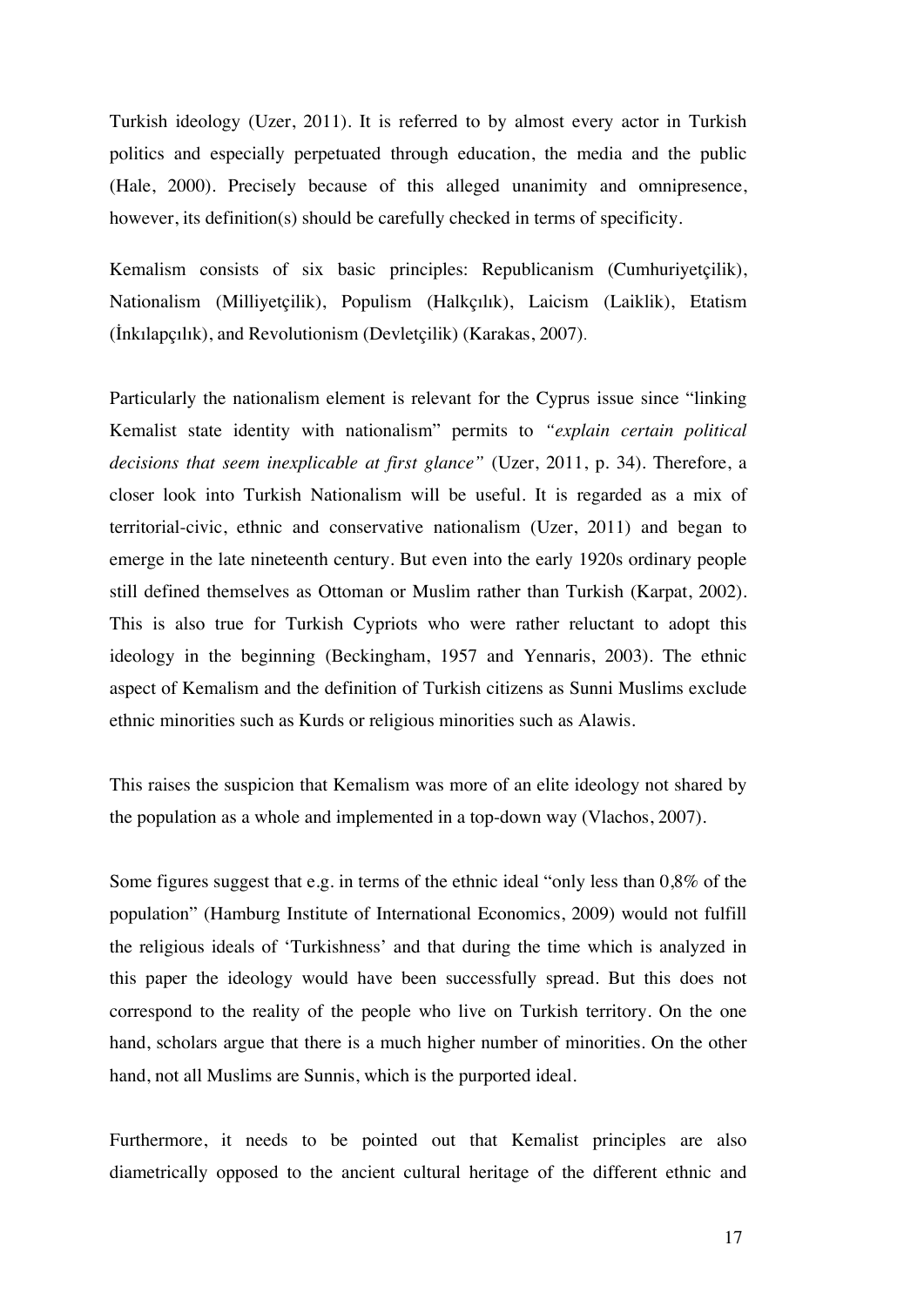Turkish ideology (Uzer, 2011). It is referred to by almost every actor in Turkish politics and especially perpetuated through education, the media and the public (Hale, 2000). Precisely because of this alleged unanimity and omnipresence, however, its definition(s) should be carefully checked in terms of specificity.

Kemalism consists of six basic principles: Republicanism (Cumhuriyetçilik), Nationalism (Milliyetçilik), Populism (Halkçılık), Laicism (Laiklik), Etatism (İnkılapçılık), and Revolutionism (Devletçilik) (Karakas, 2007).

Particularly the nationalism element is relevant for the Cyprus issue since "linking Kemalist state identity with nationalism" permits to *"explain certain political decisions that seem inexplicable at first glance"* (Uzer, 2011, p. 34). Therefore, a closer look into Turkish Nationalism will be useful. It is regarded as a mix of territorial-civic, ethnic and conservative nationalism (Uzer, 2011) and began to emerge in the late nineteenth century. But even into the early 1920s ordinary people still defined themselves as Ottoman or Muslim rather than Turkish (Karpat, 2002). This is also true for Turkish Cypriots who were rather reluctant to adopt this ideology in the beginning (Beckingham, 1957 and Yennaris, 2003). The ethnic aspect of Kemalism and the definition of Turkish citizens as Sunni Muslims exclude ethnic minorities such as Kurds or religious minorities such as Alawis.

This raises the suspicion that Kemalism was more of an elite ideology not shared by the population as a whole and implemented in a top-down way (Vlachos, 2007).

Some figures suggest that e.g. in terms of the ethnic ideal "only less than 0,8% of the population" (Hamburg Institute of International Economics, 2009) would not fulfill the religious ideals of 'Turkishness' and that during the time which is analyzed in this paper the ideology would have been successfully spread. But this does not correspond to the reality of the people who live on Turkish territory. On the one hand, scholars argue that there is a much higher number of minorities. On the other hand, not all Muslims are Sunnis, which is the purported ideal.

Furthermore, it needs to be pointed out that Kemalist principles are also diametrically opposed to the ancient cultural heritage of the different ethnic and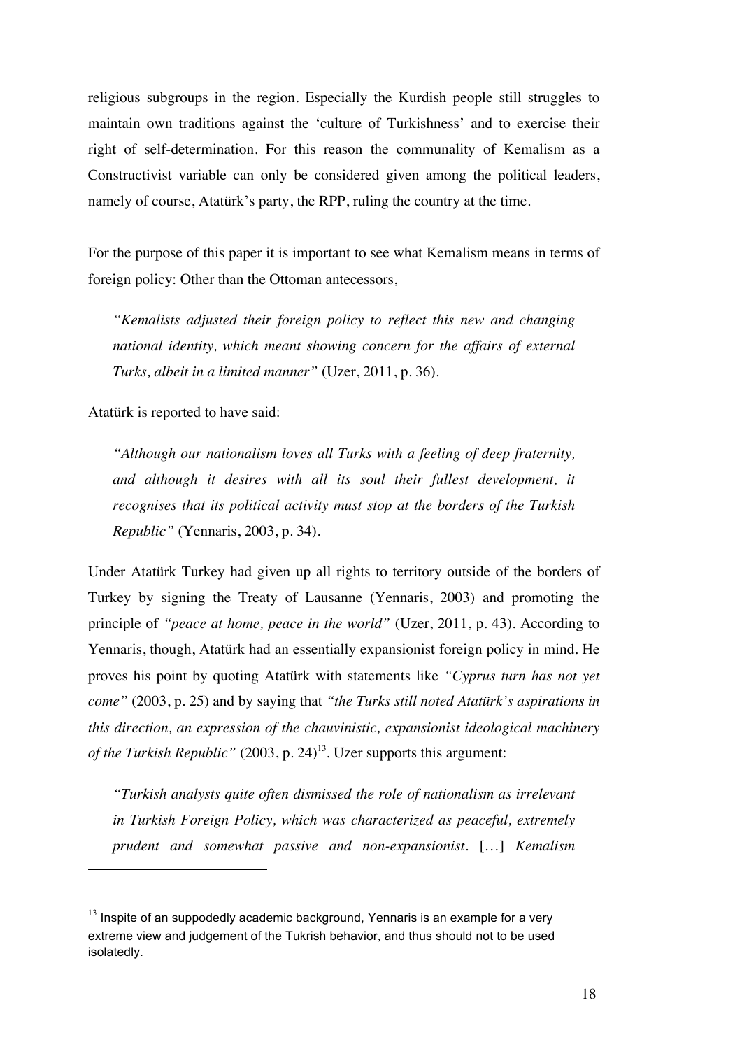religious subgroups in the region. Especially the Kurdish people still struggles to maintain own traditions against the 'culture of Turkishness' and to exercise their right of self-determination. For this reason the communality of Kemalism as a Constructivist variable can only be considered given among the political leaders, namely of course, Atatürk's party, the RPP, ruling the country at the time.

For the purpose of this paper it is important to see what Kemalism means in terms of foreign policy: Other than the Ottoman antecessors,

> *"Kemalists adjusted their foreign policy to reflect this new and changing national identity, which meant showing concern for the affairs of external Turks, albeit in a limited manner"* (Uzer, 2011, p. 36).

Atatürk is reported to have said:

> *"Although our nationalism loves all Turks with a feeling of deep fraternity, and although it desires with all its soul their fullest development, it recognises that its political activity must stop at the borders of the Turkish Republic"* (Yennaris, 2003, p. 34).

Under Atatürk Turkey had given up all rights to territory outside of the borders of Turkey by signing the Treaty of Lausanne (Yennaris, 2003) and promoting the principle of *"peace at home, peace in the world"* (Uzer, 2011, p. 43). According to Yennaris, though, Atatürk had an essentially expansionist foreign policy in mind. He proves his point by quoting Atatürk with statements like *"Cyprus turn has not yet come"* (2003, p. 25) and by saying that *"the Turks still noted Atatürk's aspirations in this direction, an expression of the chauvinistic, expansionist ideological machinery of the Turkish Republic"* (2003, p. 24)[13]. Uzer supports this argument:

> *"Turkish analysts quite often dismissed the role of nationalism as irrelevant in Turkish Foreign Policy, which was characterized as peaceful, extremely prudent and somewhat passive and non-expansionist.* […] *Kemalism*

---

[13] Inspite of an suppodedly academic background, Yennaris is an example for a very extreme view and judgement of the Tukrish behavior, and thus should not to be used isolatedly.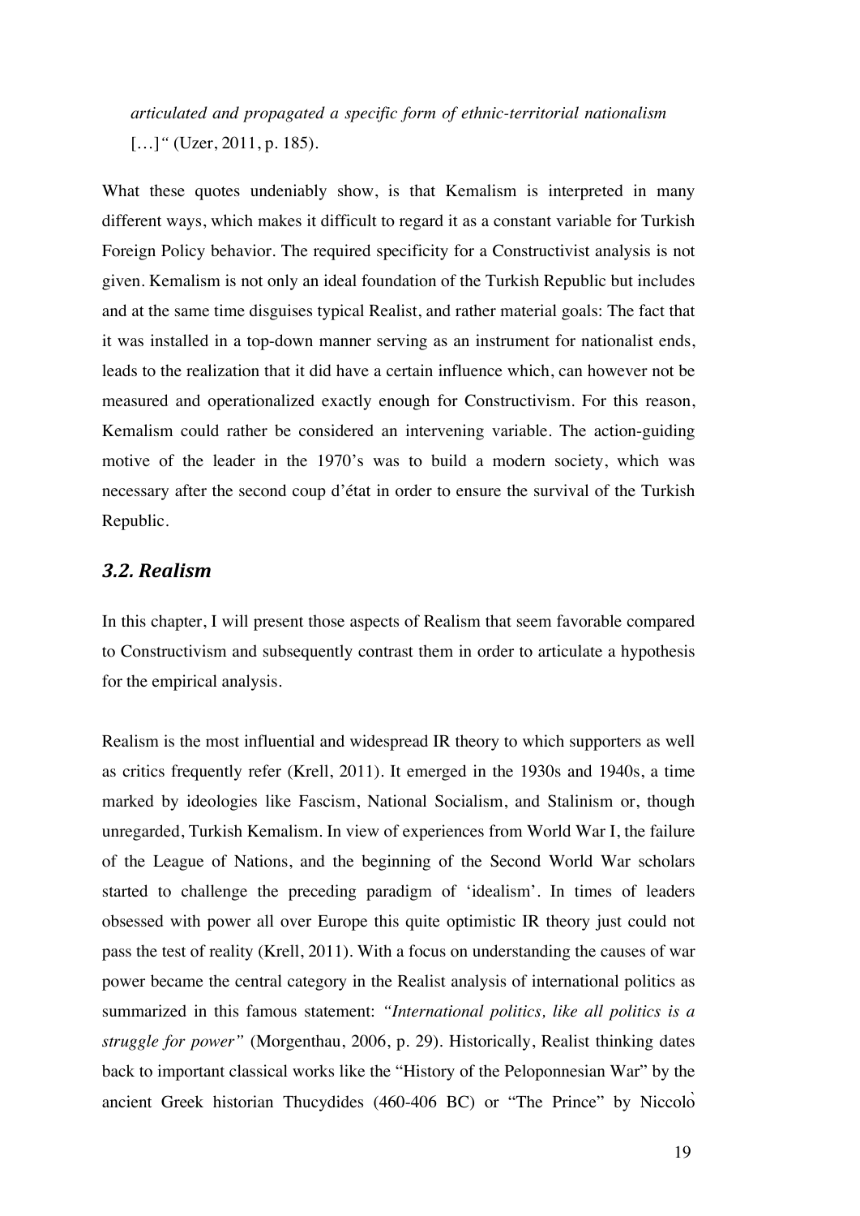*articulated and propagated a specific form of ethnic-territorial nationalism […]"* (Uzer, 2011, p. 185).

What these quotes undeniably show, is that Kemalism is interpreted in many different ways, which makes it difficult to regard it as a constant variable for Turkish Foreign Policy behavior. The required specificity for a Constructivist analysis is not given. Kemalism is not only an ideal foundation of the Turkish Republic but includes and at the same time disguises typical Realist, and rather material goals: The fact that it was installed in a top-down manner serving as an instrument for nationalist ends, leads to the realization that it did have a certain influence which, can however not be measured and operationalized exactly enough for Constructivism. For this reason, Kemalism could rather be considered an intervening variable. The action-guiding motive of the leader in the 1970's was to build a modern society, which was necessary after the second coup d'état in order to ensure the survival of the Turkish Republic.

### *3.2. Realism*

In this chapter, I will present those aspects of Realism that seem favorable compared to Constructivism and subsequently contrast them in order to articulate a hypothesis for the empirical analysis.

Realism is the most influential and widespread IR theory to which supporters as well as critics frequently refer (Krell, 2011). It emerged in the 1930s and 1940s, a time marked by ideologies like Fascism, National Socialism, and Stalinism or, though unregarded, Turkish Kemalism. In view of experiences from World War I, the failure of the League of Nations, and the beginning of the Second World War scholars started to challenge the preceding paradigm of 'idealism'. In times of leaders obsessed with power all over Europe this quite optimistic IR theory just could not pass the test of reality (Krell, 2011). With a focus on understanding the causes of war power became the central category in the Realist analysis of international politics as summarized in this famous statement: *"International politics, like all politics is a struggle for power"* (Morgenthau, 2006, p. 29). Historically, Realist thinking dates back to important classical works like the "History of the Peloponnesian War" by the ancient Greek historian Thucydides (460-406 BC) or "The Prince" by Niccolò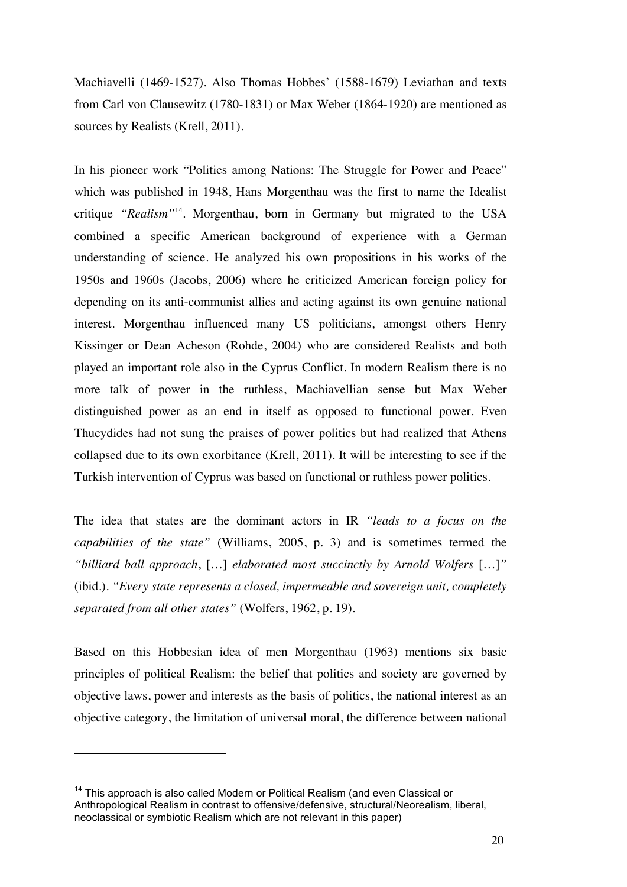Machiavelli (1469-1527). Also Thomas Hobbes' (1588-1679) Leviathan and texts from Carl von Clausewitz (1780-1831) or Max Weber (1864-1920) are mentioned as sources by Realists (Krell, 2011).

In his pioneer work "Politics among Nations: The Struggle for Power and Peace" which was published in 1948, Hans Morgenthau was the first to name the Idealist critique *"Realism"*[14]. Morgenthau, born in Germany but migrated to the USA combined a specific American background of experience with a German understanding of science. He analyzed his own propositions in his works of the 1950s and 1960s (Jacobs, 2006) where he criticized American foreign policy for depending on its anti-communist allies and acting against its own genuine national interest. Morgenthau influenced many US politicians, amongst others Henry Kissinger or Dean Acheson (Rohde, 2004) who are considered Realists and both played an important role also in the Cyprus Conflict. In modern Realism there is no more talk of power in the ruthless, Machiavellian sense but Max Weber distinguished power as an end in itself as opposed to functional power. Even Thucydides had not sung the praises of power politics but had realized that Athens collapsed due to its own exorbitance (Krell, 2011). It will be interesting to see if the Turkish intervention of Cyprus was based on functional or ruthless power politics.

The idea that states are the dominant actors in IR *"leads to a focus on the capabilities of the state"* (Williams, 2005, p. 3) and is sometimes termed the *"billiard ball approach*, […] *elaborated most succinctly by Arnold Wolfers* […]*"* (ibid.). *"Every state represents a closed, impermeable and sovereign unit, completely separated from all other states"* (Wolfers, 1962, p. 19).

Based on this Hobbesian idea of men Morgenthau (1963) mentions six basic principles of political Realism: the belief that politics and society are governed by objective laws, power and interests as the basis of politics, the national interest as an objective category, the limitation of universal moral, the difference between national

---

[14] This approach is also called Modern or Political Realism (and even Classical or Anthropological Realism in contrast to offensive/defensive, structural/Neorealism, liberal, neoclassical or symbiotic Realism which are not relevant in this paper)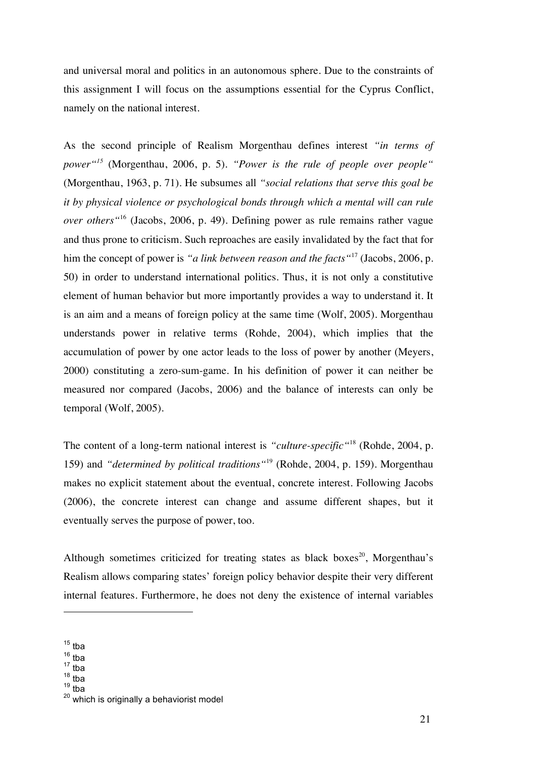and universal moral and politics in an autonomous sphere. Due to the constraints of this assignment I will focus on the assumptions essential for the Cyprus Conflict, namely on the national interest.

As the second principle of Realism Morgenthau defines interest *"in terms of power"*[15] (Morgenthau, 2006, p. 5). *"Power is the rule of people over people"* (Morgenthau, 1963, p. 71). He subsumes all *"social relations that serve this goal be it by physical violence or psychological bonds through which a mental will can rule over others"*[16] (Jacobs, 2006, p. 49). Defining power as rule remains rather vague and thus prone to criticism. Such reproaches are easily invalidated by the fact that for him the concept of power is *"a link between reason and the facts"*[17] (Jacobs, 2006, p. 50) in order to understand international politics. Thus, it is not only a constitutive element of human behavior but more importantly provides a way to understand it. It is an aim and a means of foreign policy at the same time (Wolf, 2005). Morgenthau understands power in relative terms (Rohde, 2004), which implies that the accumulation of power by one actor leads to the loss of power by another (Meyers, 2000) constituting a zero-sum-game. In his definition of power it can neither be measured nor compared (Jacobs, 2006) and the balance of interests can only be temporal (Wolf, 2005).

The content of a long-term national interest is *"culture-specific"*[18] (Rohde, 2004, p. 159) and *"determined by political traditions"*[19] (Rohde, 2004, p. 159). Morgenthau makes no explicit statement about the eventual, concrete interest. Following Jacobs (2006), the concrete interest can change and assume different shapes, but it eventually serves the purpose of power, too.

Although sometimes criticized for treating states as black boxes[20], Morgenthau's Realism allows comparing states' foreign policy behavior despite their very different internal features. Furthermore, he does not deny the existence of internal variables

---

[15] tba
[16] tba
[17] tba
[18] tba
[19] tba
[20] which is originally a behaviorist model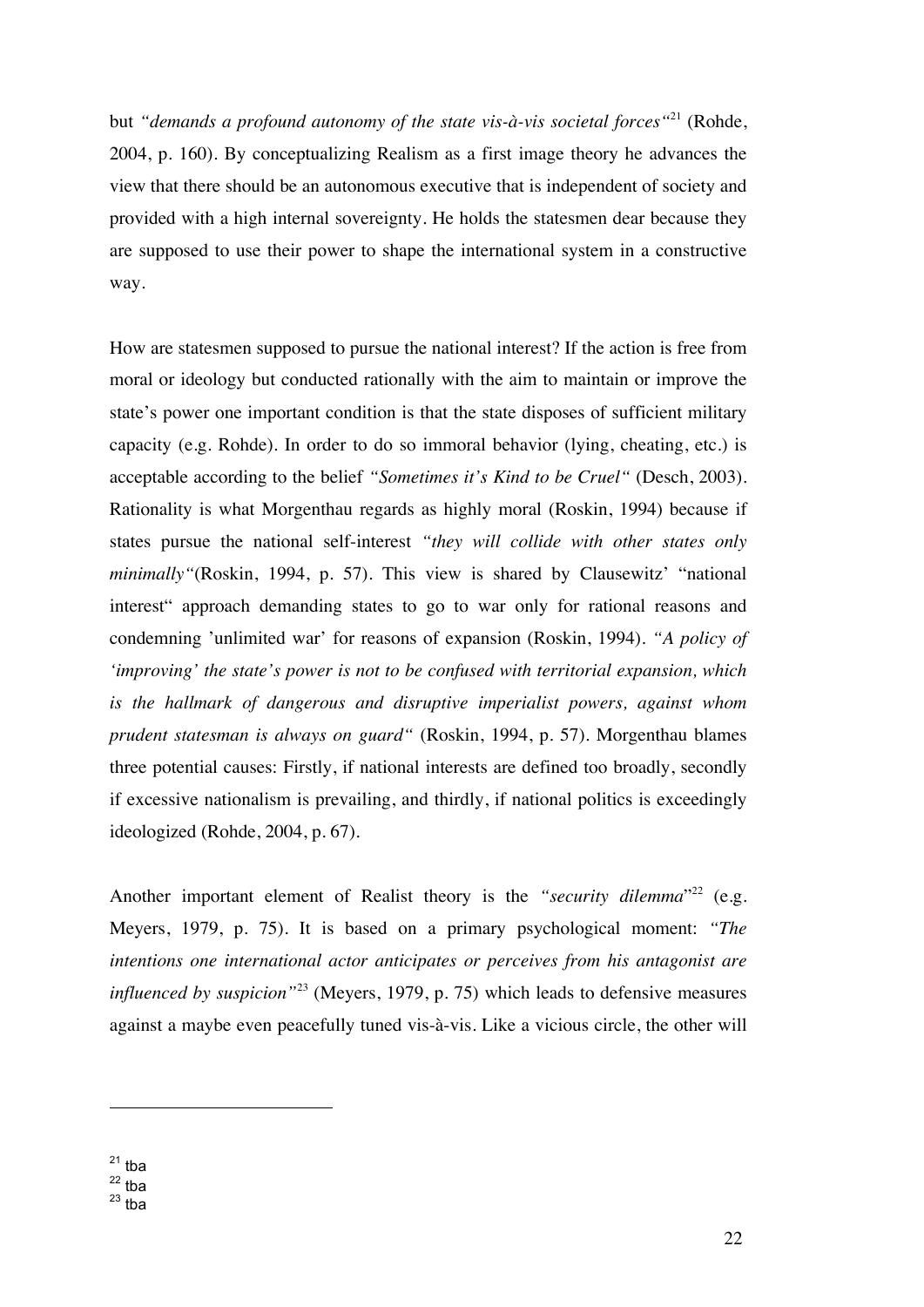but *“demands a profound autonomy of the state vis-à-vis societal forces“*[21] (Rohde, 2004, p. 160). By conceptualizing Realism as a first image theory he advances the view that there should be an autonomous executive that is independent of society and provided with a high internal sovereignty. He holds the statesmen dear because they are supposed to use their power to shape the international system in a constructive way.

How are statesmen supposed to pursue the national interest? If the action is free from moral or ideology but conducted rationally with the aim to maintain or improve the state’s power one important condition is that the state disposes of sufficient military capacity (e.g. Rohde). In order to do so immoral behavior (lying, cheating, etc.) is acceptable according to the belief *“Sometimes it’s Kind to be Cruel“* (Desch, 2003). Rationality is what Morgenthau regards as highly moral (Roskin, 1994) because if states pursue the national self-interest *“they will collide with other states only minimally“*(Roskin, 1994, p. 57). This view is shared by Clausewitz’ “national interest“ approach demanding states to go to war only for rational reasons and condemning ’unlimited war’ for reasons of expansion (Roskin, 1994). *“A policy of ‘improving’ the state’s power is not to be confused with territorial expansion, which is the hallmark of dangerous and disruptive imperialist powers, against whom prudent statesman is always on guard“* (Roskin, 1994, p. 57). Morgenthau blames three potential causes: Firstly, if national interests are defined too broadly, secondly if excessive nationalism is prevailing, and thirdly, if national politics is exceedingly ideologized (Rohde, 2004, p. 67).

Another important element of Realist theory is the *“security dilemma*”[22] (e.g. Meyers, 1979, p. 75). It is based on a primary psychological moment: *“The intentions one international actor anticipates or perceives from his antagonist are influenced by suspicion”*[23] (Meyers, 1979, p. 75) which leads to defensive measures against a maybe even peacefully tuned vis-à-vis. Like a vicious circle, the other will

---

[21] tba
[22] tba
[23] tba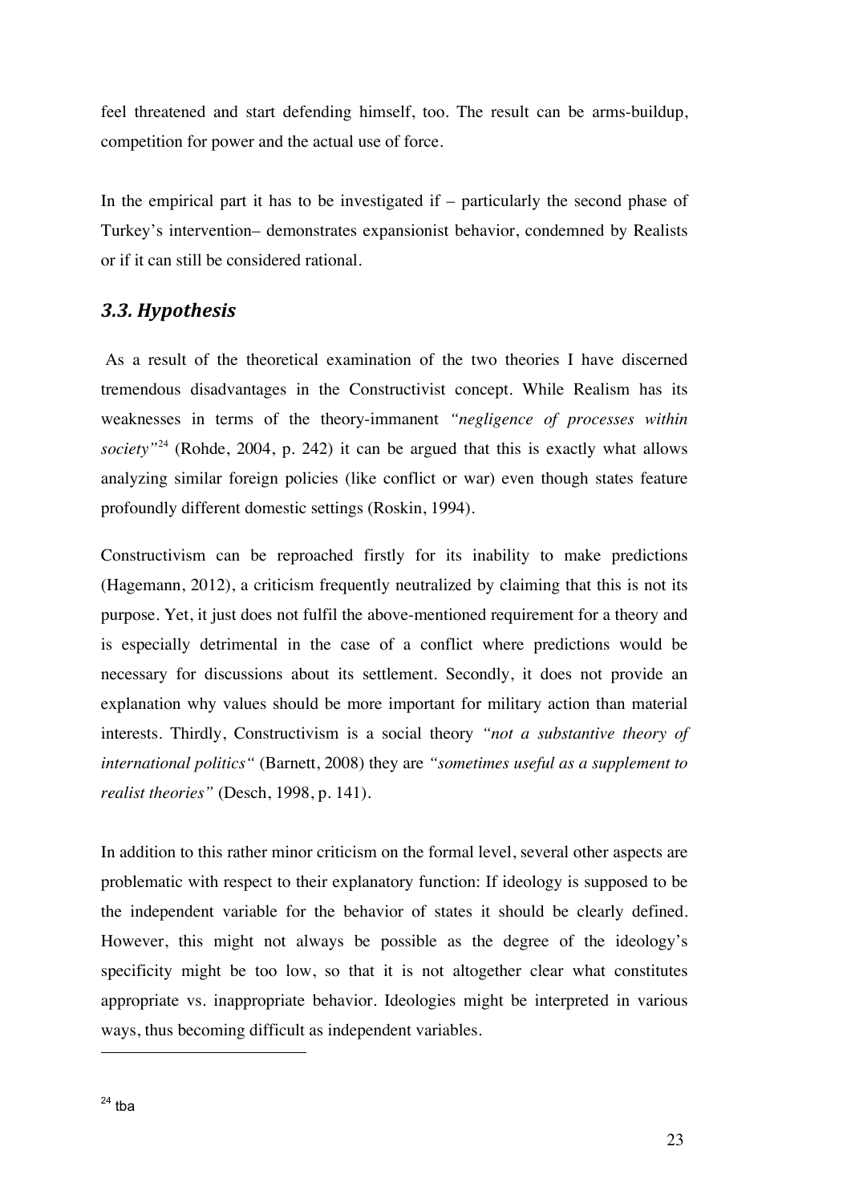feel threatened and start defending himself, too. The result can be arms-buildup, competition for power and the actual use of force.

In the empirical part it has to be investigated if – particularly the second phase of Turkey's intervention– demonstrates expansionist behavior, condemned by Realists or if it can still be considered rational.

### *3.3. Hypothesis*

As a result of the theoretical examination of the two theories I have discerned tremendous disadvantages in the Constructivist concept. While Realism has its weaknesses in terms of the theory-immanent *"negligence of processes within society"*[24] (Rohde, 2004, p. 242) it can be argued that this is exactly what allows analyzing similar foreign policies (like conflict or war) even though states feature profoundly different domestic settings (Roskin, 1994).

Constructivism can be reproached firstly for its inability to make predictions (Hagemann, 2012), a criticism frequently neutralized by claiming that this is not its purpose. Yet, it just does not fulfil the above-mentioned requirement for a theory and is especially detrimental in the case of a conflict where predictions would be necessary for discussions about its settlement. Secondly, it does not provide an explanation why values should be more important for military action than material interests. Thirdly, Constructivism is a social theory *"not a substantive theory of international politics"* (Barnett, 2008) they are *"sometimes useful as a supplement to realist theories"* (Desch, 1998, p. 141).

In addition to this rather minor criticism on the formal level, several other aspects are problematic with respect to their explanatory function: If ideology is supposed to be the independent variable for the behavior of states it should be clearly defined. However, this might not always be possible as the degree of the ideology's specificity might be too low, so that it is not altogether clear what constitutes appropriate vs. inappropriate behavior. Ideologies might be interpreted in various ways, thus becoming difficult as independent variables.

[24] tba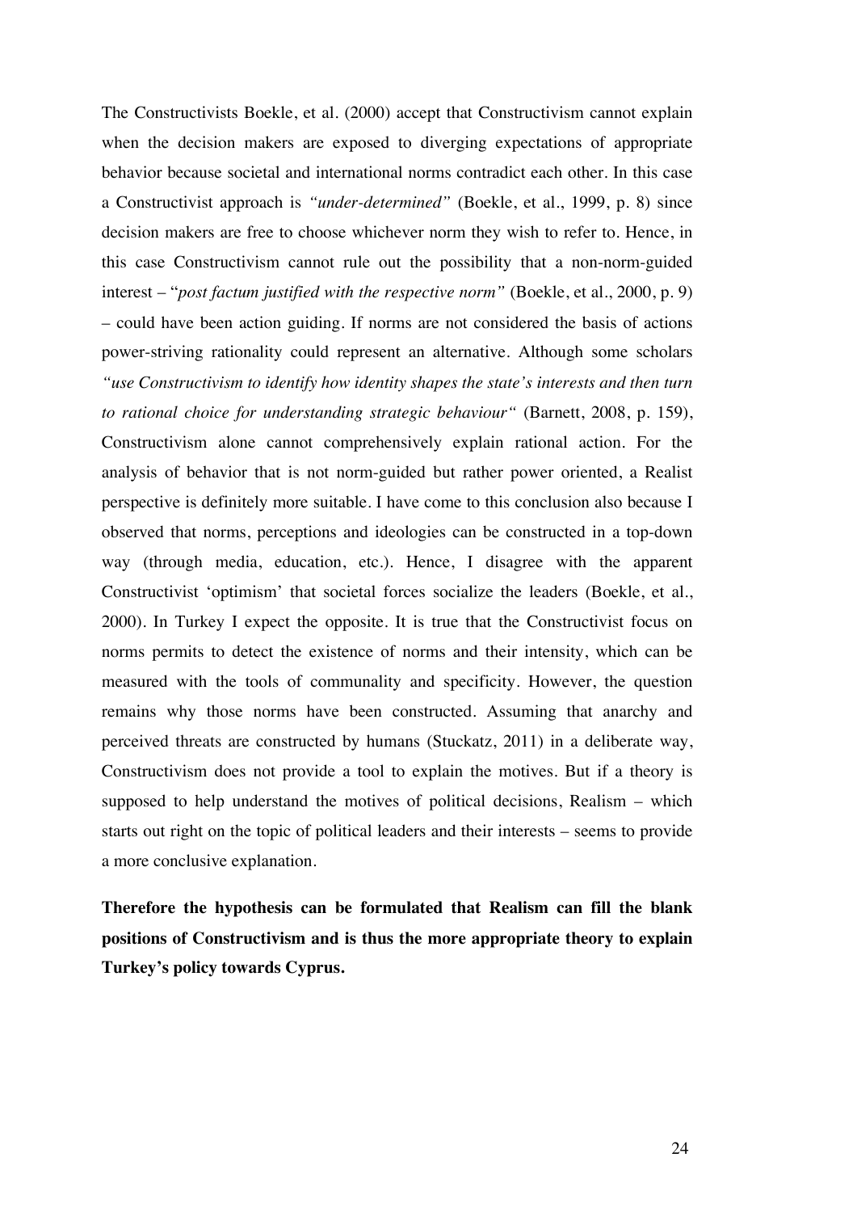The Constructivists Boekle, et al. (2000) accept that Constructivism cannot explain when the decision makers are exposed to diverging expectations of appropriate behavior because societal and international norms contradict each other. In this case a Constructivist approach is *"under-determined"* (Boekle, et al., 1999, p. 8) since decision makers are free to choose whichever norm they wish to refer to. Hence, in this case Constructivism cannot rule out the possibility that a non-norm-guided interest – "*post factum justified with the respective norm"* (Boekle, et al., 2000, p. 9) – could have been action guiding. If norms are not considered the basis of actions power-striving rationality could represent an alternative. Although some scholars *"use Constructivism to identify how identity shapes the state's interests and then turn to rational choice for understanding strategic behaviour"* (Barnett, 2008, p. 159), Constructivism alone cannot comprehensively explain rational action. For the analysis of behavior that is not norm-guided but rather power oriented, a Realist perspective is definitely more suitable. I have come to this conclusion also because I observed that norms, perceptions and ideologies can be constructed in a top-down way (through media, education, etc.). Hence, I disagree with the apparent Constructivist 'optimism' that societal forces socialize the leaders (Boekle, et al., 2000). In Turkey I expect the opposite. It is true that the Constructivist focus on norms permits to detect the existence of norms and their intensity, which can be measured with the tools of communality and specificity. However, the question remains why those norms have been constructed. Assuming that anarchy and perceived threats are constructed by humans (Stuckatz, 2011) in a deliberate way, Constructivism does not provide a tool to explain the motives. But if a theory is supposed to help understand the motives of political decisions, Realism – which starts out right on the topic of political leaders and their interests – seems to provide a more conclusive explanation.

**Therefore the hypothesis can be formulated that Realism can fill the blank positions of Constructivism and is thus the more appropriate theory to explain Turkey's policy towards Cyprus.**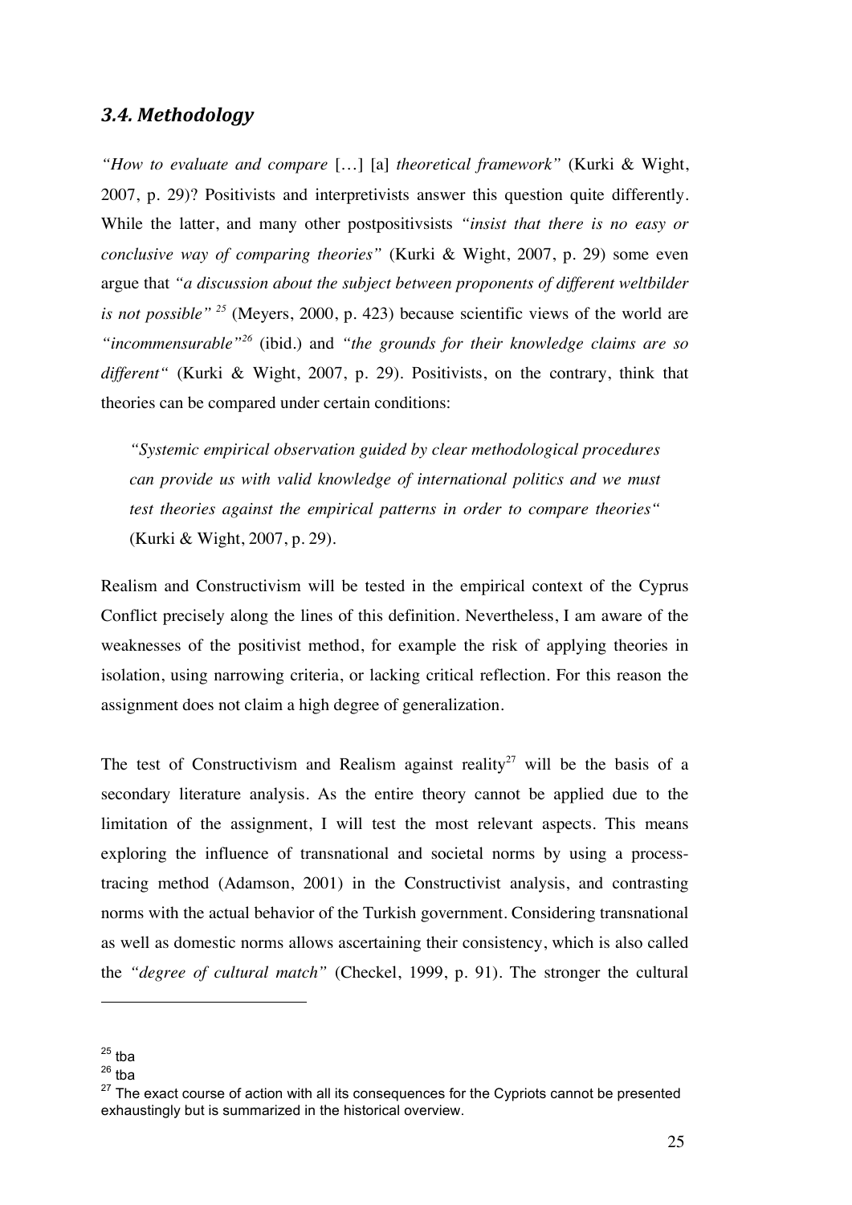### *3.4. Methodology*

*"How to evaluate and compare* […] [a] *theoretical framework"* (Kurki & Wight, 2007, p. 29)? Positivists and interpretivists answer this question quite differently. While the latter, and many other postpositivsists *"insist that there is no easy or conclusive way of comparing theories"* (Kurki & Wight, 2007, p. 29) some even argue that *"a discussion about the subject between proponents of different weltbilder is not possible"* [25] (Meyers, 2000, p. 423) because scientific views of the world are *"incommensurable"*[26] (ibid.) and *"the grounds for their knowledge claims are so different"* (Kurki & Wight, 2007, p. 29). Positivists, on the contrary, think that theories can be compared under certain conditions:

> *"Systemic empirical observation guided by clear methodological procedures can provide us with valid knowledge of international politics and we must test theories against the empirical patterns in order to compare theories"* (Kurki & Wight, 2007, p. 29).

Realism and Constructivism will be tested in the empirical context of the Cyprus Conflict precisely along the lines of this definition. Nevertheless, I am aware of the weaknesses of the positivist method, for example the risk of applying theories in isolation, using narrowing criteria, or lacking critical reflection. For this reason the assignment does not claim a high degree of generalization.

The test of Constructivism and Realism against reality[27] will be the basis of a secondary literature analysis. As the entire theory cannot be applied due to the limitation of the assignment, I will test the most relevant aspects. This means exploring the influence of transnational and societal norms by using a process-tracing method (Adamson, 2001) in the Constructivist analysis, and contrasting norms with the actual behavior of the Turkish government. Considering transnational as well as domestic norms allows ascertaining their consistency, which is also called the *"degree of cultural match"* (Checkel, 1999, p. 91). The stronger the cultural

---

[25] tba

[26] tba

[27] The exact course of action with all its consequences for the Cypriots cannot be presented exhaustingly but is summarized in the historical overview.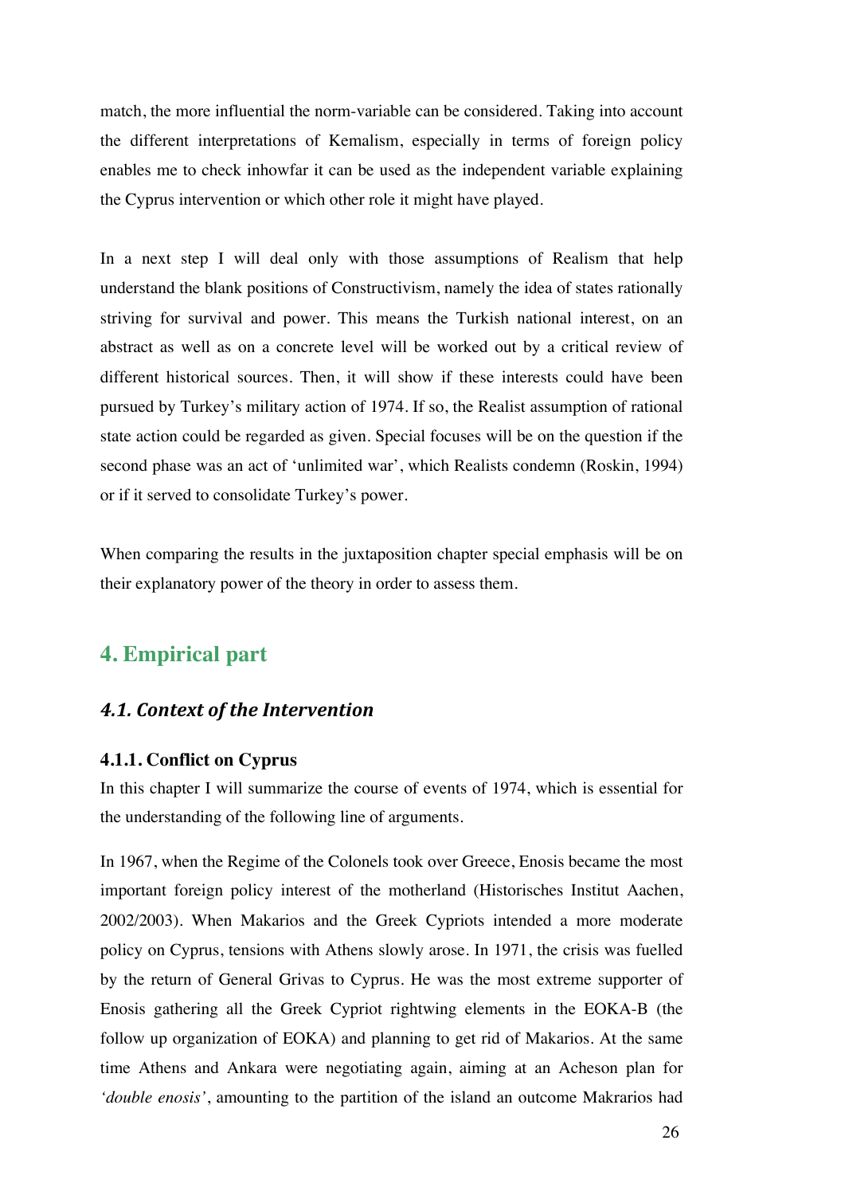match, the more influential the norm-variable can be considered. Taking into account the different interpretations of Kemalism, especially in terms of foreign policy enables me to check inhowfar it can be used as the independent variable explaining the Cyprus intervention or which other role it might have played.

In a next step I will deal only with those assumptions of Realism that help understand the blank positions of Constructivism, namely the idea of states rationally striving for survival and power. This means the Turkish national interest, on an abstract as well as on a concrete level will be worked out by a critical review of different historical sources. Then, it will show if these interests could have been pursued by Turkey's military action of 1974. If so, the Realist assumption of rational state action could be regarded as given. Special focuses will be on the question if the second phase was an act of 'unlimited war', which Realists condemn (Roskin, 1994) or if it served to consolidate Turkey's power.

When comparing the results in the juxtaposition chapter special emphasis will be on their explanatory power of the theory in order to assess them.

## 4. Empirical part

### *4.1. Context of the Intervention*

#### 4.1.1. Conflict on Cyprus

In this chapter I will summarize the course of events of 1974, which is essential for the understanding of the following line of arguments.

In 1967, when the Regime of the Colonels took over Greece, Enosis became the most important foreign policy interest of the motherland (Historisches Institut Aachen, 2002/2003). When Makarios and the Greek Cypriots intended a more moderate policy on Cyprus, tensions with Athens slowly arose. In 1971, the crisis was fuelled by the return of General Grivas to Cyprus. He was the most extreme supporter of Enosis gathering all the Greek Cypriot rightwing elements in the EOKA-B (the follow up organization of EOKA) and planning to get rid of Makarios. At the same time Athens and Ankara were negotiating again, aiming at an Acheson plan for *'double enosis'*, amounting to the partition of the island an outcome Makrarios had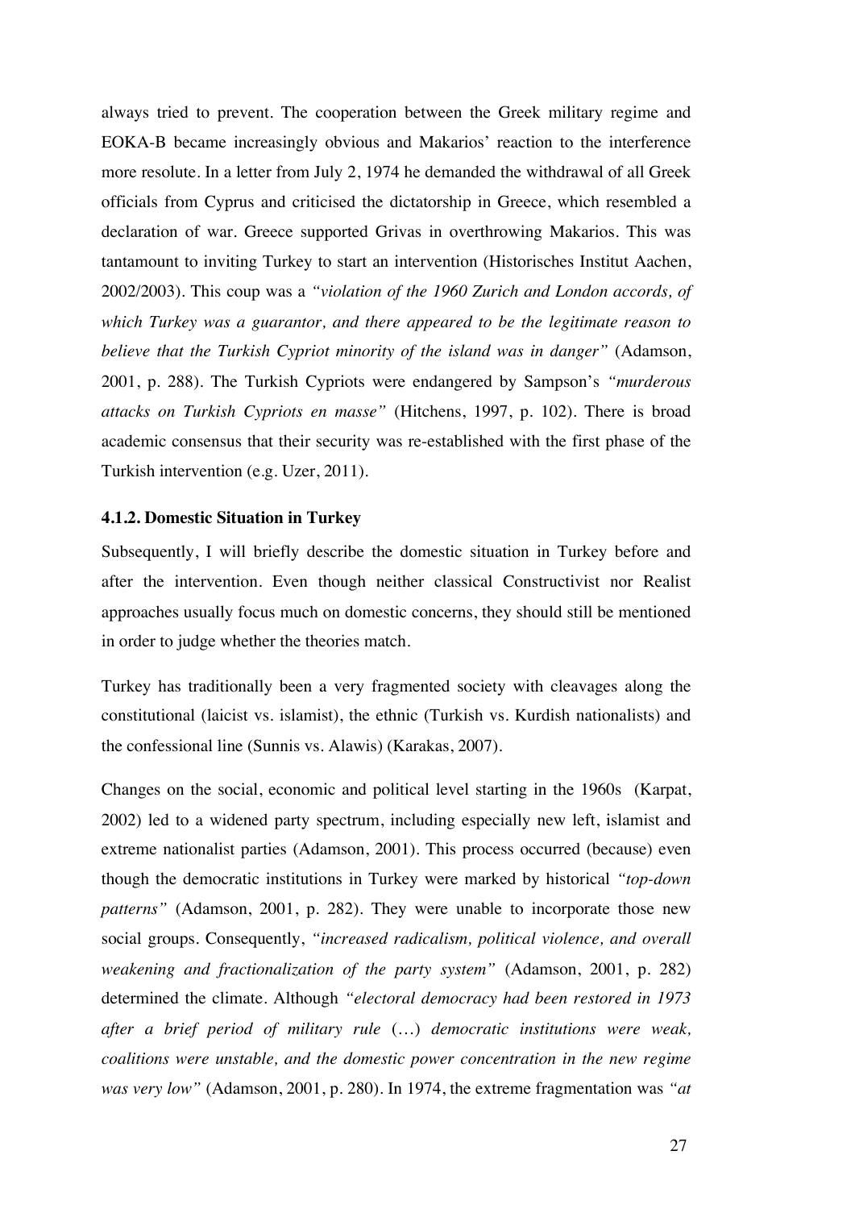always tried to prevent. The cooperation between the Greek military regime and EOKA-B became increasingly obvious and Makarios' reaction to the interference more resolute. In a letter from July 2, 1974 he demanded the withdrawal of all Greek officials from Cyprus and criticised the dictatorship in Greece, which resembled a declaration of war. Greece supported Grivas in overthrowing Makarios. This was tantamount to inviting Turkey to start an intervention (Historisches Institut Aachen, 2002/2003). This coup was a *"violation of the 1960 Zurich and London accords, of which Turkey was a guarantor, and there appeared to be the legitimate reason to believe that the Turkish Cypriot minority of the island was in danger"* (Adamson, 2001, p. 288). The Turkish Cypriots were endangered by Sampson's *"murderous attacks on Turkish Cypriots en masse"* (Hitchens, 1997, p. 102). There is broad academic consensus that their security was re-established with the first phase of the Turkish intervention (e.g. Uzer, 2011).

#### 4.1.2. Domestic Situation in Turkey

Subsequently, I will briefly describe the domestic situation in Turkey before and after the intervention. Even though neither classical Constructivist nor Realist approaches usually focus much on domestic concerns, they should still be mentioned in order to judge whether the theories match.

Turkey has traditionally been a very fragmented society with cleavages along the constitutional (laicist vs. islamist), the ethnic (Turkish vs. Kurdish nationalists) and the confessional line (Sunnis vs. Alawis) (Karakas, 2007).

Changes on the social, economic and political level starting in the 1960s (Karpat, 2002) led to a widened party spectrum, including especially new left, islamist and extreme nationalist parties (Adamson, 2001). This process occurred (because) even though the democratic institutions in Turkey were marked by historical *"top-down patterns"* (Adamson, 2001, p. 282). They were unable to incorporate those new social groups. Consequently, *"increased radicalism, political violence, and overall weakening and fractionalization of the party system"* (Adamson, 2001, p. 282) determined the climate. Although *"electoral democracy had been restored in 1973 after a brief period of military rule* (…) *democratic institutions were weak, coalitions were unstable, and the domestic power concentration in the new regime was very low"* (Adamson, 2001, p. 280). In 1974, the extreme fragmentation was *"at*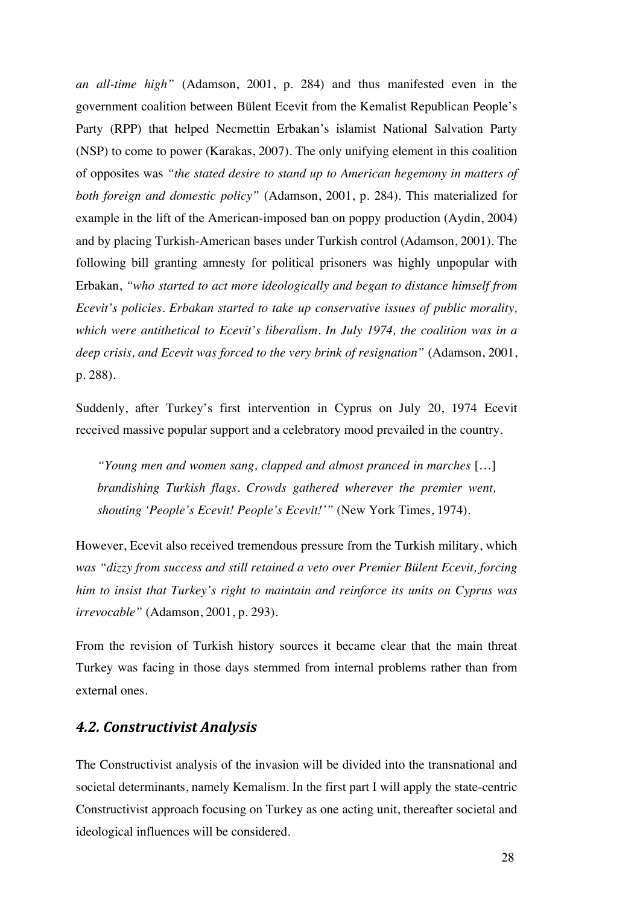*an all-time high"* (Adamson, 2001, p. 284) and thus manifested even in the government coalition between Bülent Ecevit from the Kemalist Republican People's Party (RPP) that helped Necmettin Erbakan's islamist National Salvation Party (NSP) to come to power (Karakas, 2007). The only unifying element in this coalition of opposites was *"the stated desire to stand up to American hegemony in matters of both foreign and domestic policy"* (Adamson, 2001, p. 284). This materialized for example in the lift of the American-imposed ban on poppy production (Aydin, 2004) and by placing Turkish-American bases under Turkish control (Adamson, 2001). The following bill granting amnesty for political prisoners was highly unpopular with Erbakan, *"who started to act more ideologically and began to distance himself from Ecevit's policies. Erbakan started to take up conservative issues of public morality, which were antithetical to Ecevit's liberalism. In July 1974, the coalition was in a deep crisis, and Ecevit was forced to the very brink of resignation"* (Adamson, 2001, p. 288).

Suddenly, after Turkey's first intervention in Cyprus on July 20, 1974 Ecevit received massive popular support and a celebratory mood prevailed in the country.

> *"Young men and women sang, clapped and almost pranced in marches* […] *brandishing Turkish flags. Crowds gathered wherever the premier went, shouting 'People's Ecevit! People's Ecevit!'"* (New York Times, 1974).

However, Ecevit also received tremendous pressure from the Turkish military, which *was "dizzy from success and still retained a veto over Premier Bülent Ecevit, forcing him to insist that Turkey's right to maintain and reinforce its units on Cyprus was irrevocable"* (Adamson, 2001, p. 293).

From the revision of Turkish history sources it became clear that the main threat Turkey was facing in those days stemmed from internal problems rather than from external ones.

## *4.2. Constructivist Analysis*

The Constructivist analysis of the invasion will be divided into the transnational and societal determinants, namely Kemalism. In the first part I will apply the state-centric Constructivist approach focusing on Turkey as one acting unit, thereafter societal and ideological influences will be considered.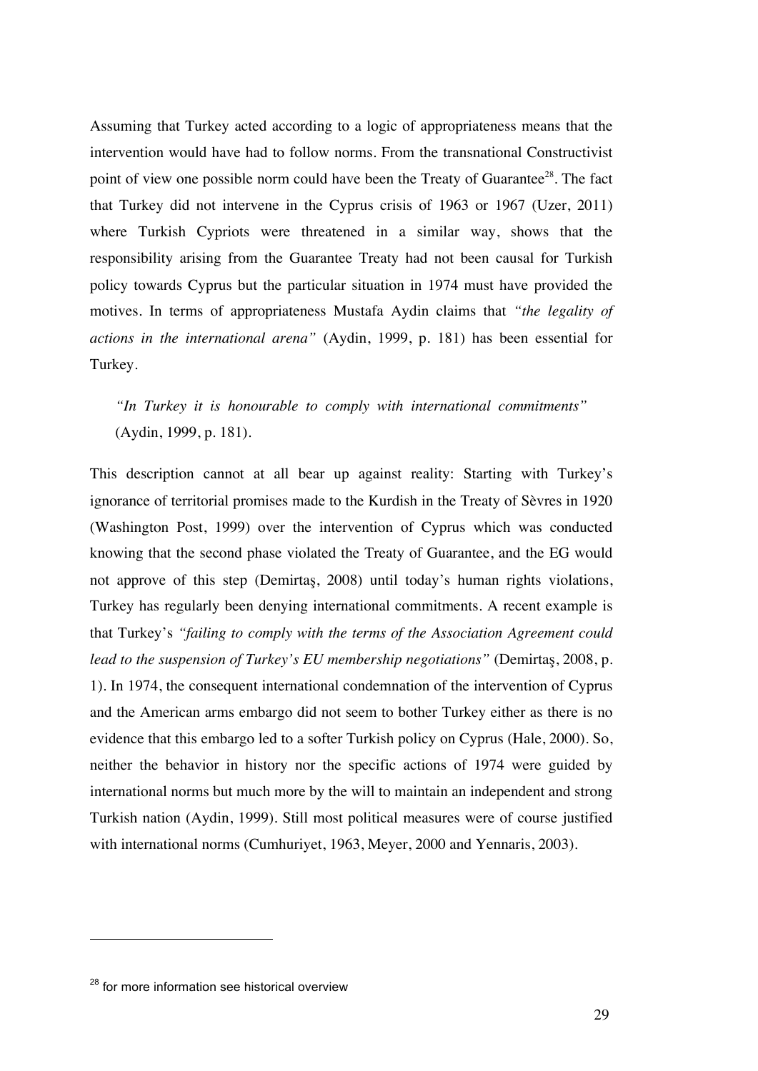Assuming that Turkey acted according to a logic of appropriateness means that the intervention would have had to follow norms. From the transnational Constructivist point of view one possible norm could have been the Treaty of Guarantee[28]. The fact that Turkey did not intervene in the Cyprus crisis of 1963 or 1967 (Uzer, 2011) where Turkish Cypriots were threatened in a similar way, shows that the responsibility arising from the Guarantee Treaty had not been causal for Turkish policy towards Cyprus but the particular situation in 1974 must have provided the motives. In terms of appropriateness Mustafa Aydin claims that *"the legality of actions in the international arena"* (Aydin, 1999, p. 181) has been essential for Turkey.

> *"In Turkey it is honourable to comply with international commitments"* (Aydin, 1999, p. 181).

This description cannot at all bear up against reality: Starting with Turkey's ignorance of territorial promises made to the Kurdish in the Treaty of Sèvres in 1920 (Washington Post, 1999) over the intervention of Cyprus which was conducted knowing that the second phase violated the Treaty of Guarantee, and the EG would not approve of this step (Demirtaş, 2008) until today's human rights violations, Turkey has regularly been denying international commitments. A recent example is that Turkey's *"failing to comply with the terms of the Association Agreement could lead to the suspension of Turkey's EU membership negotiations"* (Demirtaş, 2008, p. 1). In 1974, the consequent international condemnation of the intervention of Cyprus and the American arms embargo did not seem to bother Turkey either as there is no evidence that this embargo led to a softer Turkish policy on Cyprus (Hale, 2000). So, neither the behavior in history nor the specific actions of 1974 were guided by international norms but much more by the will to maintain an independent and strong Turkish nation (Aydin, 1999). Still most political measures were of course justified with international norms (Cumhuriyet, 1963, Meyer, 2000 and Yennaris, 2003).

---

[28] for more information see historical overview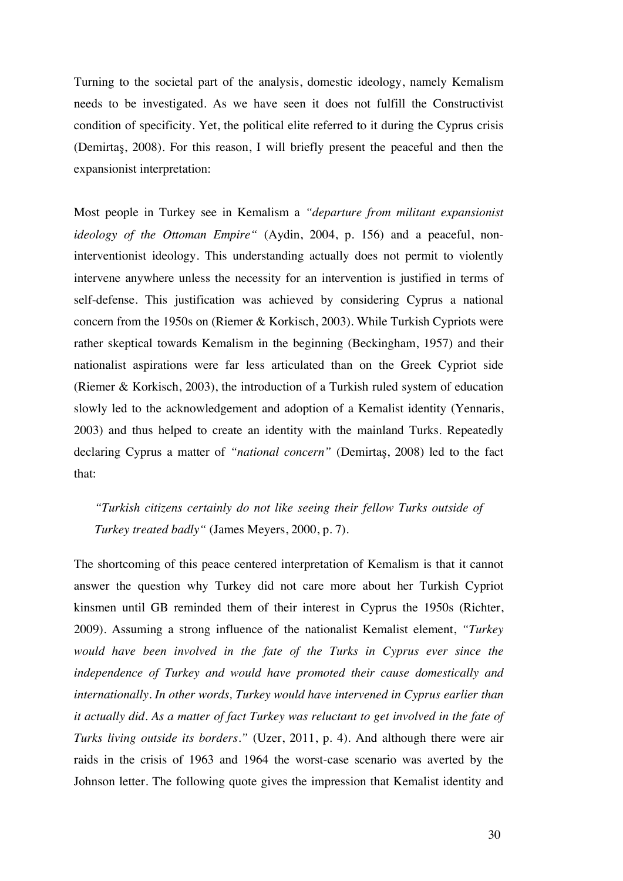Turning to the societal part of the analysis, domestic ideology, namely Kemalism needs to be investigated. As we have seen it does not fulfill the Constructivist condition of specificity. Yet, the political elite referred to it during the Cyprus crisis (Demirtaş, 2008). For this reason, I will briefly present the peaceful and then the expansionist interpretation:

Most people in Turkey see in Kemalism a *"departure from militant expansionist ideology of the Ottoman Empire"* (Aydin, 2004, p. 156) and a peaceful, non-interventionist ideology. This understanding actually does not permit to violently intervene anywhere unless the necessity for an intervention is justified in terms of self-defense. This justification was achieved by considering Cyprus a national concern from the 1950s on (Riemer & Korkisch, 2003). While Turkish Cypriots were rather skeptical towards Kemalism in the beginning (Beckingham, 1957) and their nationalist aspirations were far less articulated than on the Greek Cypriot side (Riemer & Korkisch, 2003), the introduction of a Turkish ruled system of education slowly led to the acknowledgement and adoption of a Kemalist identity (Yennaris, 2003) and thus helped to create an identity with the mainland Turks. Repeatedly declaring Cyprus a matter of *"national concern"* (Demirtaş, 2008) led to the fact that:

> *"Turkish citizens certainly do not like seeing their fellow Turks outside of Turkey treated badly"* (James Meyers, 2000, p. 7).

The shortcoming of this peace centered interpretation of Kemalism is that it cannot answer the question why Turkey did not care more about her Turkish Cypriot kinsmen until GB reminded them of their interest in Cyprus the 1950s (Richter, 2009). Assuming a strong influence of the nationalist Kemalist element, *"Turkey would have been involved in the fate of the Turks in Cyprus ever since the independence of Turkey and would have promoted their cause domestically and internationally. In other words, Turkey would have intervened in Cyprus earlier than it actually did. As a matter of fact Turkey was reluctant to get involved in the fate of Turks living outside its borders."* (Uzer, 2011, p. 4). And although there were air raids in the crisis of 1963 and 1964 the worst-case scenario was averted by the Johnson letter. The following quote gives the impression that Kemalist identity and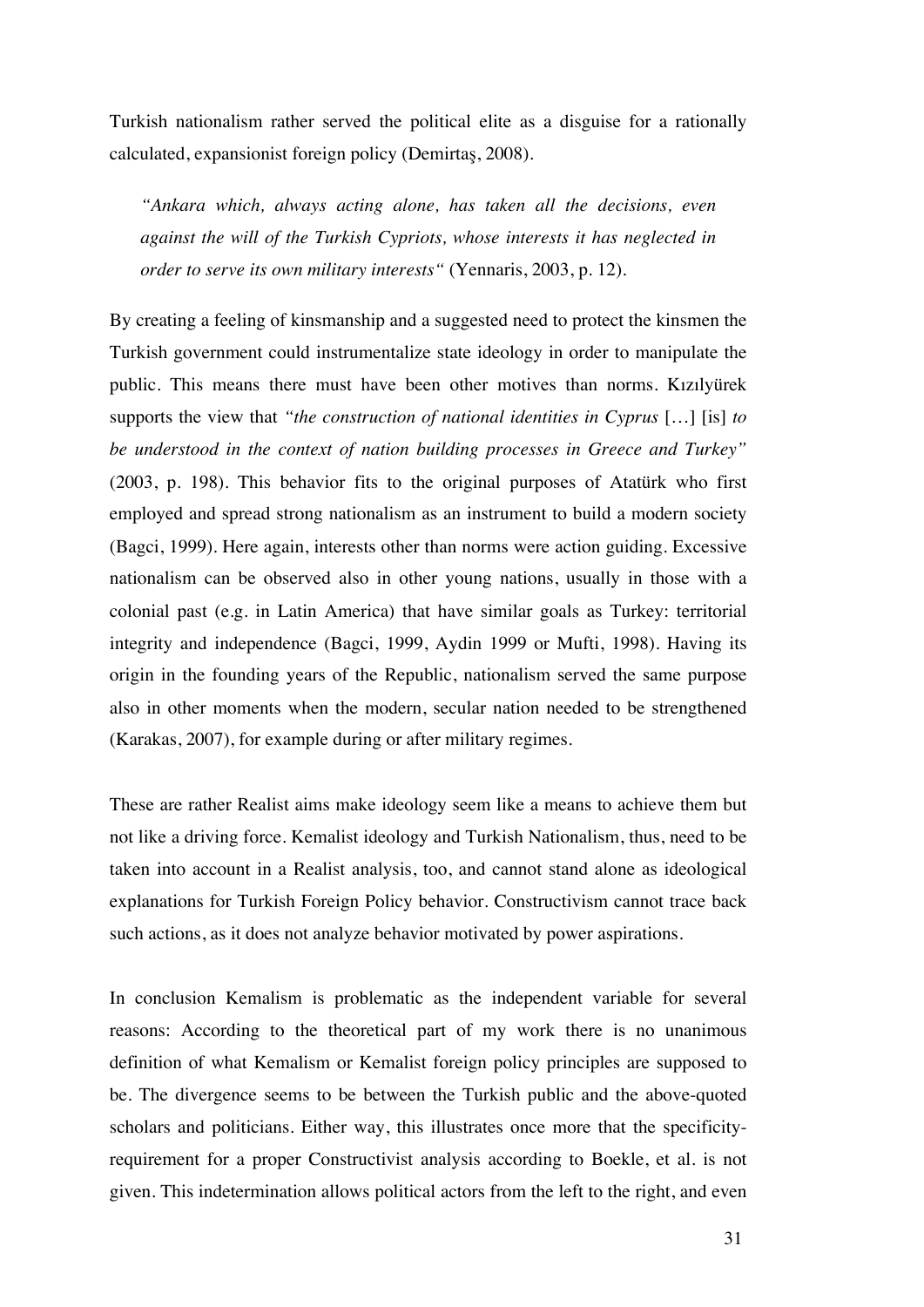Turkish nationalism rather served the political elite as a disguise for a rationally calculated, expansionist foreign policy (Demirtaş, 2008).

> *"Ankara which, always acting alone, has taken all the decisions, even against the will of the Turkish Cypriots, whose interests it has neglected in order to serve its own military interests"* (Yennaris, 2003, p. 12).

By creating a feeling of kinsmanship and a suggested need to protect the kinsmen the Turkish government could instrumentalize state ideology in order to manipulate the public. This means there must have been other motives than norms. Kızılyürek supports the view that *"the construction of national identities in Cyprus* […] [is] *to be understood in the context of nation building processes in Greece and Turkey"* (2003, p. 198). This behavior fits to the original purposes of Atatürk who first employed and spread strong nationalism as an instrument to build a modern society (Bagci, 1999). Here again, interests other than norms were action guiding. Excessive nationalism can be observed also in other young nations, usually in those with a colonial past (e.g. in Latin America) that have similar goals as Turkey: territorial integrity and independence (Bagci, 1999, Aydin 1999 or Mufti, 1998). Having its origin in the founding years of the Republic, nationalism served the same purpose also in other moments when the modern, secular nation needed to be strengthened (Karakas, 2007), for example during or after military regimes.

These are rather Realist aims make ideology seem like a means to achieve them but not like a driving force. Kemalist ideology and Turkish Nationalism, thus, need to be taken into account in a Realist analysis, too, and cannot stand alone as ideological explanations for Turkish Foreign Policy behavior. Constructivism cannot trace back such actions, as it does not analyze behavior motivated by power aspirations.

In conclusion Kemalism is problematic as the independent variable for several reasons: According to the theoretical part of my work there is no unanimous definition of what Kemalism or Kemalist foreign policy principles are supposed to be. The divergence seems to be between the Turkish public and the above-quoted scholars and politicians. Either way, this illustrates once more that the specificity-requirement for a proper Constructivist analysis according to Boekle, et al. is not given. This indetermination allows political actors from the left to the right, and even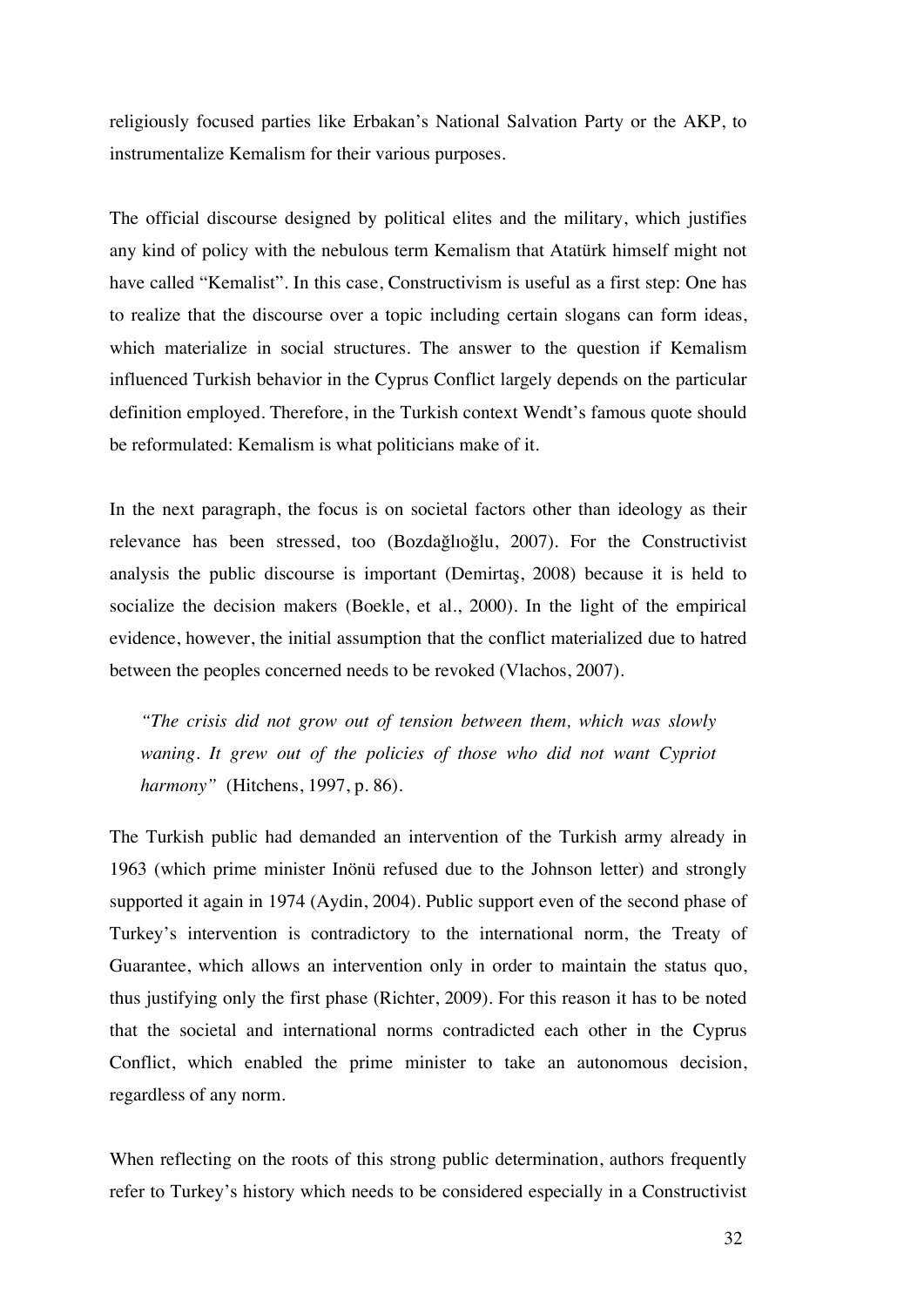religiously focused parties like Erbakan's National Salvation Party or the AKP, to instrumentalize Kemalism for their various purposes.

The official discourse designed by political elites and the military, which justifies any kind of policy with the nebulous term Kemalism that Atatürk himself might not have called "Kemalist". In this case, Constructivism is useful as a first step: One has to realize that the discourse over a topic including certain slogans can form ideas, which materialize in social structures. The answer to the question if Kemalism influenced Turkish behavior in the Cyprus Conflict largely depends on the particular definition employed. Therefore, in the Turkish context Wendt's famous quote should be reformulated: Kemalism is what politicians make of it.

In the next paragraph, the focus is on societal factors other than ideology as their relevance has been stressed, too (Bozdağlıoğlu, 2007). For the Constructivist analysis the public discourse is important (Demirtaş, 2008) because it is held to socialize the decision makers (Boekle, et al., 2000). In the light of the empirical evidence, however, the initial assumption that the conflict materialized due to hatred between the peoples concerned needs to be revoked (Vlachos, 2007).

> *"The crisis did not grow out of tension between them, which was slowly waning. It grew out of the policies of those who did not want Cypriot harmony"* (Hitchens, 1997, p. 86).

The Turkish public had demanded an intervention of the Turkish army already in 1963 (which prime minister Inönü refused due to the Johnson letter) and strongly supported it again in 1974 (Aydin, 2004). Public support even of the second phase of Turkey's intervention is contradictory to the international norm, the Treaty of Guarantee, which allows an intervention only in order to maintain the status quo, thus justifying only the first phase (Richter, 2009). For this reason it has to be noted that the societal and international norms contradicted each other in the Cyprus Conflict, which enabled the prime minister to take an autonomous decision, regardless of any norm.

When reflecting on the roots of this strong public determination, authors frequently refer to Turkey's history which needs to be considered especially in a Constructivist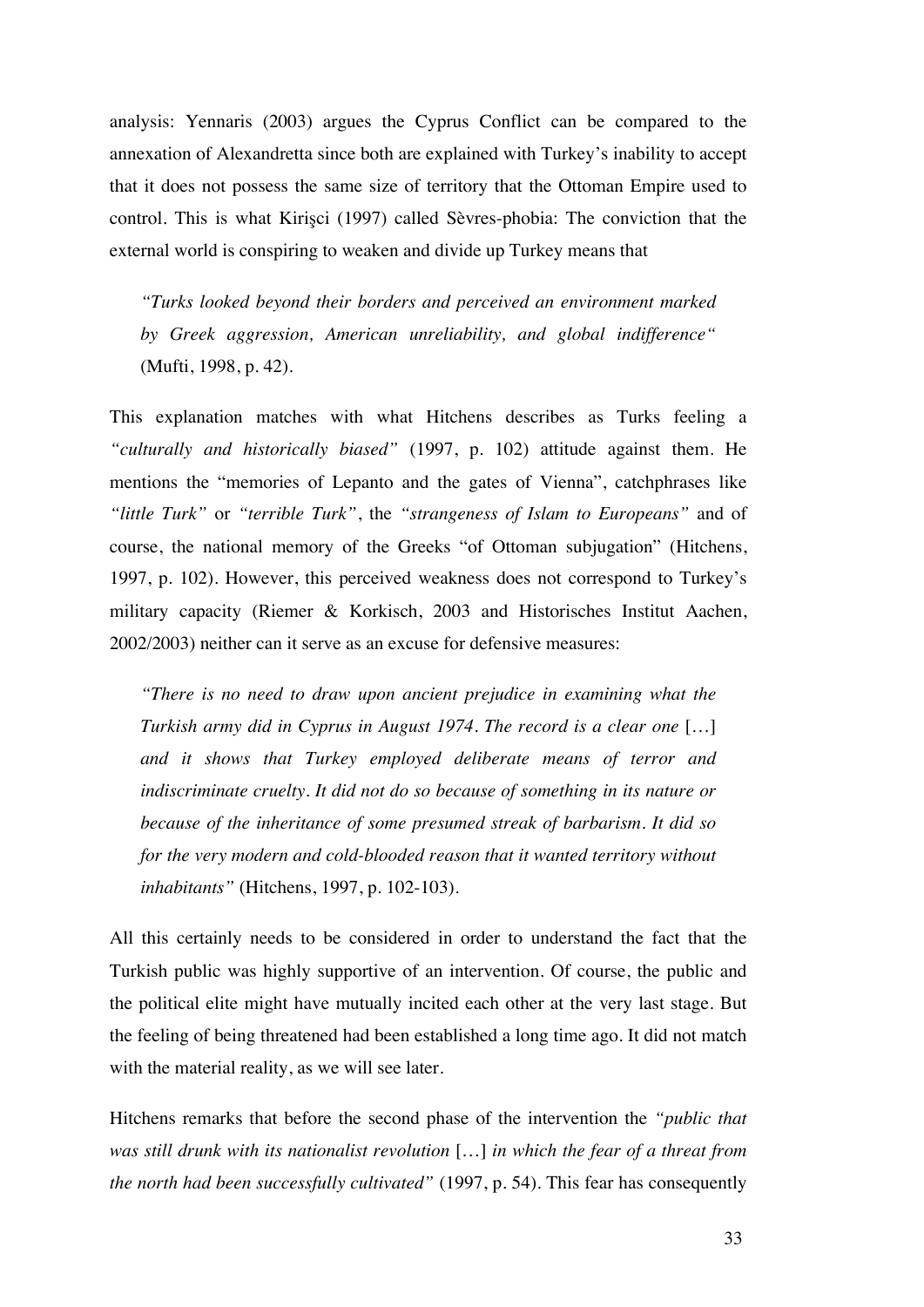analysis: Yennaris (2003) argues the Cyprus Conflict can be compared to the annexation of Alexandretta since both are explained with Turkey's inability to accept that it does not possess the same size of territory that the Ottoman Empire used to control. This is what Kirişci (1997) called Sèvres-phobia: The conviction that the external world is conspiring to weaken and divide up Turkey means that

> *"Turks looked beyond their borders and perceived an environment marked by Greek aggression, American unreliability, and global indifference"* (Mufti, 1998, p. 42).

This explanation matches with what Hitchens describes as Turks feeling a *"culturally and historically biased"* (1997, p. 102) attitude against them. He mentions the "memories of Lepanto and the gates of Vienna", catchphrases like *"little Turk"* or *"terrible Turk"*, the *"strangeness of Islam to Europeans"* and of course, the national memory of the Greeks "of Ottoman subjugation" (Hitchens, 1997, p. 102). However, this perceived weakness does not correspond to Turkey's military capacity (Riemer & Korkisch, 2003 and Historisches Institut Aachen, 2002/2003) neither can it serve as an excuse for defensive measures:

> *"There is no need to draw upon ancient prejudice in examining what the Turkish army did in Cyprus in August 1974. The record is a clear one* […] *and it shows that Turkey employed deliberate means of terror and indiscriminate cruelty. It did not do so because of something in its nature or because of the inheritance of some presumed streak of barbarism. It did so for the very modern and cold-blooded reason that it wanted territory without inhabitants"* (Hitchens, 1997, p. 102-103).

All this certainly needs to be considered in order to understand the fact that the Turkish public was highly supportive of an intervention. Of course, the public and the political elite might have mutually incited each other at the very last stage. But the feeling of being threatened had been established a long time ago. It did not match with the material reality, as we will see later.

Hitchens remarks that before the second phase of the intervention the *"public that was still drunk with its nationalist revolution* […] *in which the fear of a threat from the north had been successfully cultivated"* (1997, p. 54). This fear has consequently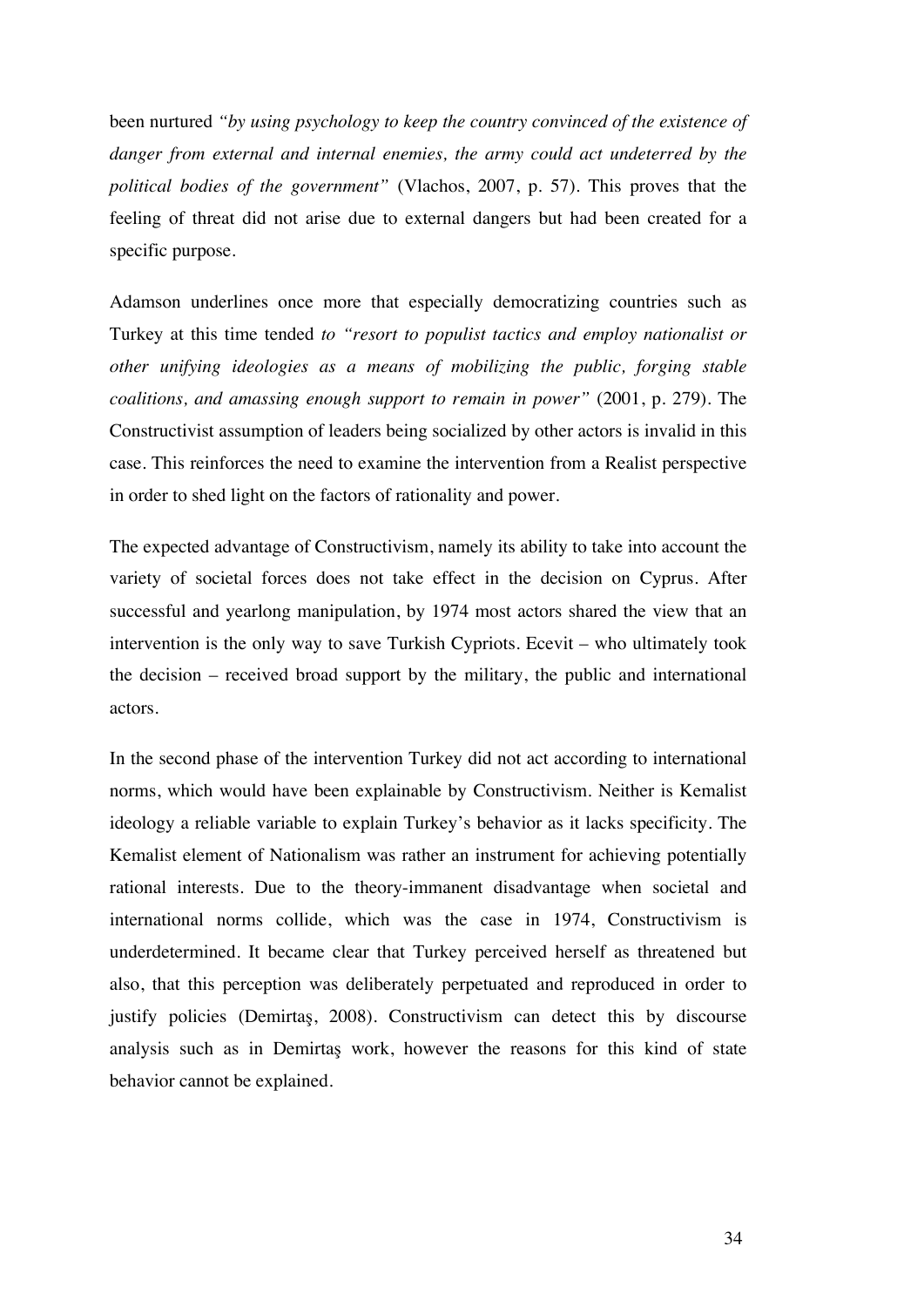been nurtured *"by using psychology to keep the country convinced of the existence of danger from external and internal enemies, the army could act undeterred by the political bodies of the government"* (Vlachos, 2007, p. 57). This proves that the feeling of threat did not arise due to external dangers but had been created for a specific purpose.

Adamson underlines once more that especially democratizing countries such as Turkey at this time tended *to "resort to populist tactics and employ nationalist or other unifying ideologies as a means of mobilizing the public, forging stable coalitions, and amassing enough support to remain in power"* (2001, p. 279). The Constructivist assumption of leaders being socialized by other actors is invalid in this case. This reinforces the need to examine the intervention from a Realist perspective in order to shed light on the factors of rationality and power.

The expected advantage of Constructivism, namely its ability to take into account the variety of societal forces does not take effect in the decision on Cyprus. After successful and yearlong manipulation, by 1974 most actors shared the view that an intervention is the only way to save Turkish Cypriots. Ecevit – who ultimately took the decision – received broad support by the military, the public and international actors.

In the second phase of the intervention Turkey did not act according to international norms, which would have been explainable by Constructivism. Neither is Kemalist ideology a reliable variable to explain Turkey's behavior as it lacks specificity. The Kemalist element of Nationalism was rather an instrument for achieving potentially rational interests. Due to the theory-immanent disadvantage when societal and international norms collide, which was the case in 1974, Constructivism is underdetermined. It became clear that Turkey perceived herself as threatened but also, that this perception was deliberately perpetuated and reproduced in order to justify policies (Demirtaş, 2008). Constructivism can detect this by discourse analysis such as in Demirtaş work, however the reasons for this kind of state behavior cannot be explained.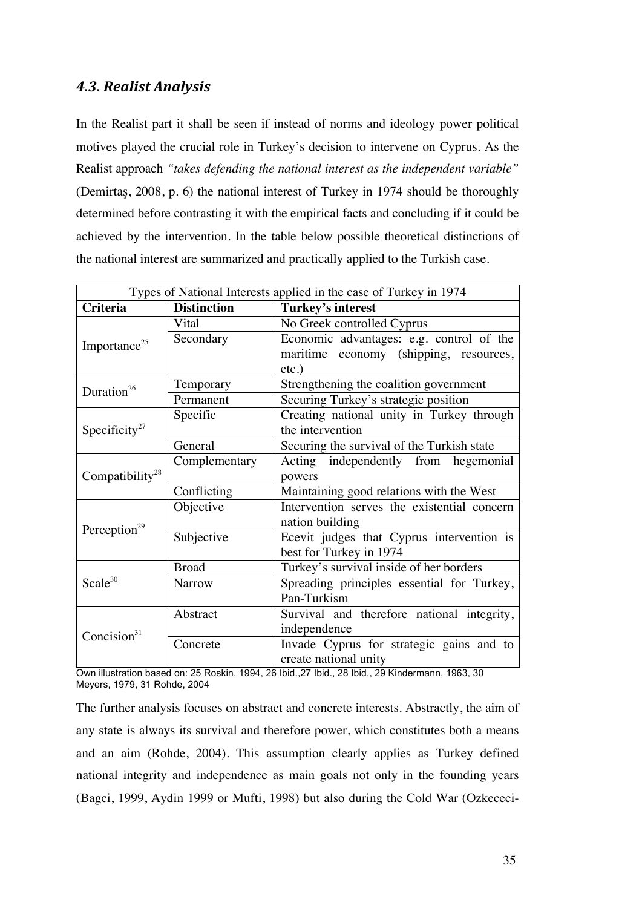### *4.3. Realist Analysis*

In the Realist part it shall be seen if instead of norms and ideology power political motives played the crucial role in Turkey's decision to intervene on Cyprus. As the Realist approach *"takes defending the national interest as the independent variable"* (Demirtaş, 2008, p. 6) the national interest of Turkey in 1974 should be thoroughly determined before contrasting it with the empirical facts and concluding if it could be achieved by the intervention. In the table below possible theoretical distinctions of the national interest are summarized and practically applied to the Turkish case.

| Types of National Interests applied in the case of Turkey in 1974 | | |
|---|---|---|
| **Criteria** | **Distinction** | **Turkey's interest** |
| Importance[25] | Vital | No Greek controlled Cyprus |
| | Secondary | Economic advantages: e.g. control of the maritime economy (shipping, resources, etc.) |
| Duration[26] | Temporary | Strengthening the coalition government |
| | Permanent | Securing Turkey's strategic position |
| Specificity[27] | Specific | Creating national unity in Turkey through the intervention |
| | General | Securing the survival of the Turkish state |
| Compatibility[28] | Complementary | Acting independently from hegemonial powers |
| | Conflicting | Maintaining good relations with the West |
| Perception[29] | Objective | Intervention serves the existential concern nation building |
| | Subjective | Ecevit judges that Cyprus intervention is best for Turkey in 1974 |
| Scale[30] | Broad | Turkey's survival inside of her borders |
| | Narrow | Spreading principles essential for Turkey, Pan-Turkism |
| Concision[31] | Abstract | Survival and therefore national integrity, independence |
| | Concrete | Invade Cyprus for strategic gains and to create national unity |

Own illustration based on: 25 Roskin, 1994, 26 Ibid.,27 Ibid., 28 Ibid., 29 Kindermann, 1963, 30 Meyers, 1979, 31 Rohde, 2004

The further analysis focuses on abstract and concrete interests. Abstractly, the aim of any state is always its survival and therefore power, which constitutes both a means and an aim (Rohde, 2004). This assumption clearly applies as Turkey defined national integrity and independence as main goals not only in the founding years (Bagci, 1999, Aydin 1999 or Mufti, 1998) but also during the Cold War (Ozkececi-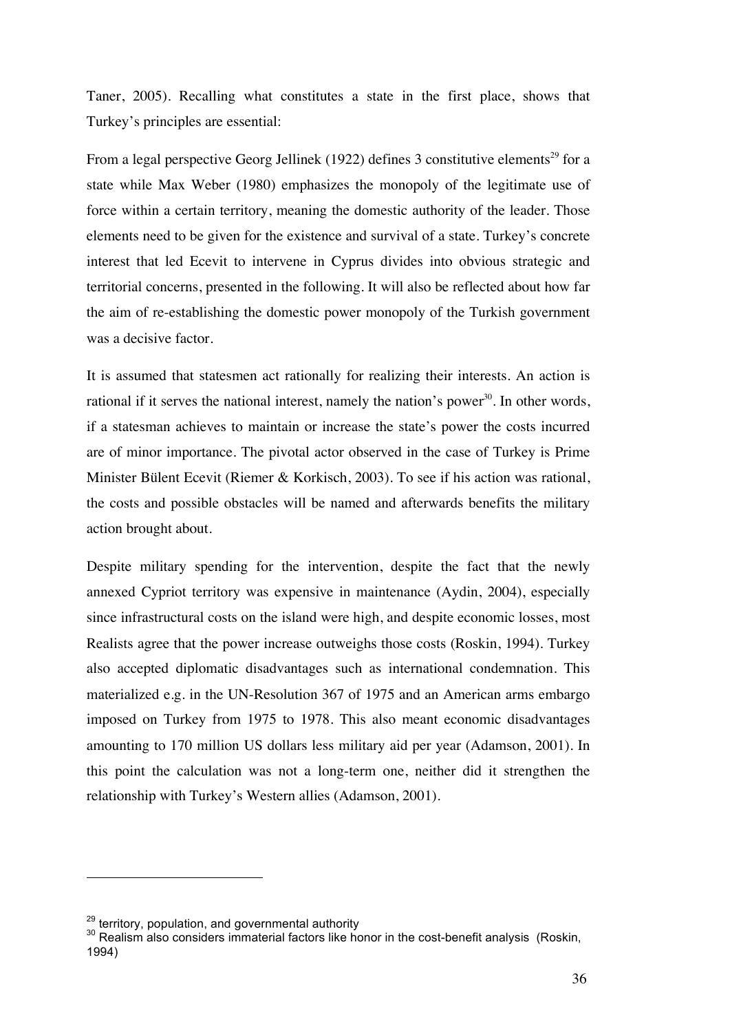Taner, 2005). Recalling what constitutes a state in the first place, shows that Turkey's principles are essential:

From a legal perspective Georg Jellinek (1922) defines 3 constitutive elements[29] for a state while Max Weber (1980) emphasizes the monopoly of the legitimate use of force within a certain territory, meaning the domestic authority of the leader. Those elements need to be given for the existence and survival of a state. Turkey's concrete interest that led Ecevit to intervene in Cyprus divides into obvious strategic and territorial concerns, presented in the following. It will also be reflected about how far the aim of re-establishing the domestic power monopoly of the Turkish government was a decisive factor.

It is assumed that statesmen act rationally for realizing their interests. An action is rational if it serves the national interest, namely the nation's power[30]. In other words, if a statesman achieves to maintain or increase the state's power the costs incurred are of minor importance. The pivotal actor observed in the case of Turkey is Prime Minister Bülent Ecevit (Riemer & Korkisch, 2003). To see if his action was rational, the costs and possible obstacles will be named and afterwards benefits the military action brought about.

Despite military spending for the intervention, despite the fact that the newly annexed Cypriot territory was expensive in maintenance (Aydin, 2004), especially since infrastructural costs on the island were high, and despite economic losses, most Realists agree that the power increase outweighs those costs (Roskin, 1994). Turkey also accepted diplomatic disadvantages such as international condemnation. This materialized e.g. in the UN-Resolution 367 of 1975 and an American arms embargo imposed on Turkey from 1975 to 1978. This also meant economic disadvantages amounting to 170 million US dollars less military aid per year (Adamson, 2001). In this point the calculation was not a long-term one, neither did it strengthen the relationship with Turkey's Western allies (Adamson, 2001).

---

[29] territory, population, and governmental authority

[30] Realism also considers immaterial factors like honor in the cost-benefit analysis (Roskin, 1994)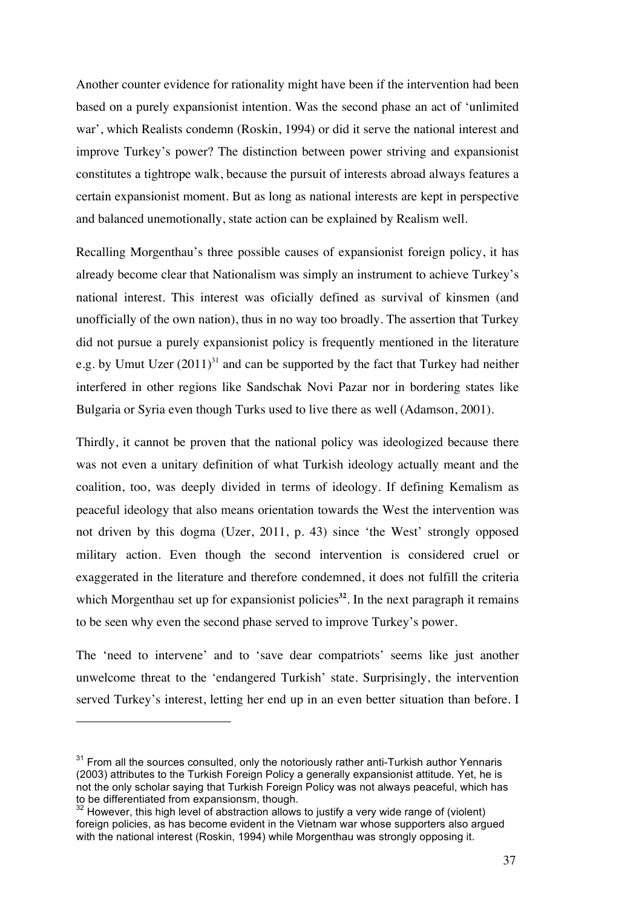Another counter evidence for rationality might have been if the intervention had been based on a purely expansionist intention. Was the second phase an act of 'unlimited war', which Realists condemn (Roskin, 1994) or did it serve the national interest and improve Turkey's power? The distinction between power striving and expansionist constitutes a tightrope walk, because the pursuit of interests abroad always features a certain expansionist moment. But as long as national interests are kept in perspective and balanced unemotionally, state action can be explained by Realism well.

Recalling Morgenthau's three possible causes of expansionist foreign policy, it has already become clear that Nationalism was simply an instrument to achieve Turkey's national interest. This interest was oficially defined as survival of kinsmen (and unofficially of the own nation), thus in no way too broadly. The assertion that Turkey did not pursue a purely expansionist policy is frequently mentioned in the literature e.g. by Umut Uzer (2011)[31] and can be supported by the fact that Turkey had neither interfered in other regions like Sandschak Novi Pazar nor in bordering states like Bulgaria or Syria even though Turks used to live there as well (Adamson, 2001).

Thirdly, it cannot be proven that the national policy was ideologized because there was not even a unitary definition of what Turkish ideology actually meant and the coalition, too, was deeply divided in terms of ideology. If defining Kemalism as peaceful ideology that also means orientation towards the West the intervention was not driven by this dogma (Uzer, 2011, p. 43) since 'the West' strongly opposed military action. Even though the second intervention is considered cruel or exaggerated in the literature and therefore condemned, it does not fulfill the criteria which Morgenthau set up for expansionist policies[32]. In the next paragraph it remains to be seen why even the second phase served to improve Turkey's power.

The 'need to intervene' and to 'save dear compatriots' seems like just another unwelcome threat to the 'endangered Turkish' state. Surprisingly, the intervention served Turkey's interest, letting her end up in an even better situation than before. I

---

[31] From all the sources consulted, only the notoriously rather anti-Turkish author Yennaris (2003) attributes to the Turkish Foreign Policy a generally expansionist attitude. Yet, he is not the only scholar saying that Turkish Foreign Policy was not always peaceful, which has to be differentiated from expansionsm, though.

[32] However, this high level of abstraction allows to justify a very wide range of (violent) foreign policies, as has become evident in the Vietnam war whose supporters also argued with the national interest (Roskin, 1994) while Morgenthau was strongly opposing it.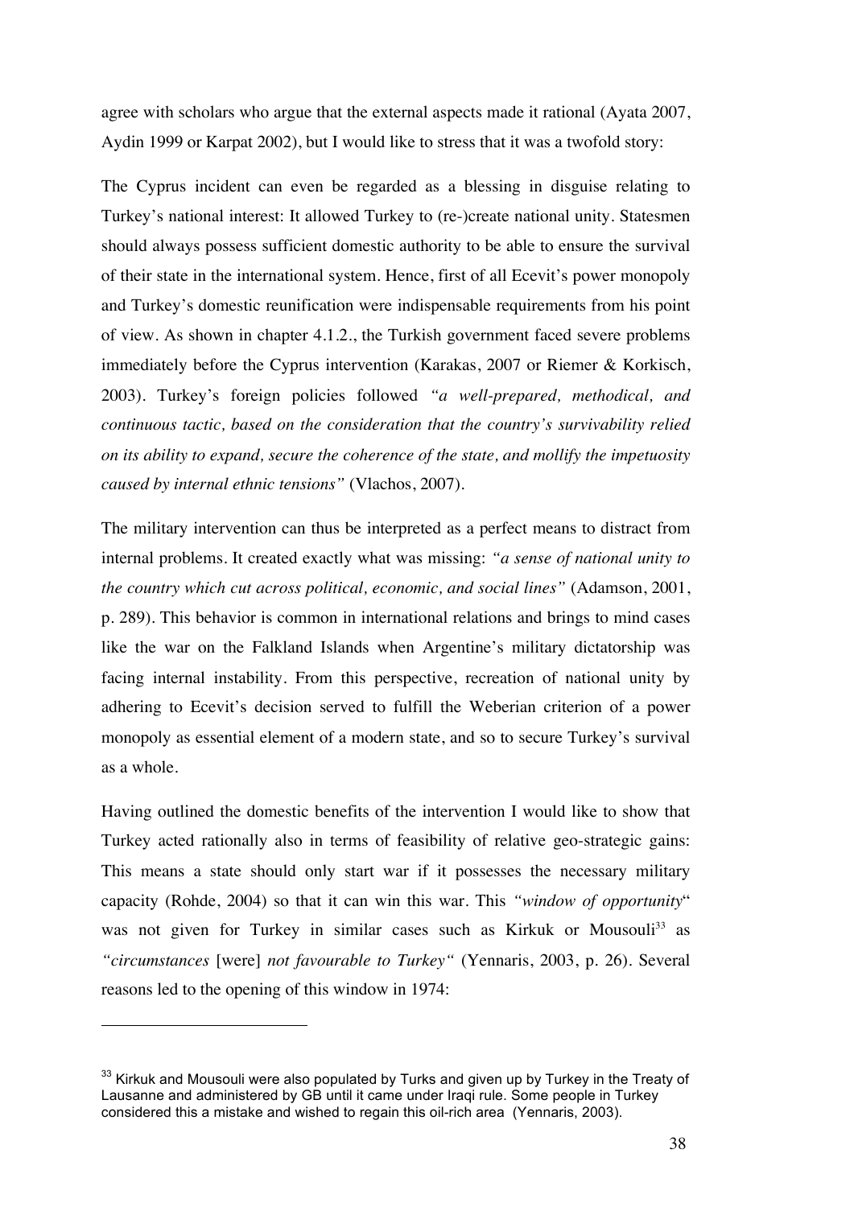agree with scholars who argue that the external aspects made it rational (Ayata 2007, Aydin 1999 or Karpat 2002), but I would like to stress that it was a twofold story:

The Cyprus incident can even be regarded as a blessing in disguise relating to Turkey's national interest: It allowed Turkey to (re-)create national unity. Statesmen should always possess sufficient domestic authority to be able to ensure the survival of their state in the international system. Hence, first of all Ecevit's power monopoly and Turkey's domestic reunification were indispensable requirements from his point of view. As shown in chapter 4.1.2., the Turkish government faced severe problems immediately before the Cyprus intervention (Karakas, 2007 or Riemer & Korkisch, 2003). Turkey's foreign policies followed *"a well-prepared, methodical, and continuous tactic, based on the consideration that the country's survivability relied on its ability to expand, secure the coherence of the state, and mollify the impetuosity caused by internal ethnic tensions"* (Vlachos, 2007).

The military intervention can thus be interpreted as a perfect means to distract from internal problems. It created exactly what was missing: *"a sense of national unity to the country which cut across political, economic, and social lines"* (Adamson, 2001, p. 289). This behavior is common in international relations and brings to mind cases like the war on the Falkland Islands when Argentine's military dictatorship was facing internal instability. From this perspective, recreation of national unity by adhering to Ecevit's decision served to fulfill the Weberian criterion of a power monopoly as essential element of a modern state, and so to secure Turkey's survival as a whole.

Having outlined the domestic benefits of the intervention I would like to show that Turkey acted rationally also in terms of feasibility of relative geo-strategic gains: This means a state should only start war if it possesses the necessary military capacity (Rohde, 2004) so that it can win this war. This *"window of opportunity"* was not given for Turkey in similar cases such as Kirkuk or Mousouli[33] as *"circumstances* [were] *not favourable to Turkey"* (Yennaris, 2003, p. 26). Several reasons led to the opening of this window in 1974:

---

[33] Kirkuk and Mousouli were also populated by Turks and given up by Turkey in the Treaty of Lausanne and administered by GB until it came under Iraqi rule. Some people in Turkey considered this a mistake and wished to regain this oil-rich area (Yennaris, 2003).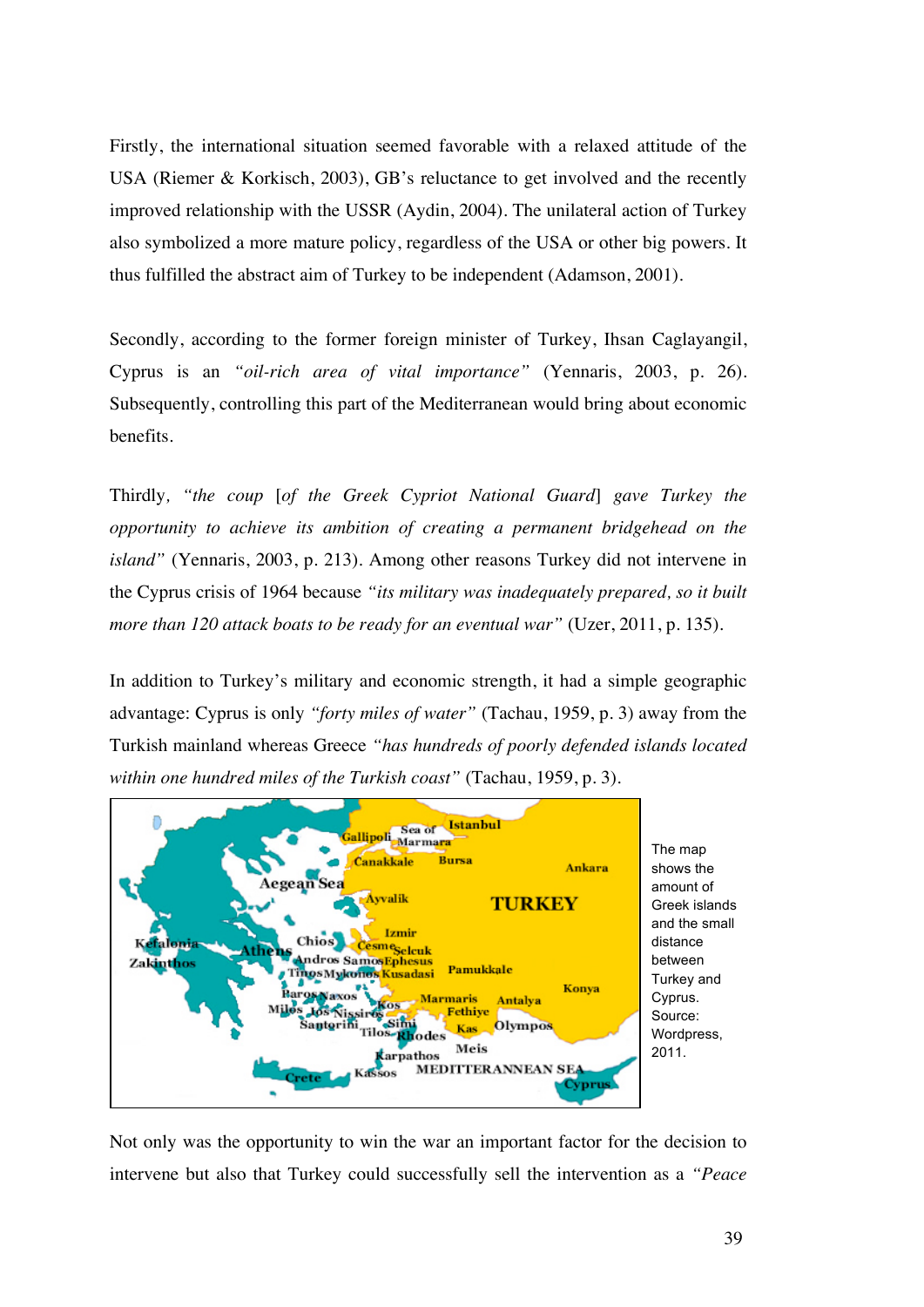Firstly, the international situation seemed favorable with a relaxed attitude of the USA (Riemer & Korkisch, 2003), GB's reluctance to get involved and the recently improved relationship with the USSR (Aydin, 2004). The unilateral action of Turkey also symbolized a more mature policy, regardless of the USA or other big powers. It thus fulfilled the abstract aim of Turkey to be independent (Adamson, 2001).

Secondly, according to the former foreign minister of Turkey, Ihsan Caglayangil, Cyprus is an *"oil-rich area of vital importance"* (Yennaris, 2003, p. 26). Subsequently, controlling this part of the Mediterranean would bring about economic benefits.

Thirdly, *"the coup* [*of the Greek Cypriot National Guard*] *gave Turkey the opportunity to achieve its ambition of creating a permanent bridgehead on the island"* (Yennaris, 2003, p. 213). Among other reasons Turkey did not intervene in the Cyprus crisis of 1964 because *"its military was inadequately prepared, so it built more than 120 attack boats to be ready for an eventual war"* (Uzer, 2011, p. 135).

In addition to Turkey's military and economic strength, it had a simple geographic advantage: Cyprus is only *"forty miles of water"* (Tachau, 1959, p. 3) away from the Turkish mainland whereas Greece *"has hundreds of poorly defended islands located within one hundred miles of the Turkish coast"* (Tachau, 1959, p. 3).

The map shows the amount of Greek islands and the small distance between Turkey and Cyprus. Source: Wordpress, 2011.

Not only was the opportunity to win the war an important factor for the decision to intervene but also that Turkey could successfully sell the intervention as a *"Peace*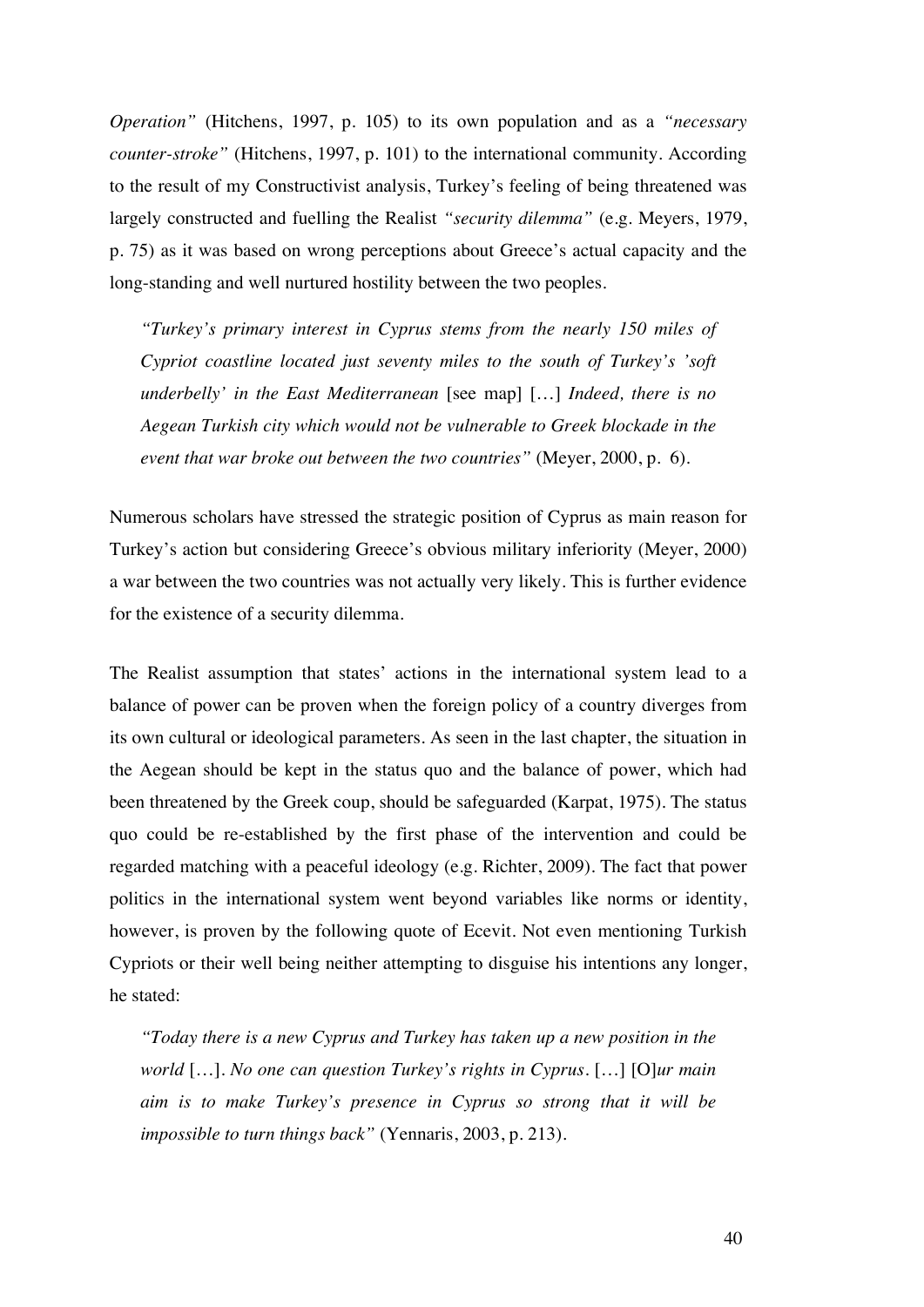*Operation"* (Hitchens, 1997, p. 105) to its own population and as a *"necessary counter-stroke"* (Hitchens, 1997, p. 101) to the international community. According to the result of my Constructivist analysis, Turkey's feeling of being threatened was largely constructed and fuelling the Realist *"security dilemma"* (e.g. Meyers, 1979, p. 75) as it was based on wrong perceptions about Greece's actual capacity and the long-standing and well nurtured hostility between the two peoples.

> *"Turkey's primary interest in Cyprus stems from the nearly 150 miles of Cypriot coastline located just seventy miles to the south of Turkey's 'soft underbelly' in the East Mediterranean* [see map] […] *Indeed, there is no Aegean Turkish city which would not be vulnerable to Greek blockade in the event that war broke out between the two countries"* (Meyer, 2000, p. 6).

Numerous scholars have stressed the strategic position of Cyprus as main reason for Turkey's action but considering Greece's obvious military inferiority (Meyer, 2000) a war between the two countries was not actually very likely. This is further evidence for the existence of a security dilemma.

The Realist assumption that states' actions in the international system lead to a balance of power can be proven when the foreign policy of a country diverges from its own cultural or ideological parameters. As seen in the last chapter, the situation in the Aegean should be kept in the status quo and the balance of power, which had been threatened by the Greek coup, should be safeguarded (Karpat, 1975). The status quo could be re-established by the first phase of the intervention and could be regarded matching with a peaceful ideology (e.g. Richter, 2009). The fact that power politics in the international system went beyond variables like norms or identity, however, is proven by the following quote of Ecevit. Not even mentioning Turkish Cypriots or their well being neither attempting to disguise his intentions any longer, he stated:

> *"Today there is a new Cyprus and Turkey has taken up a new position in the world* […]. *No one can question Turkey's rights in Cyprus*. […] [O]*ur main aim is to make Turkey's presence in Cyprus so strong that it will be impossible to turn things back"* (Yennaris, 2003, p. 213).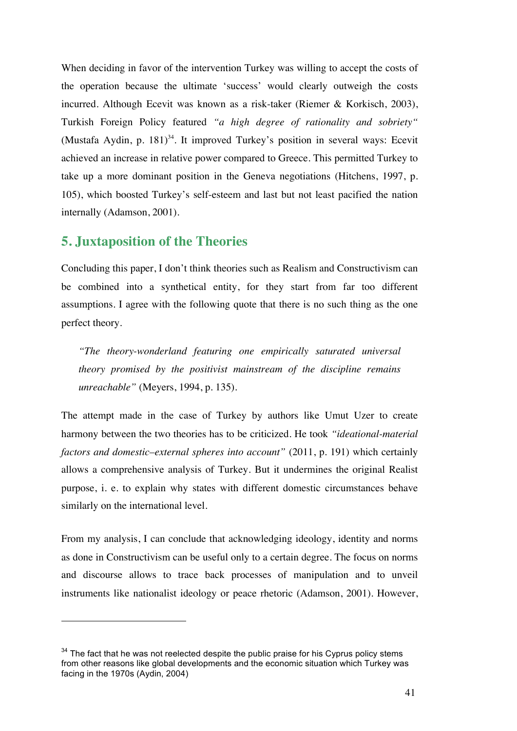When deciding in favor of the intervention Turkey was willing to accept the costs of the operation because the ultimate 'success' would clearly outweigh the costs incurred. Although Ecevit was known as a risk-taker (Riemer & Korkisch, 2003), Turkish Foreign Policy featured *"a high degree of rationality and sobriety"* (Mustafa Aydin, p. 181)[34]. It improved Turkey's position in several ways: Ecevit achieved an increase in relative power compared to Greece. This permitted Turkey to take up a more dominant position in the Geneva negotiations (Hitchens, 1997, p. 105), which boosted Turkey's self-esteem and last but not least pacified the nation internally (Adamson, 2001).

## 5. Juxtaposition of the Theories

Concluding this paper, I don't think theories such as Realism and Constructivism can be combined into a synthetical entity, for they start from far too different assumptions. I agree with the following quote that there is no such thing as the one perfect theory.

> *"The theory-wonderland featuring one empirically saturated universal theory promised by the positivist mainstream of the discipline remains unreachable"* (Meyers, 1994, p. 135).

The attempt made in the case of Turkey by authors like Umut Uzer to create harmony between the two theories has to be criticized. He took *"ideational-material factors and domestic–external spheres into account"* (2011, p. 191) which certainly allows a comprehensive analysis of Turkey. But it undermines the original Realist purpose, i. e. to explain why states with different domestic circumstances behave similarly on the international level.

From my analysis, I can conclude that acknowledging ideology, identity and norms as done in Constructivism can be useful only to a certain degree. The focus on norms and discourse allows to trace back processes of manipulation and to unveil instruments like nationalist ideology or peace rhetoric (Adamson, 2001). However,

---

[34] The fact that he was not reelected despite the public praise for his Cyprus policy stems from other reasons like global developments and the economic situation which Turkey was facing in the 1970s (Aydin, 2004)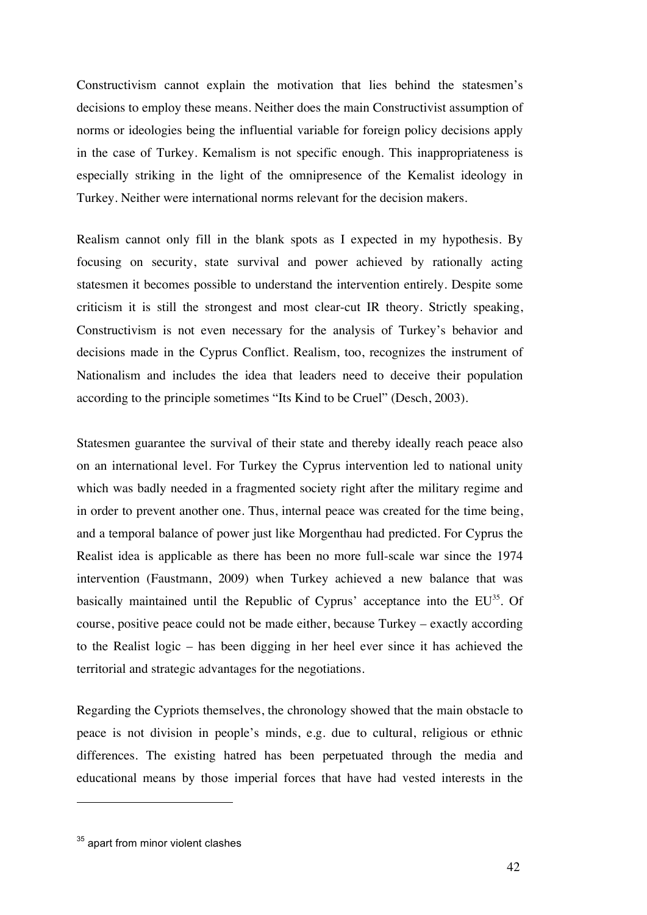Constructivism cannot explain the motivation that lies behind the statesmen's decisions to employ these means. Neither does the main Constructivist assumption of norms or ideologies being the influential variable for foreign policy decisions apply in the case of Turkey. Kemalism is not specific enough. This inappropriateness is especially striking in the light of the omnipresence of the Kemalist ideology in Turkey. Neither were international norms relevant for the decision makers.

Realism cannot only fill in the blank spots as I expected in my hypothesis. By focusing on security, state survival and power achieved by rationally acting statesmen it becomes possible to understand the intervention entirely. Despite some criticism it is still the strongest and most clear-cut IR theory. Strictly speaking, Constructivism is not even necessary for the analysis of Turkey's behavior and decisions made in the Cyprus Conflict. Realism, too, recognizes the instrument of Nationalism and includes the idea that leaders need to deceive their population according to the principle sometimes "Its Kind to be Cruel" (Desch, 2003).

Statesmen guarantee the survival of their state and thereby ideally reach peace also on an international level. For Turkey the Cyprus intervention led to national unity which was badly needed in a fragmented society right after the military regime and in order to prevent another one. Thus, internal peace was created for the time being, and a temporal balance of power just like Morgenthau had predicted. For Cyprus the Realist idea is applicable as there has been no more full-scale war since the 1974 intervention (Faustmann, 2009) when Turkey achieved a new balance that was basically maintained until the Republic of Cyprus' acceptance into the EU[35]. Of course, positive peace could not be made either, because Turkey – exactly according to the Realist logic – has been digging in her heel ever since it has achieved the territorial and strategic advantages for the negotiations.

Regarding the Cypriots themselves, the chronology showed that the main obstacle to peace is not division in people's minds, e.g. due to cultural, religious or ethnic differences. The existing hatred has been perpetuated through the media and educational means by those imperial forces that have had vested interests in the

[35] apart from minor violent clashes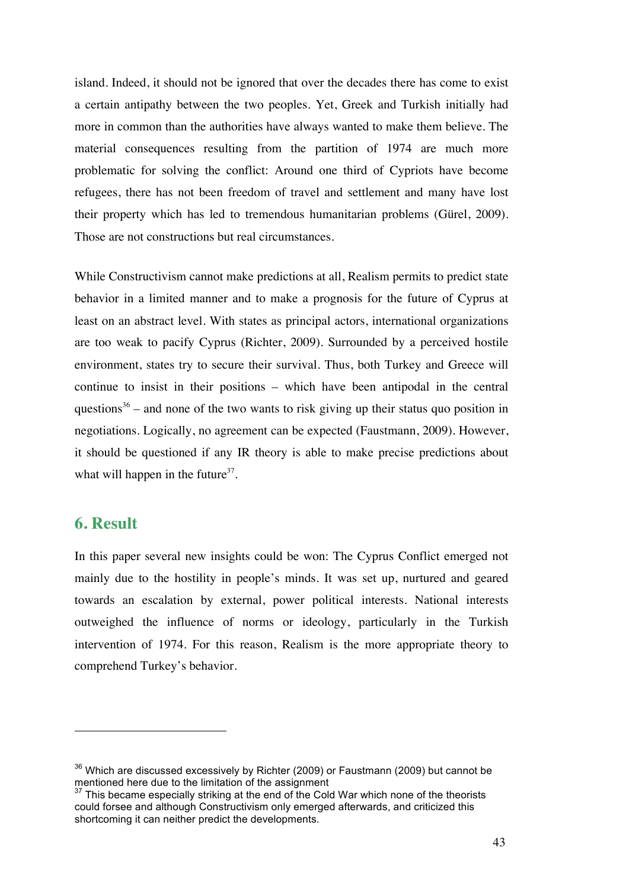island. Indeed, it should not be ignored that over the decades there has come to exist a certain antipathy between the two peoples. Yet, Greek and Turkish initially had more in common than the authorities have always wanted to make them believe. The material consequences resulting from the partition of 1974 are much more problematic for solving the conflict: Around one third of Cypriots have become refugees, there has not been freedom of travel and settlement and many have lost their property which has led to tremendous humanitarian problems (Gürel, 2009). Those are not constructions but real circumstances.

While Constructivism cannot make predictions at all, Realism permits to predict state behavior in a limited manner and to make a prognosis for the future of Cyprus at least on an abstract level. With states as principal actors, international organizations are too weak to pacify Cyprus (Richter, 2009). Surrounded by a perceived hostile environment, states try to secure their survival. Thus, both Turkey and Greece will continue to insist in their positions – which have been antipodal in the central questions[36] – and none of the two wants to risk giving up their status quo position in negotiations. Logically, no agreement can be expected (Faustmann, 2009). However, it should be questioned if any IR theory is able to make precise predictions about what will happen in the future[37].

## 6. Result

In this paper several new insights could be won: The Cyprus Conflict emerged not mainly due to the hostility in people's minds. It was set up, nurtured and geared towards an escalation by external, power political interests. National interests outweighed the influence of norms or ideology, particularly in the Turkish intervention of 1974. For this reason, Realism is the more appropriate theory to comprehend Turkey's behavior.

---

[36] Which are discussed excessively by Richter (2009) or Faustmann (2009) but cannot be mentioned here due to the limitation of the assignment

[37] This became especially striking at the end of the Cold War which none of the theorists could forsee and although Constructivism only emerged afterwards, and criticized this shortcoming it can neither predict the developments.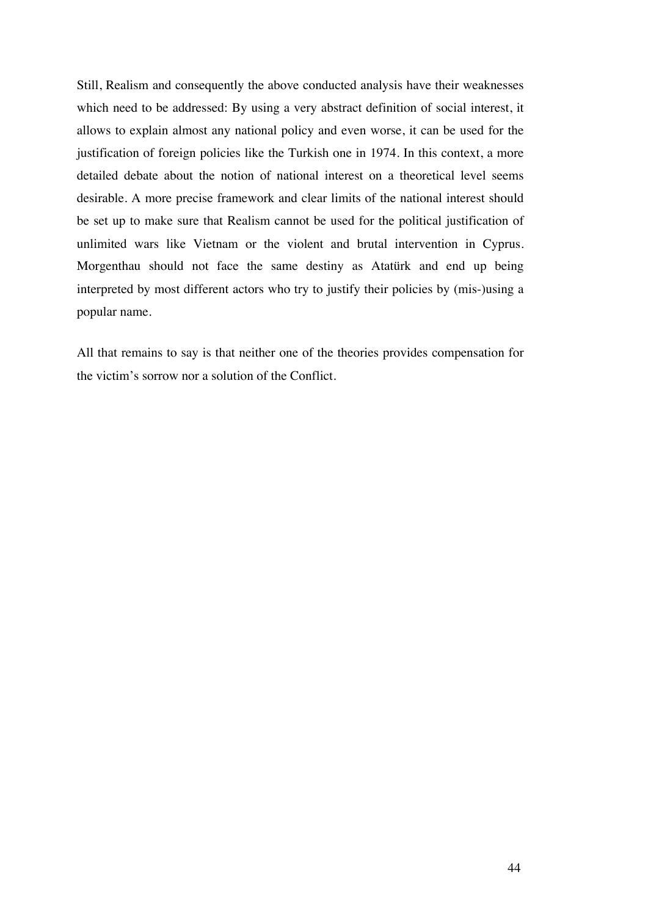Still, Realism and consequently the above conducted analysis have their weaknesses which need to be addressed: By using a very abstract definition of social interest, it allows to explain almost any national policy and even worse, it can be used for the justification of foreign policies like the Turkish one in 1974. In this context, a more detailed debate about the notion of national interest on a theoretical level seems desirable. A more precise framework and clear limits of the national interest should be set up to make sure that Realism cannot be used for the political justification of unlimited wars like Vietnam or the violent and brutal intervention in Cyprus. Morgenthau should not face the same destiny as Atatürk and end up being interpreted by most different actors who try to justify their policies by (mis-)using a popular name.

All that remains to say is that neither one of the theories provides compensation for the victim's sorrow nor a solution of the Conflict.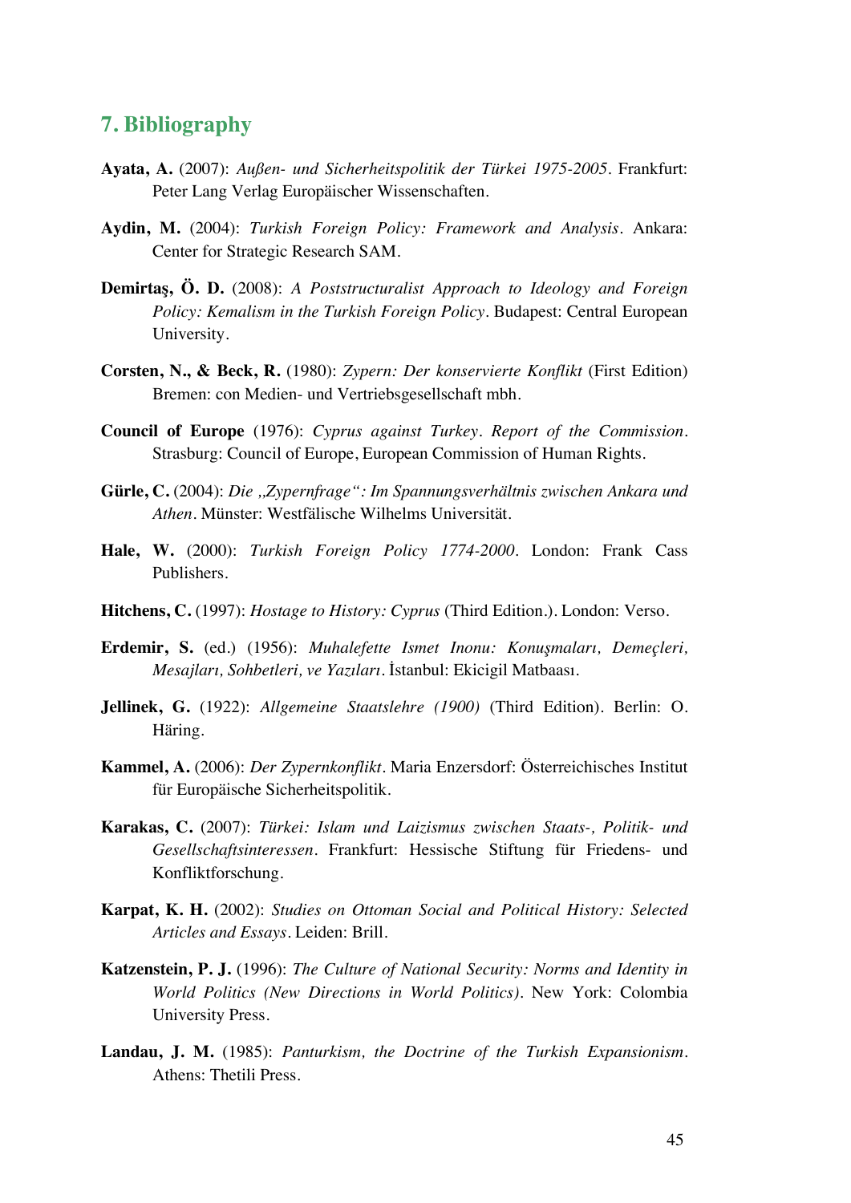## 7. Bibliography

**Ayata, A.** (2007): *Außen- und Sicherheitspolitik der Türkei 1975-2005*. Frankfurt: Peter Lang Verlag Europäischer Wissenschaften.

**Aydin, M.** (2004): *Turkish Foreign Policy: Framework and Analysis*. Ankara: Center for Strategic Research SAM.

**Demirtaş, Ö. D.** (2008): *A Poststructuralist Approach to Ideology and Foreign Policy: Kemalism in the Turkish Foreign Policy*. Budapest: Central European University.

**Corsten, N., & Beck, R.** (1980): *Zypern: Der konservierte Konflikt* (First Edition) Bremen: con Medien- und Vertriebsgesellschaft mbh.

**Council of Europe** (1976): *Cyprus against Turkey. Report of the Commission*. Strasburg: Council of Europe, European Commission of Human Rights.

**Gürle, C.** (2004): *Die „Zypernfrage": Im Spannungsverhältnis zwischen Ankara und Athen*. Münster: Westfälische Wilhelms Universität.

**Hale, W.** (2000): *Turkish Foreign Policy 1774-2000*. London: Frank Cass Publishers.

**Hitchens, C.** (1997): *Hostage to History: Cyprus* (Third Edition.). London: Verso.

**Erdemir, S.** (ed.) (1956): *Muhalefette Ismet Inonu: Konuşmaları, Demeçleri, Mesajları, Sohbetleri, ve Yazıları*. İstanbul: Ekicigil Matbaası.

**Jellinek, G.** (1922): *Allgemeine Staatslehre (1900)* (Third Edition). Berlin: O. Häring.

**Kammel, A.** (2006): *Der Zypernkonflikt*. Maria Enzersdorf: Österreichisches Institut für Europäische Sicherheitspolitik.

**Karakas, C.** (2007): *Türkei: Islam und Laizismus zwischen Staats-, Politik- und Gesellschaftsinteressen*. Frankfurt: Hessische Stiftung für Friedens- und Konfliktforschung.

**Karpat, K. H.** (2002): *Studies on Ottoman Social and Political History: Selected Articles and Essays*. Leiden: Brill.

**Katzenstein, P. J.** (1996): *The Culture of National Security: Norms and Identity in World Politics (New Directions in World Politics)*. New York: Colombia University Press.

**Landau, J. M.** (1985): *Panturkism, the Doctrine of the Turkish Expansionism*. Athens: Thetili Press.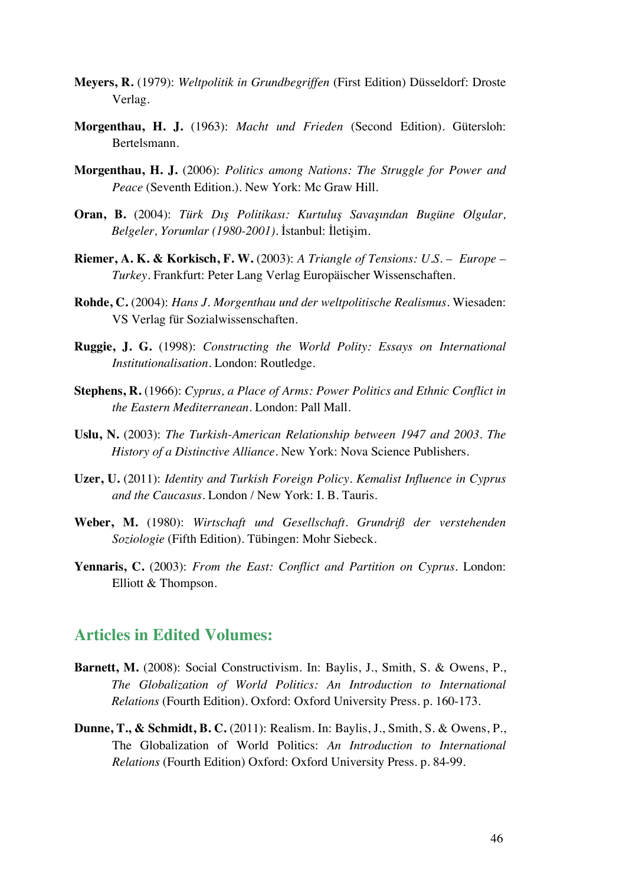**Meyers, R.** (1979): *Weltpolitik in Grundbegriffen* (First Edition) Düsseldorf: Droste Verlag.

**Morgenthau, H. J.** (1963): *Macht und Frieden* (Second Edition). Gütersloh: Bertelsmann.

**Morgenthau, H. J.** (2006): *Politics among Nations: The Struggle for Power and Peace* (Seventh Edition.). New York: Mc Graw Hill.

**Oran, B.** (2004): *Türk Dış Politikası: Kurtuluş Savaşından Bugüne Olgular, Belgeler, Yorumlar (1980-2001)*. İstanbul: İletişim.

**Riemer, A. K. & Korkisch, F. W.** (2003): *A Triangle of Tensions: U.S. – Europe – Turkey*. Frankfurt: Peter Lang Verlag Europäischer Wissenschaften.

**Rohde, C.** (2004): *Hans J. Morgenthau und der weltpolitische Realismus*. Wiesaden: VS Verlag für Sozialwissenschaften.

**Ruggie, J. G.** (1998): *Constructing the World Polity: Essays on International Institutionalisation*. London: Routledge.

**Stephens, R.** (1966): *Cyprus, a Place of Arms: Power Politics and Ethnic Conflict in the Eastern Mediterranean*. London: Pall Mall.

**Uslu, N.** (2003): *The Turkish-American Relationship between 1947 and 2003. The History of a Distinctive Alliance*. New York: Nova Science Publishers.

**Uzer, U.** (2011): *Identity and Turkish Foreign Policy. Kemalist Influence in Cyprus and the Caucasus*. London / New York: I. B. Tauris.

**Weber, M.** (1980): *Wirtschaft und Gesellschaft. Grundriß der verstehenden Soziologie* (Fifth Edition). Tübingen: Mohr Siebeck.

**Yennaris, C.** (2003): *From the East: Conflict and Partition on Cyprus*. London: Elliott & Thompson.

## Articles in Edited Volumes:

**Barnett, M.** (2008): Social Constructivism. In: Baylis, J., Smith, S. & Owens, P., *The Globalization of World Politics: An Introduction to International Relations* (Fourth Edition). Oxford: Oxford University Press. p. 160-173.

**Dunne, T., & Schmidt, B. C.** (2011): Realism. In: Baylis, J., Smith, S. & Owens, P., The Globalization of World Politics: *An Introduction to International Relations* (Fourth Edition) Oxford: Oxford University Press. p. 84-99.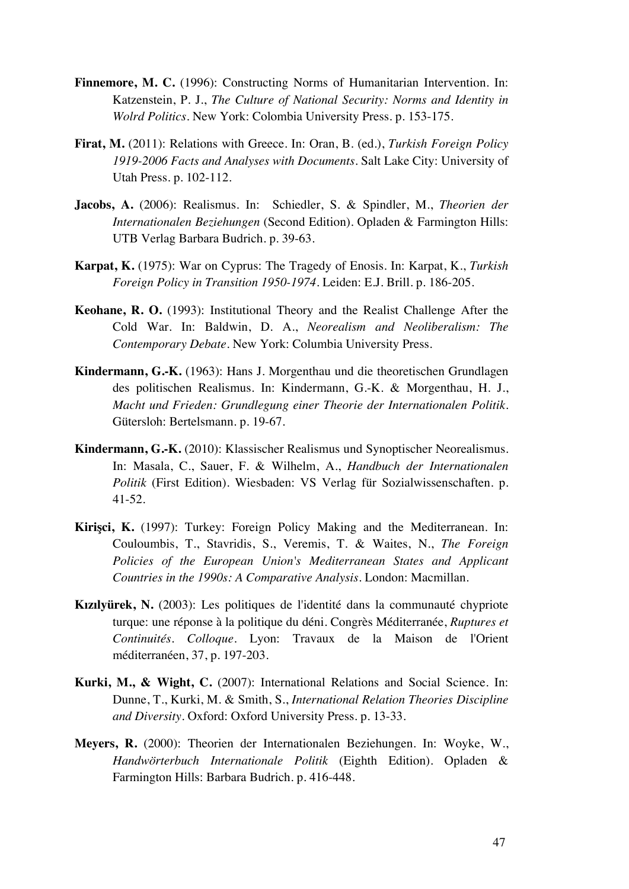**Finnemore, M. C.** (1996): Constructing Norms of Humanitarian Intervention. In: Katzenstein, P. J., *The Culture of National Security: Norms and Identity in Wolrd Politics*. New York: Colombia University Press. p. 153-175.

**Firat, M.** (2011): Relations with Greece. In: Oran, B. (ed.), *Turkish Foreign Policy 1919-2006 Facts and Analyses with Documents*. Salt Lake City: University of Utah Press. p. 102-112.

**Jacobs, A.** (2006): Realismus. In: Schiedler, S. & Spindler, M., *Theorien der Internationalen Beziehungen* (Second Edition). Opladen & Farmington Hills: UTB Verlag Barbara Budrich. p. 39-63.

**Karpat, K.** (1975): War on Cyprus: The Tragedy of Enosis. In: Karpat, K., *Turkish Foreign Policy in Transition 1950-1974*. Leiden: E.J. Brill. p. 186-205.

**Keohane, R. O.** (1993): Institutional Theory and the Realist Challenge After the Cold War. In: Baldwin, D. A., *Neorealism and Neoliberalism: The Contemporary Debate*. New York: Columbia University Press.

**Kindermann, G.-K.** (1963): Hans J. Morgenthau und die theoretischen Grundlagen des politischen Realismus. In: Kindermann, G.-K. & Morgenthau, H. J., *Macht und Frieden: Grundlegung einer Theorie der Internationalen Politik*. Gütersloh: Bertelsmann. p. 19-67.

**Kindermann, G.-K.** (2010): Klassischer Realismus und Synoptischer Neorealismus. In: Masala, C., Sauer, F. & Wilhelm, A., *Handbuch der Internationalen Politik* (First Edition). Wiesbaden: VS Verlag für Sozialwissenschaften. p. 41-52.

**Kirişci, K.** (1997): Turkey: Foreign Policy Making and the Mediterranean. In: Couloumbis, T., Stavridis, S., Veremis, T. & Waites, N., *The Foreign Policies of the European Union's Mediterranean States and Applicant Countries in the 1990s: A Comparative Analysis*. London: Macmillan.

**Kızılyürek, N.** (2003): Les politiques de l'identité dans la communauté chypriote turque: une réponse à la politique du déni. Congrès Méditerranée, *Ruptures et Continuités. Colloque*. Lyon: Travaux de la Maison de l'Orient méditerranéen, 37, p. 197-203.

**Kurki, M., & Wight, C.** (2007): International Relations and Social Science. In: Dunne, T., Kurki, M. & Smith, S., *International Relation Theories Discipline and Diversity*. Oxford: Oxford University Press. p. 13-33.

**Meyers, R.** (2000): Theorien der Internationalen Beziehungen. In: Woyke, W., *Handwörterbuch Internationale Politik* (Eighth Edition). Opladen & Farmington Hills: Barbara Budrich. p. 416-448.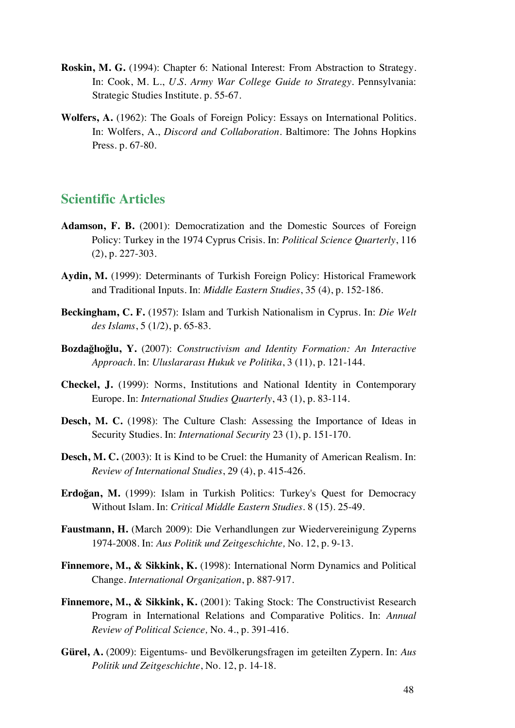**Roskin, M. G.** (1994): Chapter 6: National Interest: From Abstraction to Strategy. In: Cook, M. L., *U.S. Army War College Guide to Strategy*. Pennsylvania: Strategic Studies Institute. p. 55-67.

**Wolfers, A.** (1962): The Goals of Foreign Policy: Essays on International Politics. In: Wolfers, A., *Discord and Collaboration*. Baltimore: The Johns Hopkins Press. p. 67-80.

## Scientific Articles

**Adamson, F. B.** (2001): Democratization and the Domestic Sources of Foreign Policy: Turkey in the 1974 Cyprus Crisis. In: *Political Science Quarterly*, 116 (2), p. 227-303.

**Aydin, M.** (1999): Determinants of Turkish Foreign Policy: Historical Framework and Traditional Inputs. In: *Middle Eastern Studies*, 35 (4), p. 152-186.

**Beckingham, C. F.** (1957): Islam and Turkish Nationalism in Cyprus. In: *Die Welt des Islams*, 5 (1/2), p. 65-83.

**Bozdağlıoğlu, Y.** (2007): *Constructivism and Identity Formation: An Interactive Approach*. In: *Uluslararası Hukuk ve Politika*, 3 (11), p. 121-144.

**Checkel, J.** (1999): Norms, Institutions and National Identity in Contemporary Europe. In: *International Studies Quarterly*, 43 (1), p. 83-114.

**Desch, M. C.** (1998): The Culture Clash: Assessing the Importance of Ideas in Security Studies. In: *International Security* 23 (1), p. 151-170.

**Desch, M. C.** (2003): It is Kind to be Cruel: the Humanity of American Realism. In: *Review of International Studies*, 29 (4), p. 415-426.

**Erdoğan, M.** (1999): Islam in Turkish Politics: Turkey's Quest for Democracy Without Islam. In: *Critical Middle Eastern Studies*. 8 (15). 25-49.

**Faustmann, H.** (March 2009): Die Verhandlungen zur Wiedervereinigung Zyperns 1974-2008. In: *Aus Politik und Zeitgeschichte,* No. 12, p. 9-13.

**Finnemore, M., & Sikkink, K.** (1998): International Norm Dynamics and Political Change. *International Organization*, p. 887-917.

**Finnemore, M., & Sikkink, K.** (2001): Taking Stock: The Constructivist Research Program in International Relations and Comparative Politics. In: *Annual Review of Political Science,* No. 4., p. 391-416.

**Gürel, A.** (2009): Eigentums- und Bevölkerungsfragen im geteilten Zypern. In: *Aus Politik und Zeitgeschichte*, No. 12, p. 14-18.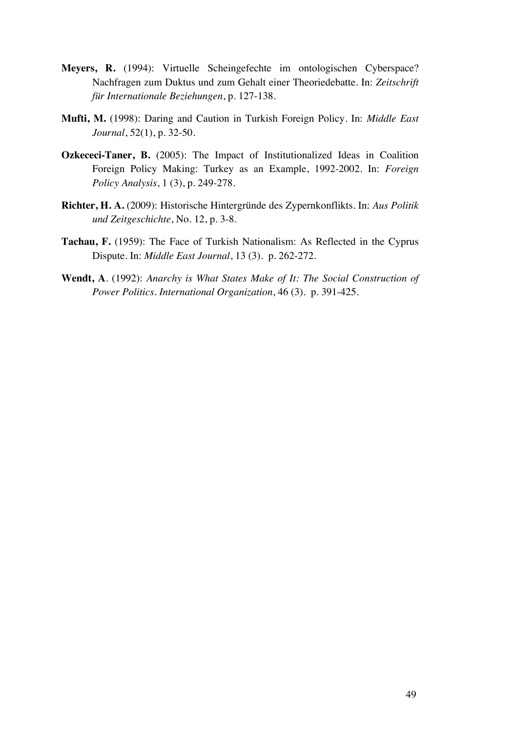**Meyers, R.** (1994): Virtuelle Scheingefechte im ontologischen Cyberspace? Nachfragen zum Duktus und zum Gehalt einer Theoriedebatte. In: *Zeitschrift für Internationale Beziehungen*, p. 127-138.

**Mufti, M.** (1998): Daring and Caution in Turkish Foreign Policy. In: *Middle East Journal*, 52(1), p. 32-50.

**Ozkececi-Taner, B.** (2005): The Impact of Institutionalized Ideas in Coalition Foreign Policy Making: Turkey as an Example, 1992-2002. In: *Foreign Policy Analysis*, 1 (3), p. 249-278.

**Richter, H. A.** (2009): Historische Hintergründe des Zypernkonflikts. In: *Aus Politik und Zeitgeschichte*, No. 12, p. 3-8.

**Tachau, F.** (1959): The Face of Turkish Nationalism: As Reflected in the Cyprus Dispute. In: *Middle East Journal*, 13 (3). p. 262-272.

**Wendt, A**. (1992): *Anarchy is What States Make of It: The Social Construction of Power Politics. International Organization*, 46 (3). p. 391-425.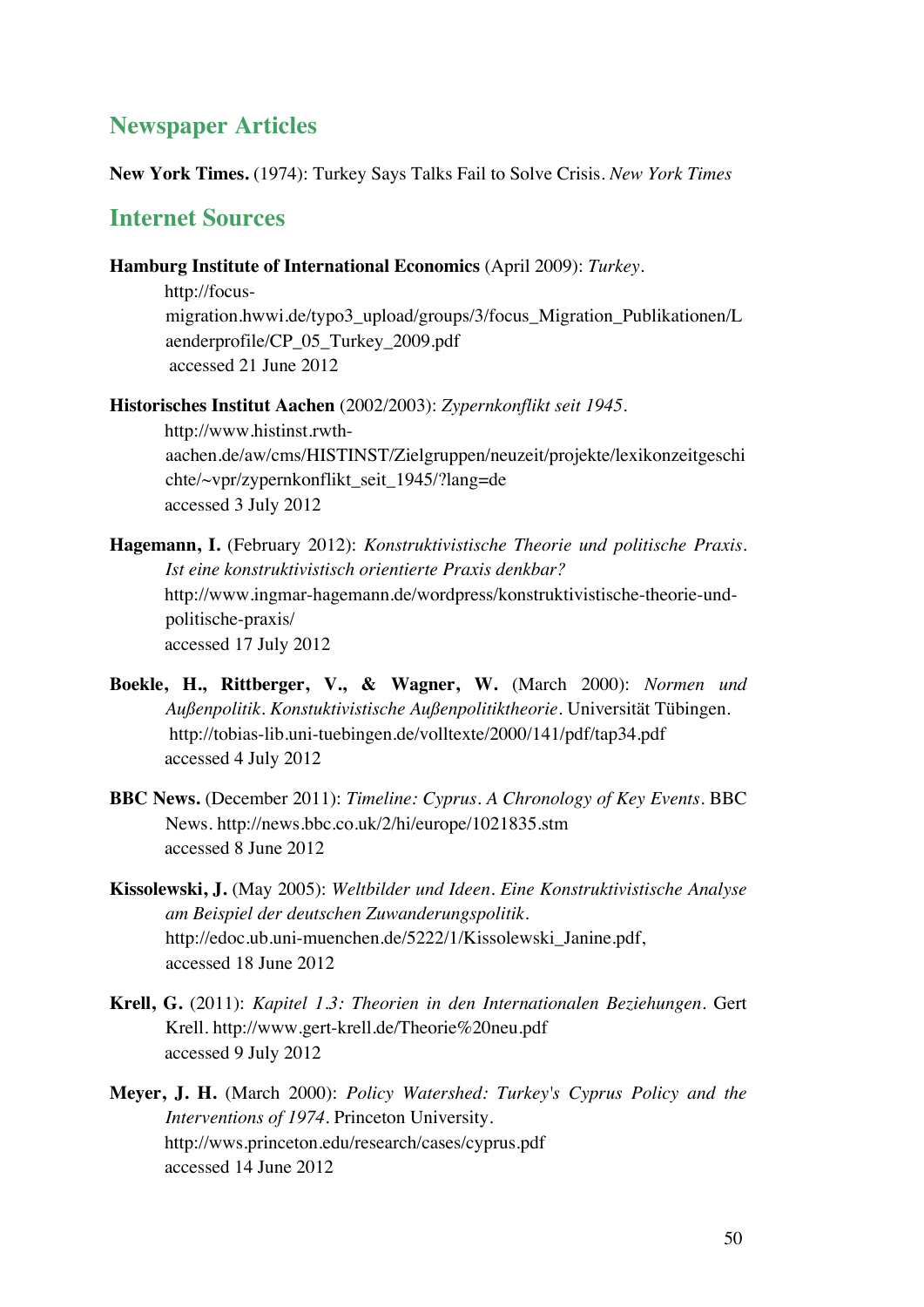## Newspaper Articles

**New York Times.** (1974): Turkey Says Talks Fail to Solve Crisis. *New York Times*

## Internet Sources

**Hamburg Institute of International Economics** (April 2009): *Turkey*. http://focus-migration.hwwi.de/typo3_upload/groups/3/focus_Migration_Publikationen/Laenderprofile/CP_05_Turkey_2009.pdf accessed 21 June 2012

**Historisches Institut Aachen** (2002/2003): *Zypernkonflikt seit 1945*. http://www.histinst.rwth-aachen.de/aw/cms/HISTINST/Zielgruppen/neuzeit/projekte/lexikonzeitgeschichte/~vpr/zypernkonflikt_seit_1945/?lang=de accessed 3 July 2012

**Hagemann, I.** (February 2012): *Konstruktivistische Theorie und politische Praxis. Ist eine konstruktivistisch orientierte Praxis denkbar?* http://www.ingmar-hagemann.de/wordpress/konstruktivistische-theorie-und-politische-praxis/ accessed 17 July 2012

**Boekle, H., Rittberger, V., & Wagner, W.** (March 2000): *Normen und Außenpolitik. Konstuktivistische Außenpolitiktheorie*. Universität Tübingen. http://tobias-lib.uni-tuebingen.de/volltexte/2000/141/pdf/tap34.pdf accessed 4 July 2012

**BBC News.** (December 2011): *Timeline: Cyprus. A Chronology of Key Events*. BBC News. http://news.bbc.co.uk/2/hi/europe/1021835.stm accessed 8 June 2012

**Kissolewski, J.** (May 2005): *Weltbilder und Ideen. Eine Konstruktivistische Analyse am Beispiel der deutschen Zuwanderungspolitik*. http://edoc.ub.uni-muenchen.de/5222/1/Kissolewski_Janine.pdf, accessed 18 June 2012

**Krell, G.** (2011): *Kapitel 1.3: Theorien in den Internationalen Beziehungen*. Gert Krell. http://www.gert-krell.de/Theorie%20neu.pdf accessed 9 July 2012

**Meyer, J. H.** (March 2000): *Policy Watershed: Turkey's Cyprus Policy and the Interventions of 1974*. Princeton University. http://wws.princeton.edu/research/cases/cyprus.pdf accessed 14 June 2012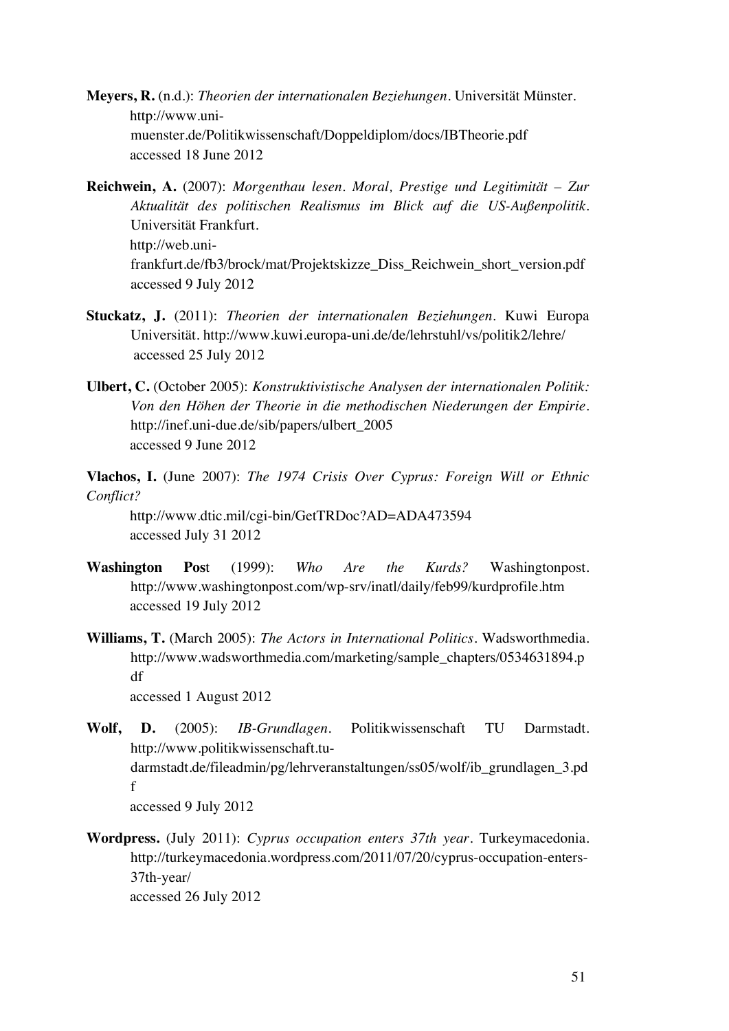**Meyers, R.** (n.d.): *Theorien der internationalen Beziehungen*. Universität Münster. http://www.uni-muenster.de/Politikwissenschaft/Doppeldiplom/docs/IBTheorie.pdf accessed 18 June 2012

**Reichwein, A.** (2007): *Morgenthau lesen. Moral, Prestige und Legitimität – Zur Aktualität des politischen Realismus im Blick auf die US-Außenpolitik*. Universität Frankfurt. http://web.uni-frankfurt.de/fb3/brock/mat/Projektskizze_Diss_Reichwein_short_version.pdf accessed 9 July 2012

**Stuckatz, J.** (2011): *Theorien der internationalen Beziehungen*. Kuwi Europa Universität. http://www.kuwi.europa-uni.de/de/lehrstuhl/vs/politik2/lehre/ accessed 25 July 2012

**Ulbert, C.** (October 2005): *Konstruktivistische Analysen der internationalen Politik: Von den Höhen der Theorie in die methodischen Niederungen der Empirie*. http://inef.uni-due.de/sib/papers/ulbert_2005 accessed 9 June 2012

**Vlachos, I.** (June 2007): *The 1974 Crisis Over Cyprus: Foreign Will or Ethnic Conflict?* http://www.dtic.mil/cgi-bin/GetTRDoc?AD=ADA473594 accessed July 31 2012

**Washington Pos**t (1999): *Who Are the Kurds?* Washingtonpost. http://www.washingtonpost.com/wp-srv/inatl/daily/feb99/kurdprofile.htm accessed 19 July 2012

**Williams, T.** (March 2005): *The Actors in International Politics*. Wadsworthmedia. http://www.wadsworthmedia.com/marketing/sample_chapters/0534631894.pdf accessed 1 August 2012

**Wolf, D.** (2005): *IB-Grundlagen*. Politikwissenschaft TU Darmstadt. http://www.politikwissenschaft.tu-darmstadt.de/fileadmin/pg/lehrveranstaltungen/ss05/wolf/ib_grundlagen_3.pdf accessed 9 July 2012

**Wordpress.** (July 2011): *Cyprus occupation enters 37th year*. Turkeymacedonia. http://turkeymacedonia.wordpress.com/2011/07/20/cyprus-occupation-enters-37th-year/ accessed 26 July 2012